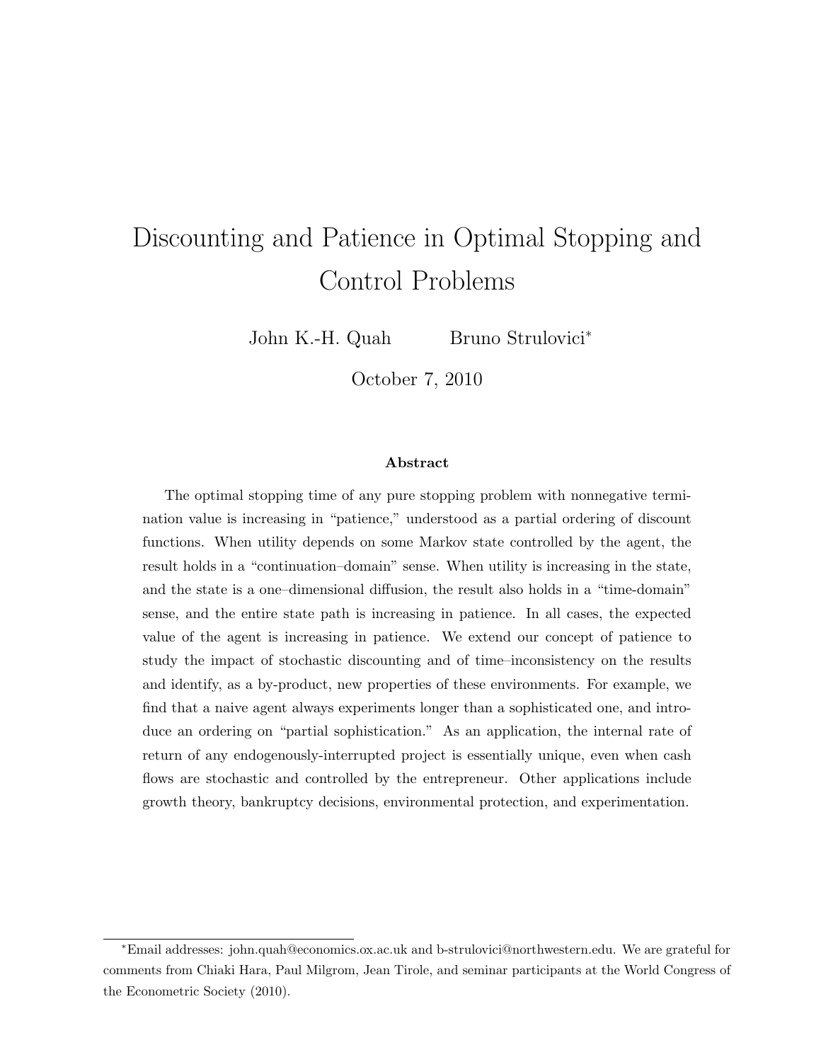# Discounting and Patience in Optimal Stopping and Control Problems

John K.-H. Quah    Bruno Strulovici[*]

October 7, 2010

### Abstract

The optimal stopping time of any pure stopping problem with nonnegative termination value is increasing in "patience," understood as a partial ordering of discount functions. When utility depends on some Markov state controlled by the agent, the result holds in a "continuation–domain" sense. When utility is increasing in the state, and the state is a one–dimensional diffusion, the result also holds in a "time-domain" sense, and the entire state path is increasing in patience. In all cases, the expected value of the agent is increasing in patience. We extend our concept of patience to study the impact of stochastic discounting and of time–inconsistency on the results and identify, as a by-product, new properties of these environments. For example, we find that a naive agent always experiments longer than a sophisticated one, and introduce an ordering on "partial sophistication." As an application, the internal rate of return of any endogenously-interrupted project is essentially unique, even when cash flows are stochastic and controlled by the entrepreneur. Other applications include growth theory, bankruptcy decisions, environmental protection, and experimentation.

---

[*]Email addresses: john.quah@economics.ox.ac.uk and b-strulovici@northwestern.edu. We are grateful for comments from Chiaki Hara, Paul Milgrom, Jean Tirole, and seminar participants at the World Congress of the Econometric Society (2010).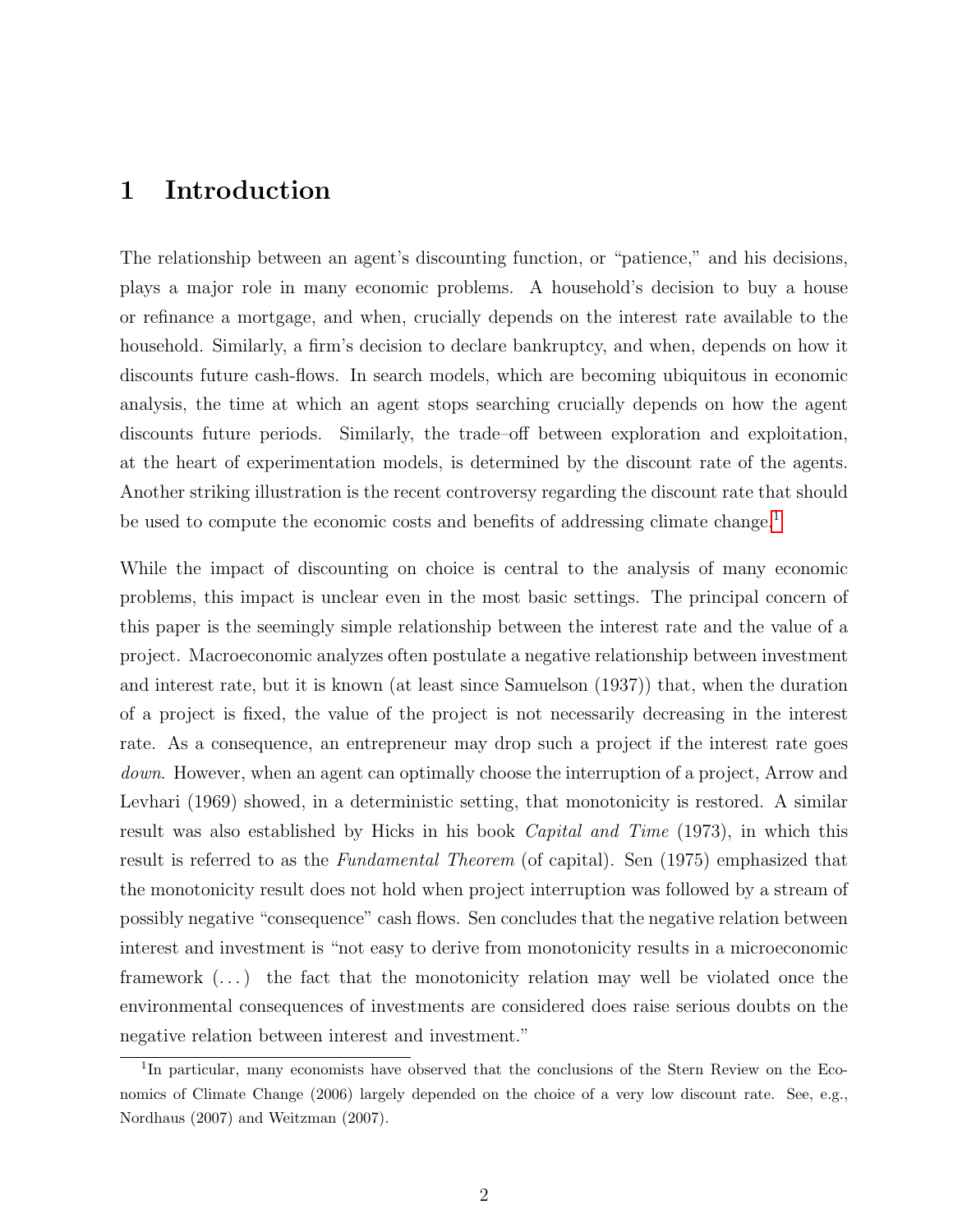# 1 Introduction

The relationship between an agent's discounting function, or "patience," and his decisions, plays a major role in many economic problems. A household's decision to buy a house or refinance a mortgage, and when, crucially depends on the interest rate available to the household. Similarly, a firm's decision to declare bankruptcy, and when, depends on how it discounts future cash-flows. In search models, which are becoming ubiquitous in economic analysis, the time at which an agent stops searching crucially depends on how the agent discounts future periods. Similarly, the trade–off between exploration and exploitation, at the heart of experimentation models, is determined by the discount rate of the agents. Another striking illustration is the recent controversy regarding the discount rate that should be used to compute the economic costs and benefits of addressing climate change.[1]

While the impact of discounting on choice is central to the analysis of many economic problems, this impact is unclear even in the most basic settings. The principal concern of this paper is the seemingly simple relationship between the interest rate and the value of a project. Macroeconomic analyzes often postulate a negative relationship between investment and interest rate, but it is known (at least since Samuelson (1937)) that, when the duration of a project is fixed, the value of the project is not necessarily decreasing in the interest rate. As a consequence, an entrepreneur may drop such a project if the interest rate goes *down*. However, when an agent can optimally choose the interruption of a project, Arrow and Levhari (1969) showed, in a deterministic setting, that monotonicity is restored. A similar result was also established by Hicks in his book *Capital and Time* (1973), in which this result is referred to as the *Fundamental Theorem* (of capital). Sen (1975) emphasized that the monotonicity result does not hold when project interruption was followed by a stream of possibly negative "consequence" cash flows. Sen concludes that the negative relation between interest and investment is "not easy to derive from monotonicity results in a microeconomic framework (...) the fact that the monotonicity relation may well be violated once the environmental consequences of investments are considered does raise serious doubts on the negative relation between interest and investment."

[1] In particular, many economists have observed that the conclusions of the Stern Review on the Economics of Climate Change (2006) largely depended on the choice of a very low discount rate. See, e.g., Nordhaus (2007) and Weitzman (2007).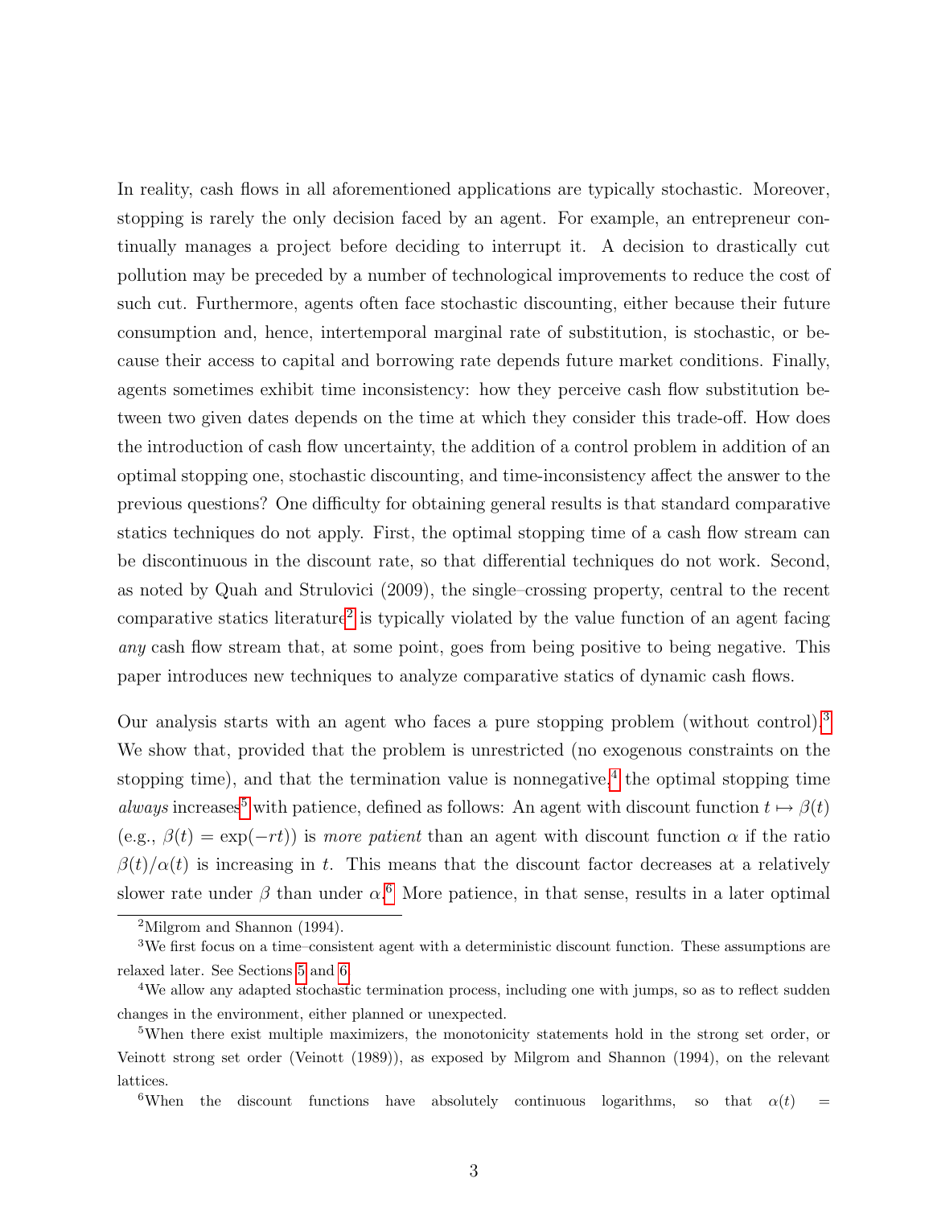In reality, cash flows in all aforementioned applications are typically stochastic. Moreover, stopping is rarely the only decision faced by an agent. For example, an entrepreneur continually manages a project before deciding to interrupt it. A decision to drastically cut pollution may be preceded by a number of technological improvements to reduce the cost of such cut. Furthermore, agents often face stochastic discounting, either because their future consumption and, hence, intertemporal marginal rate of substitution, is stochastic, or because their access to capital and borrowing rate depends future market conditions. Finally, agents sometimes exhibit time inconsistency: how they perceive cash flow substitution between two given dates depends on the time at which they consider this trade-off. How does the introduction of cash flow uncertainty, the addition of a control problem in addition of an optimal stopping one, stochastic discounting, and time-inconsistency affect the answer to the previous questions? One difficulty for obtaining general results is that standard comparative statics techniques do not apply. First, the optimal stopping time of a cash flow stream can be discontinuous in the discount rate, so that differential techniques do not work. Second, as noted by Quah and Strulovici (2009), the single–crossing property, central to the recent comparative statics literature[2] is typically violated by the value function of an agent facing *any* cash flow stream that, at some point, goes from being positive to being negative. This paper introduces new techniques to analyze comparative statics of dynamic cash flows.

Our analysis starts with an agent who faces a pure stopping problem (without control).[3] We show that, provided that the problem is unrestricted (no exogenous constraints on the stopping time), and that the termination value is nonnegative,[4] the optimal stopping time *always* increases[5] with patience, defined as follows: An agent with discount function $t \mapsto \beta(t)$ (e.g., $\beta(t) = \exp(-rt)$) is *more patient* than an agent with discount function $\alpha$ if the ratio $\beta(t)/\alpha(t)$ is increasing in $t$. This means that the discount factor decreases at a relatively slower rate under $\beta$ than under $\alpha$.[6] More patience, in that sense, results in a later optimal

[2] Milgrom and Shannon (1994).

[3] We first focus on a time–consistent agent with a deterministic discount function. These assumptions are relaxed later. See Sections 5 and 6.

[4] We allow any adapted stochastic termination process, including one with jumps, so as to reflect sudden changes in the environment, either planned or unexpected.

[5] When there exist multiple maximizers, the monotonicity statements hold in the strong set order, or Veinott strong set order (Veinott (1989)), as exposed by Milgrom and Shannon (1994), on the relevant lattices.

[6] When the discount functions have absolutely continuous logarithms, so that $\alpha(t) =$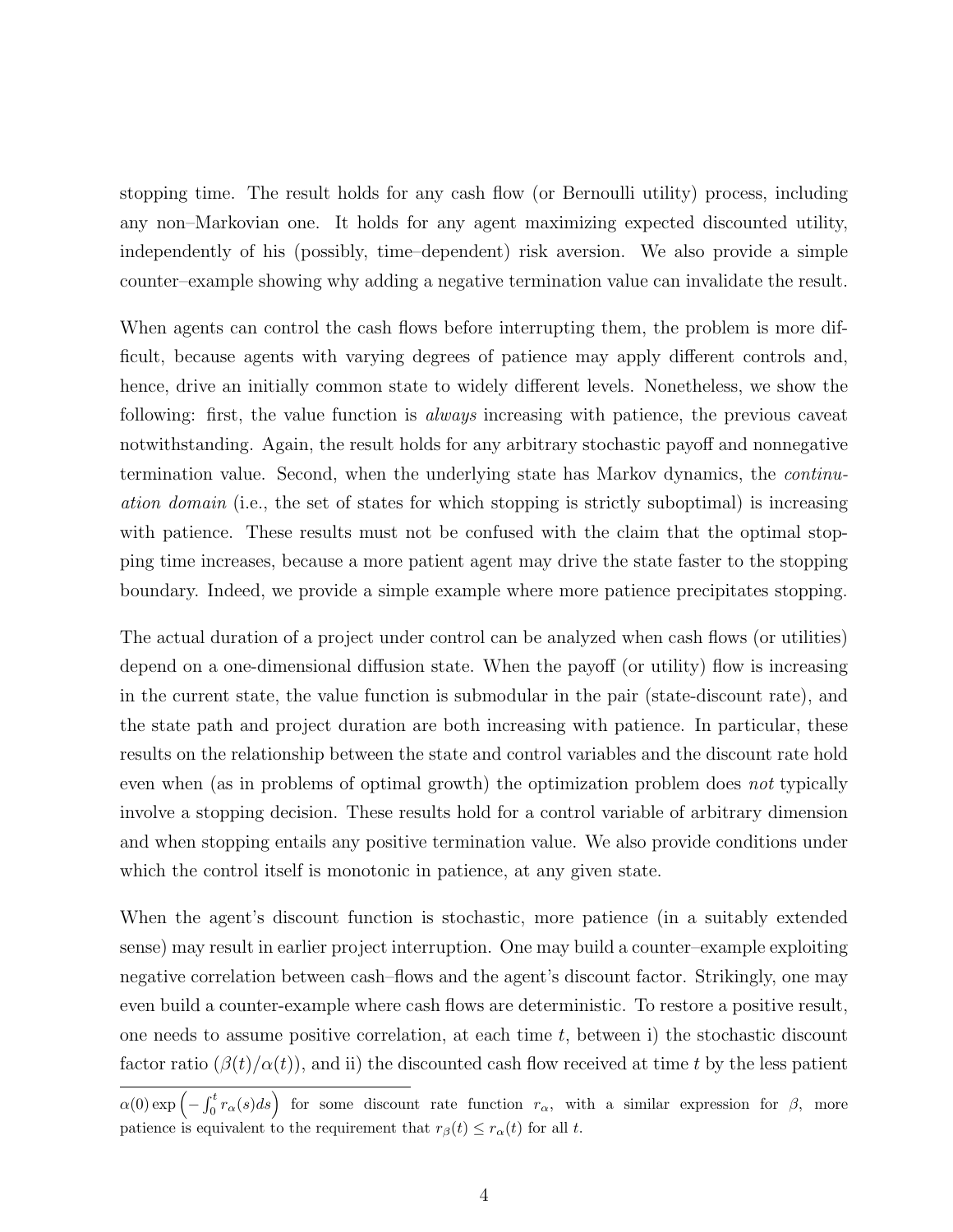stopping time. The result holds for any cash flow (or Bernoulli utility) process, including any non–Markovian one. It holds for any agent maximizing expected discounted utility, independently of his (possibly, time–dependent) risk aversion. We also provide a simple counter–example showing why adding a negative termination value can invalidate the result.

When agents can control the cash flows before interrupting them, the problem is more difficult, because agents with varying degrees of patience may apply different controls and, hence, drive an initially common state to widely different levels. Nonetheless, we show the following: first, the value function is *always* increasing with patience, the previous caveat notwithstanding. Again, the result holds for any arbitrary stochastic payoff and nonnegative termination value. Second, when the underlying state has Markov dynamics, the *continuation domain* (i.e., the set of states for which stopping is strictly suboptimal) is increasing with patience. These results must not be confused with the claim that the optimal stopping time increases, because a more patient agent may drive the state faster to the stopping boundary. Indeed, we provide a simple example where more patience precipitates stopping.

The actual duration of a project under control can be analyzed when cash flows (or utilities) depend on a one-dimensional diffusion state. When the payoff (or utility) flow is increasing in the current state, the value function is submodular in the pair (state-discount rate), and the state path and project duration are both increasing with patience. In particular, these results on the relationship between the state and control variables and the discount rate hold even when (as in problems of optimal growth) the optimization problem does *not* typically involve a stopping decision. These results hold for a control variable of arbitrary dimension and when stopping entails any positive termination value. We also provide conditions under which the control itself is monotonic in patience, at any given state.

When the agent's discount function is stochastic, more patience (in a suitably extended sense) may result in earlier project interruption. One may build a counter–example exploiting negative correlation between cash–flows and the agent's discount factor. Strikingly, one may even build a counter-example where cash flows are deterministic. To restore a positive result, one needs to assume positive correlation, at each time $t$, between i) the stochastic discount factor ratio ($\beta(t)/\alpha(t)$), and ii) the discounted cash flow received at time $t$ by the less patient

---

$\alpha(0)\exp\left(-\int_0^t r_\alpha(s)ds\right)$ for some discount rate function $r_\alpha$, with a similar expression for $\beta$, more patience is equivalent to the requirement that $r_\beta(t) \leq r_\alpha(t)$ for all $t$.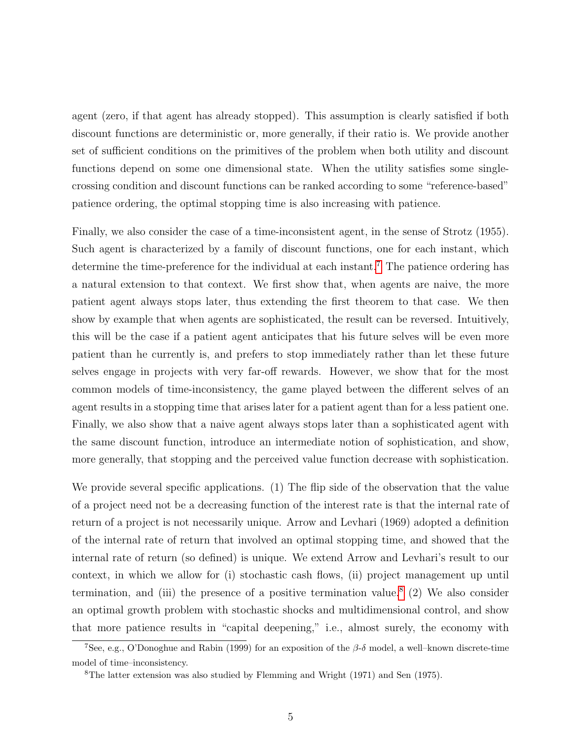agent (zero, if that agent has already stopped). This assumption is clearly satisfied if both discount functions are deterministic or, more generally, if their ratio is. We provide another set of sufficient conditions on the primitives of the problem when both utility and discount functions depend on some one dimensional state. When the utility satisfies some single-crossing condition and discount functions can be ranked according to some "reference-based" patience ordering, the optimal stopping time is also increasing with patience.

Finally, we also consider the case of a time-inconsistent agent, in the sense of Strotz (1955). Such agent is characterized by a family of discount functions, one for each instant, which determine the time-preference for the individual at each instant.[7] The patience ordering has a natural extension to that context. We first show that, when agents are naive, the more patient agent always stops later, thus extending the first theorem to that case. We then show by example that when agents are sophisticated, the result can be reversed. Intuitively, this will be the case if a patient agent anticipates that his future selves will be even more patient than he currently is, and prefers to stop immediately rather than let these future selves engage in projects with very far-off rewards. However, we show that for the most common models of time-inconsistency, the game played between the different selves of an agent results in a stopping time that arises later for a patient agent than for a less patient one. Finally, we also show that a naive agent always stops later than a sophisticated agent with the same discount function, introduce an intermediate notion of sophistication, and show, more generally, that stopping and the perceived value function decrease with sophistication.

We provide several specific applications. (1) The flip side of the observation that the value of a project need not be a decreasing function of the interest rate is that the internal rate of return of a project is not necessarily unique. Arrow and Levhari (1969) adopted a definition of the internal rate of return that involved an optimal stopping time, and showed that the internal rate of return (so defined) is unique. We extend Arrow and Levhari's result to our context, in which we allow for (i) stochastic cash flows, (ii) project management up until termination, and (iii) the presence of a positive termination value.[8] (2) We also consider an optimal growth problem with stochastic shocks and multidimensional control, and show that more patience results in "capital deepening," i.e., almost surely, the economy with

[7] See, e.g., O'Donoghue and Rabin (1999) for an exposition of the $\beta$-$\delta$ model, a well–known discrete-time model of time–inconsistency.

[8] The latter extension was also studied by Flemming and Wright (1971) and Sen (1975).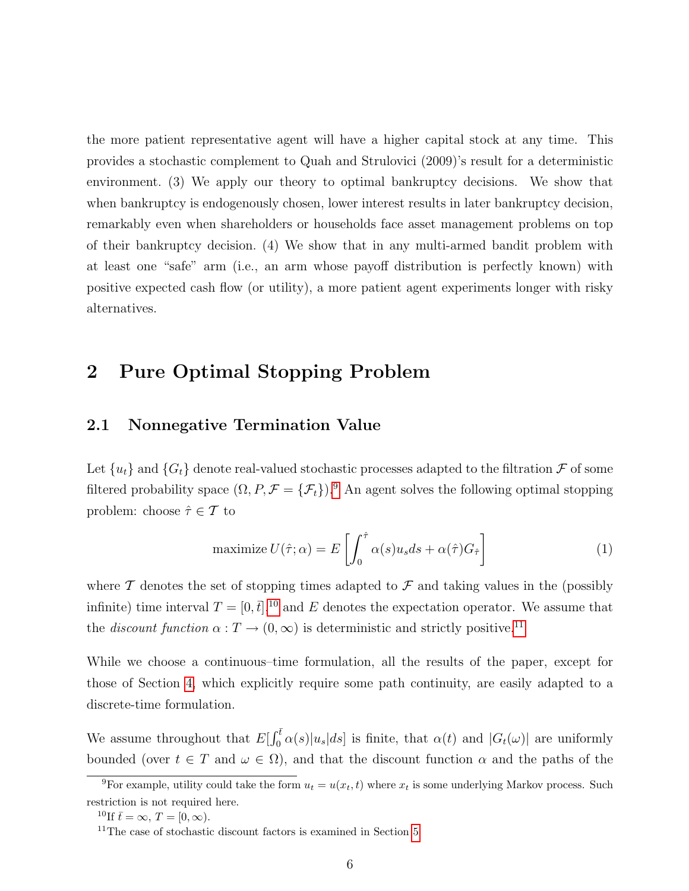the more patient representative agent will have a higher capital stock at any time. This provides a stochastic complement to Quah and Strulovici (2009)'s result for a deterministic environment. (3) We apply our theory to optimal bankruptcy decisions. We show that when bankruptcy is endogenously chosen, lower interest results in later bankruptcy decision, remarkably even when shareholders or households face asset management problems on top of their bankruptcy decision. (4) We show that in any multi-armed bandit problem with at least one "safe" arm (i.e., an arm whose payoff distribution is perfectly known) with positive expected cash flow (or utility), a more patient agent experiments longer with risky alternatives.

# 2 Pure Optimal Stopping Problem

## 2.1 Nonnegative Termination Value

Let $\{u_t\}$ and $\{G_t\}$ denote real-valued stochastic processes adapted to the filtration $\mathcal{F}$ of some filtered probability space $(\Omega, P, \mathcal{F} = \{\mathcal{F}_t\})$.[9] An agent solves the following optimal stopping problem: choose $\hat{\tau} \in \mathcal{T}$ to

$$\text{maximize}\, U(\hat{\tau}; \alpha) = E\left[\int_0^{\hat{\tau}} \alpha(s) u_s ds + \alpha(\hat{\tau}) G_{\hat{\tau}}\right] \tag{1}$$

where $\mathcal{T}$ denotes the set of stopping times adapted to $\mathcal{F}$ and taking values in the (possibly infinite) time interval $T = [0, \bar{t}]$,[10] and $E$ denotes the expectation operator. We assume that the *discount function* $\alpha : T \to (0, \infty)$ is deterministic and strictly positive.[11]

While we choose a continuous–time formulation, all the results of the paper, except for those of Section 4, which explicitly require some path continuity, are easily adapted to a discrete-time formulation.

We assume throughout that $E[\int_0^{\bar{t}} \alpha(s)|u_s|ds]$ is finite, that $\alpha(t)$ and $|G_t(\omega)|$ are uniformly bounded (over $t \in T$ and $\omega \in \Omega$), and that the discount function $\alpha$ and the paths of the

---

[9] For example, utility could take the form $u_t = u(x_t, t)$ where $x_t$ is some underlying Markov process. Such restriction is not required here.

[10] If $\bar{t} = \infty$, $T = [0, \infty)$.

[11] The case of stochastic discount factors is examined in Section 5.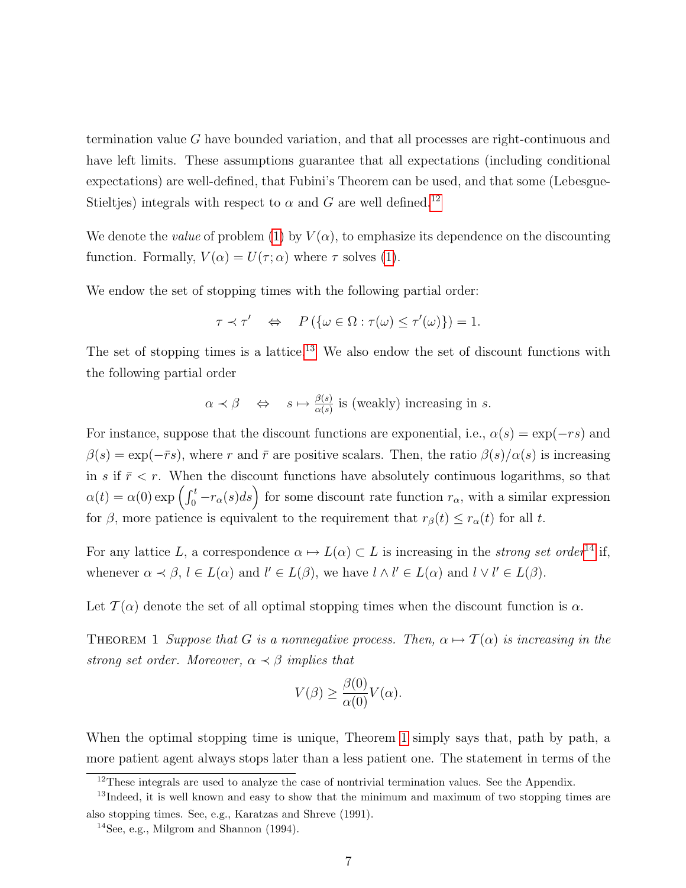termination value $G$ have bounded variation, and that all processes are right-continuous and have left limits. These assumptions guarantee that all expectations (including conditional expectations) are well-defined, that Fubini's Theorem can be used, and that some (Lebesgue-Stieltjes) integrals with respect to $\alpha$ and $G$ are well defined.[12]

We denote the *value* of problem (1) by $V(\alpha)$, to emphasize its dependence on the discounting function. Formally, $V(\alpha) = U(\tau; \alpha)$ where $\tau$ solves (1).

We endow the set of stopping times with the following partial order:

$$\tau \prec \tau' \quad \Leftrightarrow \quad P\left(\{\omega \in \Omega : \tau(\omega) \leq \tau'(\omega)\}\right) = 1.$$

The set of stopping times is a lattice.[13] We also endow the set of discount functions with the following partial order

$$\alpha \prec \beta \quad \Leftrightarrow \quad s \mapsto \tfrac{\beta(s)}{\alpha(s)} \text{ is (weakly) increasing in } s.$$

For instance, suppose that the discount functions are exponential, i.e., $\alpha(s) = \exp(-rs)$ and $\beta(s) = \exp(-\bar{r}s)$, where $r$ and $\bar{r}$ are positive scalars. Then, the ratio $\beta(s)/\alpha(s)$ is increasing in $s$ if $\bar{r} < r$. When the discount functions have absolutely continuous logarithms, so that $\alpha(t) = \alpha(0) \exp\left(\int_0^t -r_\alpha(s)ds\right)$ for some discount rate function $r_\alpha$, with a similar expression for $\beta$, more patience is equivalent to the requirement that $r_\beta(t) \leq r_\alpha(t)$ for all $t$.

For any lattice $L$, a correspondence $\alpha \mapsto L(\alpha) \subset L$ is increasing in the *strong set order*[14] if, whenever $\alpha \prec \beta$, $l \in L(\alpha)$ and $l' \in L(\beta)$, we have $l \wedge l' \in L(\alpha)$ and $l \vee l' \in L(\beta)$.

Let $\mathcal{T}(\alpha)$ denote the set of all optimal stopping times when the discount function is $\alpha$.

Theorem 1 *Suppose that $G$ is a nonnegative process. Then, $\alpha \mapsto \mathcal{T}(\alpha)$ is increasing in the strong set order. Moreover, $\alpha \prec \beta$ implies that*

$$V(\beta) \geq \frac{\beta(0)}{\alpha(0)} V(\alpha).$$

When the optimal stopping time is unique, Theorem 1 simply says that, path by path, a more patient agent always stops later than a less patient one. The statement in terms of the

[12] These integrals are used to analyze the case of nontrivial termination values. See the Appendix.

[13] Indeed, it is well known and easy to show that the minimum and maximum of two stopping times are also stopping times. See, e.g., Karatzas and Shreve (1991).

[14] See, e.g., Milgrom and Shannon (1994).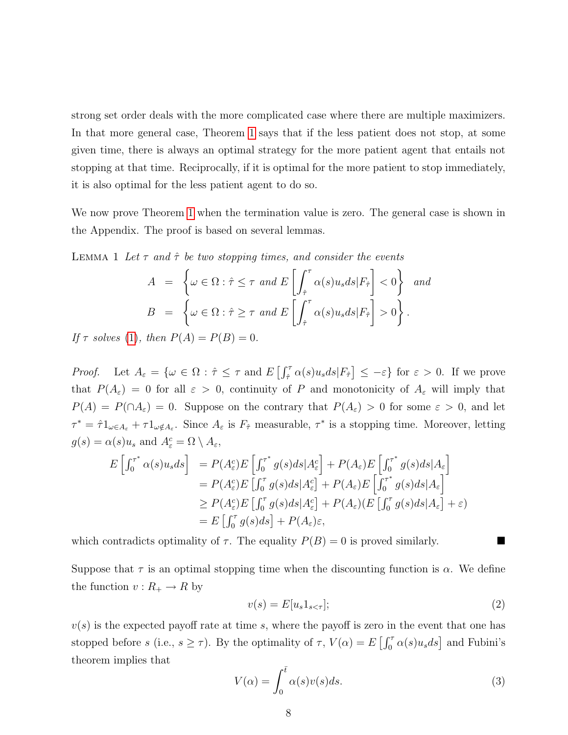strong set order deals with the more complicated case where there are multiple maximizers. In that more general case, Theorem 1 says that if the less patient does not stop, at some given time, there is always an optimal strategy for the more patient agent that entails not stopping at that time. Reciprocally, if it is optimal for the more patient to stop immediately, it is also optimal for the less patient agent to do so.

We now prove Theorem 1 when the termination value is zero. The general case is shown in the Appendix. The proof is based on several lemmas.

LEMMA 1 *Let $\tau$ and $\hat{\tau}$ be two stopping times, and consider the events*

$$
\begin{aligned}
A &= \left\{ \omega \in \Omega : \hat{\tau} \leq \tau \text{ and } E\left[ \int_{\hat{\tau}}^{\tau} \alpha(s) u_s ds | F_{\hat{\tau}} \right] < 0 \right\} \quad \text{and} \\
B &= \left\{ \omega \in \Omega : \hat{\tau} \geq \tau \text{ and } E\left[ \int_{\hat{\tau}}^{\tau} \alpha(s) u_s ds | F_{\hat{\tau}} \right] > 0 \right\}.
\end{aligned}
$$

*If $\tau$ solves (1), then $P(A) = P(B) = 0$.*

*Proof.* Let $A_\varepsilon = \{\omega \in \Omega : \hat{\tau} \leq \tau \text{ and } E\left[\int_{\hat{\tau}}^{\tau} \alpha(s) u_s ds | F_{\hat{\tau}}\right] \leq -\varepsilon\}$ for $\varepsilon > 0$. If we prove that $P(A_\varepsilon) = 0$ for all $\varepsilon > 0$, continuity of $P$ and monotonicity of $A_\varepsilon$ will imply that $P(A) = P(\cap A_\varepsilon) = 0$. Suppose on the contrary that $P(A_\varepsilon) > 0$ for some $\varepsilon > 0$, and let $\tau^* = \hat{\tau} 1_{\omega \in A_\varepsilon} + \tau 1_{\omega \notin A_\varepsilon}$. Since $A_\varepsilon$ is $F_{\hat{\tau}}$ measurable, $\tau^*$ is a stopping time. Moreover, letting $g(s) = \alpha(s) u_s$ and $A_\varepsilon^c = \Omega \setminus A_\varepsilon$,

$$
\begin{aligned}
E\left[\int_0^{\tau^*} \alpha(s) u_s ds\right] &= P(A_\varepsilon^c) E\left[\int_0^{\tau^*} g(s) ds | A_\varepsilon^c\right] + P(A_\varepsilon) E\left[\int_0^{\tau^*} g(s) ds | A_\varepsilon\right] \\
&= P(A_\varepsilon^c) E\left[\int_0^{\tau} g(s) ds | A_\varepsilon^c\right] + P(A_\varepsilon) E\left[\int_0^{\tau^*} g(s) ds | A_\varepsilon\right] \\
&\geq P(A_\varepsilon^c) E\left[\int_0^{\tau} g(s) ds | A_\varepsilon^c\right] + P(A_\varepsilon) (E\left[\int_0^{\tau} g(s) ds | A_\varepsilon\right] + \varepsilon) \\
&= E\left[\int_0^{\tau} g(s) ds\right] + P(A_\varepsilon) \varepsilon,
\end{aligned}
$$

which contradicts optimality of $\tau$. The equality $P(B) = 0$ is proved similarly. ■

Suppose that $\tau$ is an optimal stopping time when the discounting function is $\alpha$. We define the function $v : R_+ \to R$ by

$$
v(s) = E[u_s 1_{s < \tau}]; \tag{2}
$$

$v(s)$ is the expected payoff rate at time $s$, where the payoff is zero in the event that one has stopped before $s$ (i.e., $s \geq \tau$). By the optimality of $\tau$, $V(\alpha) = E\left[\int_0^{\tau} \alpha(s) u_s ds\right]$ and Fubini's theorem implies that

$$
V(\alpha) = \int_0^{\bar{t}} \alpha(s) v(s) ds. \tag{3}
$$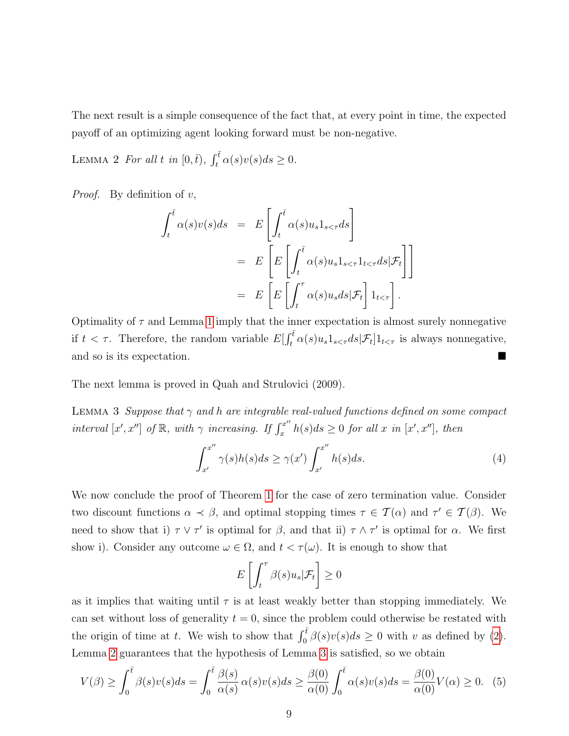The next result is a simple consequence of the fact that, at every point in time, the expected payoff of an optimizing agent looking forward must be non-negative.

LEMMA 2 *For all $t$ in $[0, \bar{t})$, $\int_t^{\bar{t}} \alpha(s)v(s)ds \geq 0$.*

*Proof.* By definition of $v$,

$$
\begin{aligned}
\int_t^{\bar{t}} \alpha(s)v(s)ds &= E\left[\int_t^{\bar{t}} \alpha(s)u_s 1_{s<\tau} ds\right] \\
&= E\left[E\left[\int_t^{\bar{t}} \alpha(s)u_s 1_{s<\tau} 1_{t<\tau} ds | \mathcal{F}_t\right]\right] \\
&= E\left[E\left[\int_t^{\tau} \alpha(s)u_s ds | \mathcal{F}_t\right] 1_{t<\tau}\right].
\end{aligned}
$$

Optimality of $\tau$ and Lemma 1 imply that the inner expectation is almost surely nonnegative if $t < \tau$. Therefore, the random variable $E[\int_t^{\bar{t}} \alpha(s)u_s 1_{s<\tau} ds | \mathcal{F}_t] 1_{t<\tau}$ is always nonnegative, and so is its expectation. ■

The next lemma is proved in Quah and Strulovici (2009).

LEMMA 3 *Suppose that $\gamma$ and $h$ are integrable real-valued functions defined on some compact interval $[x', x'']$ of $\mathbb{R}$, with $\gamma$ increasing. If $\int_x^{x''} h(s)ds \geq 0$ for all $x$ in $[x', x'']$, then*

$$
\int_{x'}^{x''} \gamma(s)h(s)ds \geq \gamma(x') \int_{x'}^{x''} h(s)ds. \tag{4}
$$

We now conclude the proof of Theorem 1 for the case of zero termination value. Consider two discount functions $\alpha \prec \beta$, and optimal stopping times $\tau \in \mathcal{T}(\alpha)$ and $\tau' \in \mathcal{T}(\beta)$. We need to show that i) $\tau \vee \tau'$ is optimal for $\beta$, and that ii) $\tau \wedge \tau'$ is optimal for $\alpha$. We first show i). Consider any outcome $\omega \in \Omega$, and $t < \tau(\omega)$. It is enough to show that

$$
E\left[\int_t^{\tau} \beta(s)u_s | \mathcal{F}_t\right] \geq 0
$$

as it implies that waiting until $\tau$ is at least weakly better than stopping immediately. We can set without loss of generality $t = 0$, since the problem could otherwise be restated with the origin of time at $t$. We wish to show that $\int_0^{\bar{t}} \beta(s)v(s)ds \geq 0$ with $v$ as defined by (2). Lemma 2 guarantees that the hypothesis of Lemma 3 is satisfied, so we obtain

$$
V(\beta) \geq \int_0^{\bar{t}} \beta(s)v(s)ds = \int_0^{\bar{t}} \frac{\beta(s)}{\alpha(s)} \alpha(s)v(s)ds \geq \frac{\beta(0)}{\alpha(0)} \int_0^{\bar{t}} \alpha(s)v(s)ds = \frac{\beta(0)}{\alpha(0)} V(\alpha) \geq 0. \tag{5}
$$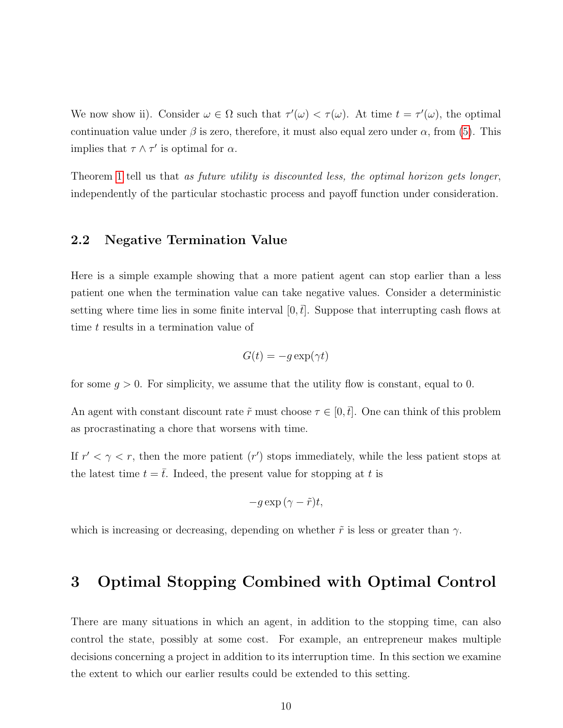We now show ii). Consider $\omega \in \Omega$ such that $\tau'(\omega) < \tau(\omega)$. At time $t = \tau'(\omega)$, the optimal continuation value under $\beta$ is zero, therefore, it must also equal zero under $\alpha$, from (5). This implies that $\tau \wedge \tau'$ is optimal for $\alpha$.

Theorem 1 tell us that *as future utility is discounted less, the optimal horizon gets longer*, independently of the particular stochastic process and payoff function under consideration.

### 2.2 Negative Termination Value

Here is a simple example showing that a more patient agent can stop earlier than a less patient one when the termination value can take negative values. Consider a deterministic setting where time lies in some finite interval $[0, \bar{t}]$. Suppose that interrupting cash flows at time $t$ results in a termination value of

$$G(t) = -g \exp(\gamma t)$$

for some $g > 0$. For simplicity, we assume that the utility flow is constant, equal to 0.

An agent with constant discount rate $\tilde{r}$ must choose $\tau \in [0, \bar{t}]$. One can think of this problem as procrastinating a chore that worsens with time.

If $r' < \gamma < r$, then the more patient ($r'$) stops immediately, while the less patient stops at the latest time $t = \bar{t}$. Indeed, the present value for stopping at $t$ is

$$-g \exp{(\gamma - \tilde{r})t},$$

which is increasing or decreasing, depending on whether $\tilde{r}$ is less or greater than $\gamma$.

## 3 Optimal Stopping Combined with Optimal Control

There are many situations in which an agent, in addition to the stopping time, can also control the state, possibly at some cost. For example, an entrepreneur makes multiple decisions concerning a project in addition to its interruption time. In this section we examine the extent to which our earlier results could be extended to this setting.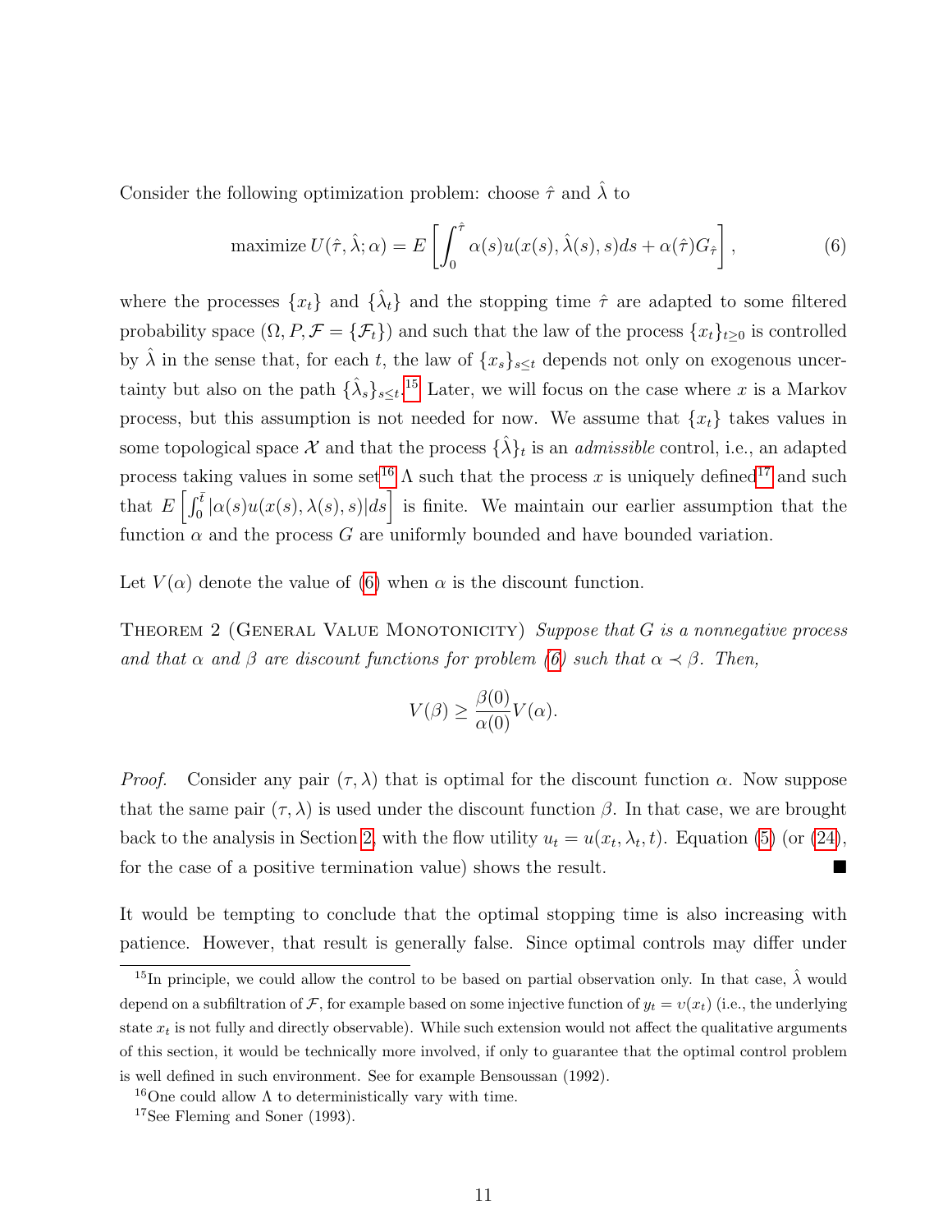Consider the following optimization problem: choose $\hat{\tau}$ and $\hat{\lambda}$ to

$$\text{maximize } U(\hat{\tau}, \hat{\lambda}; \alpha) = E\left[\int_0^{\hat{\tau}} \alpha(s) u(x(s), \hat{\lambda}(s), s) ds + \alpha(\hat{\tau}) G_{\hat{\tau}}\right], \tag{6}$$

where the processes $\{x_t\}$ and $\{\hat{\lambda}_t\}$ and the stopping time $\hat{\tau}$ are adapted to some filtered probability space $(\Omega, P, \mathcal{F} = \{\mathcal{F}_t\})$ and such that the law of the process $\{x_t\}_{t \geq 0}$ is controlled by $\hat{\lambda}$ in the sense that, for each $t$, the law of $\{x_s\}_{s \leq t}$ depends not only on exogenous uncertainty but also on the path $\{\hat{\lambda}_s\}_{s \leq t}$.[15] Later, we will focus on the case where $x$ is a Markov process, but this assumption is not needed for now. We assume that $\{x_t\}$ takes values in some topological space $\mathcal{X}$ and that the process $\{\hat{\lambda}\}_t$ is an *admissible* control, i.e., an adapted process taking values in some set[16] $\Lambda$ such that the process $x$ is uniquely defined[17] and such that $E\left[\int_0^{\bar{t}} |\alpha(s) u(x(s), \lambda(s), s)| ds\right]$ is finite. We maintain our earlier assumption that the function $\alpha$ and the process $G$ are uniformly bounded and have bounded variation.

Let $V(\alpha)$ denote the value of (6) when $\alpha$ is the discount function.

Theorem 2 (General Value Monotonicity) *Suppose that $G$ is a nonnegative process and that $\alpha$ and $\beta$ are discount functions for problem (6) such that $\alpha \prec \beta$. Then,*

$$V(\beta) \geq \frac{\beta(0)}{\alpha(0)} V(\alpha).$$

*Proof.* Consider any pair $(\tau, \lambda)$ that is optimal for the discount function $\alpha$. Now suppose that the same pair $(\tau, \lambda)$ is used under the discount function $\beta$. In that case, we are brought back to the analysis in Section 2, with the flow utility $u_t = u(x_t, \lambda_t, t)$. Equation (5) (or (24), for the case of a positive termination value) shows the result. ■

It would be tempting to conclude that the optimal stopping time is also increasing with patience. However, that result is generally false. Since optimal controls may differ under

[15] In principle, we could allow the control to be based on partial observation only. In that case, $\hat{\lambda}$ would depend on a subfiltration of $\mathcal{F}$, for example based on some injective function of $y_t = v(x_t)$ (i.e., the underlying state $x_t$ is not fully and directly observable). While such extension would not affect the qualitative arguments of this section, it would be technically more involved, if only to guarantee that the optimal control problem is well defined in such environment. See for example Bensoussan (1992).

[16] One could allow $\Lambda$ to deterministically vary with time.

[17] See Fleming and Soner (1993).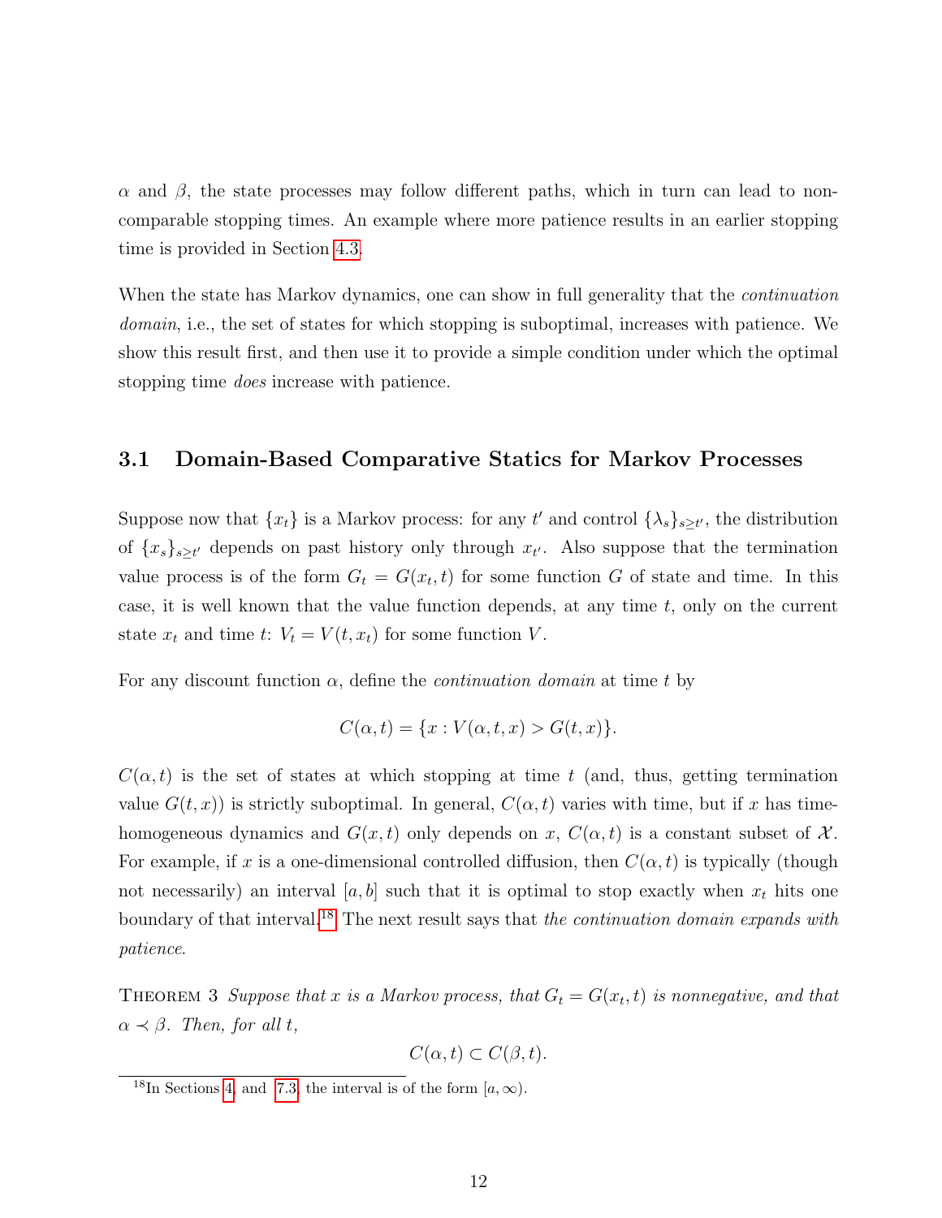$\alpha$ and $\beta$, the state processes may follow different paths, which in turn can lead to non-comparable stopping times. An example where more patience results in an earlier stopping time is provided in Section 4.3.

When the state has Markov dynamics, one can show in full generality that the *continuation domain*, i.e., the set of states for which stopping is suboptimal, increases with patience. We show this result first, and then use it to provide a simple condition under which the optimal stopping time *does* increase with patience.

### 3.1 Domain-Based Comparative Statics for Markov Processes

Suppose now that $\{x_t\}$ is a Markov process: for any $t'$ and control $\{\lambda_s\}_{s\geq t'}$, the distribution of $\{x_s\}_{s\geq t'}$ depends on past history only through $x_{t'}$. Also suppose that the termination value process is of the form $G_t = G(x_t, t)$ for some function $G$ of state and time. In this case, it is well known that the value function depends, at any time $t$, only on the current state $x_t$ and time $t$: $V_t = V(t, x_t)$ for some function $V$.

For any discount function $\alpha$, define the *continuation domain* at time $t$ by

$$C(\alpha, t) = \{x : V(\alpha, t, x) > G(t, x)\}.$$

$C(\alpha, t)$ is the set of states at which stopping at time $t$ (and, thus, getting termination value $G(t, x)$) is strictly suboptimal. In general, $C(\alpha, t)$ varies with time, but if $x$ has time-homogeneous dynamics and $G(x, t)$ only depends on $x$, $C(\alpha, t)$ is a constant subset of $\mathcal{X}$. For example, if $x$ is a one-dimensional controlled diffusion, then $C(\alpha, t)$ is typically (though not necessarily) an interval $[a, b]$ such that it is optimal to stop exactly when $x_t$ hits one boundary of that interval.[18] The next result says that *the continuation domain expands with patience*.

THEOREM 3 *Suppose that $x$ is a Markov process, that $G_t = G(x_t, t)$ is nonnegative, and that $\alpha \prec \beta$. Then, for all $t$,*

$$C(\alpha, t) \subset C(\beta, t).$$

[18] In Sections 4 and 7.3, the interval is of the form $[a, \infty)$.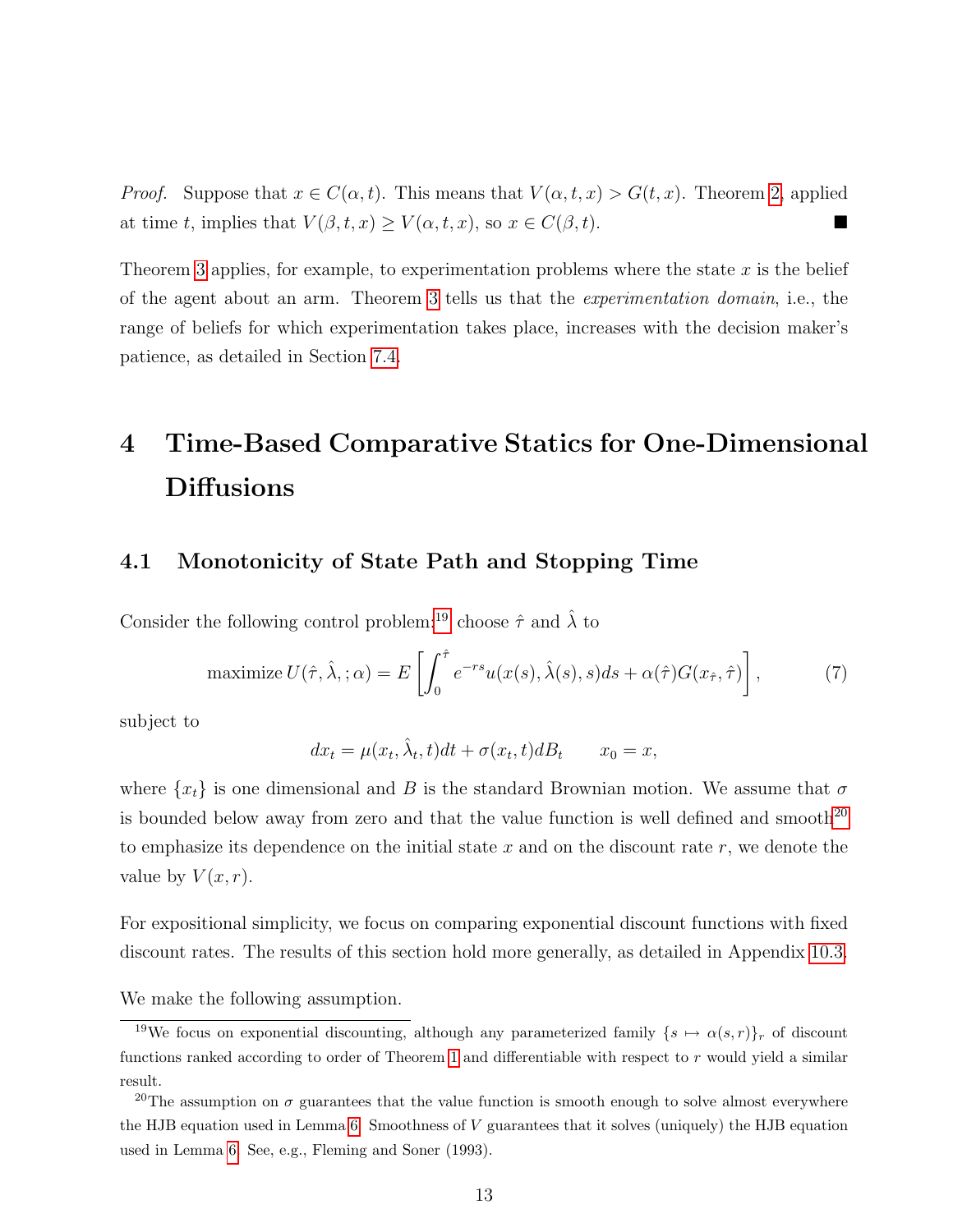*Proof.* Suppose that $x \in C(\alpha, t)$. This means that $V(\alpha, t, x) > G(t, x)$. Theorem 2, applied at time $t$, implies that $V(\beta, t, x) \geq V(\alpha, t, x)$, so $x \in C(\beta, t)$. ■

Theorem 3 applies, for example, to experimentation problems where the state $x$ is the belief of the agent about an arm. Theorem 3 tells us that the *experimentation domain*, i.e., the range of beliefs for which experimentation takes place, increases with the decision maker's patience, as detailed in Section 7.4.

# 4 Time-Based Comparative Statics for One-Dimensional Diffusions

## 4.1 Monotonicity of State Path and Stopping Time

Consider the following control problem:[19] choose $\hat{\tau}$ and $\hat{\lambda}$ to

$$\text{maximize } U(\hat{\tau}, \hat{\lambda}, ; \alpha) = E\left[\int_0^{\hat{\tau}} e^{-rs} u(x(s), \hat{\lambda}(s), s) ds + \alpha(\hat{\tau}) G(x_{\hat{\tau}}, \hat{\tau})\right], \tag{7}$$

subject to

$$dx_t = \mu(x_t, \hat{\lambda}_t, t)dt + \sigma(x_t, t)dB_t \qquad x_0 = x,$$

where $\{x_t\}$ is one dimensional and $B$ is the standard Brownian motion. We assume that $\sigma$ is bounded below away from zero and that the value function is well defined and smooth[20] to emphasize its dependence on the initial state $x$ and on the discount rate $r$, we denote the value by $V(x, r)$.

For expositional simplicity, we focus on comparing exponential discount functions with fixed discount rates. The results of this section hold more generally, as detailed in Appendix 10.3.

We make the following assumption.

[19] We focus on exponential discounting, although any parameterized family $\{s \mapsto \alpha(s, r)\}_r$ of discount functions ranked according to order of Theorem 1 and differentiable with respect to $r$ would yield a similar result.

[20] The assumption on $\sigma$ guarantees that the value function is smooth enough to solve almost everywhere the HJB equation used in Lemma 6. Smoothness of $V$ guarantees that it solves (uniquely) the HJB equation used in Lemma 6. See, e.g., Fleming and Soner (1993).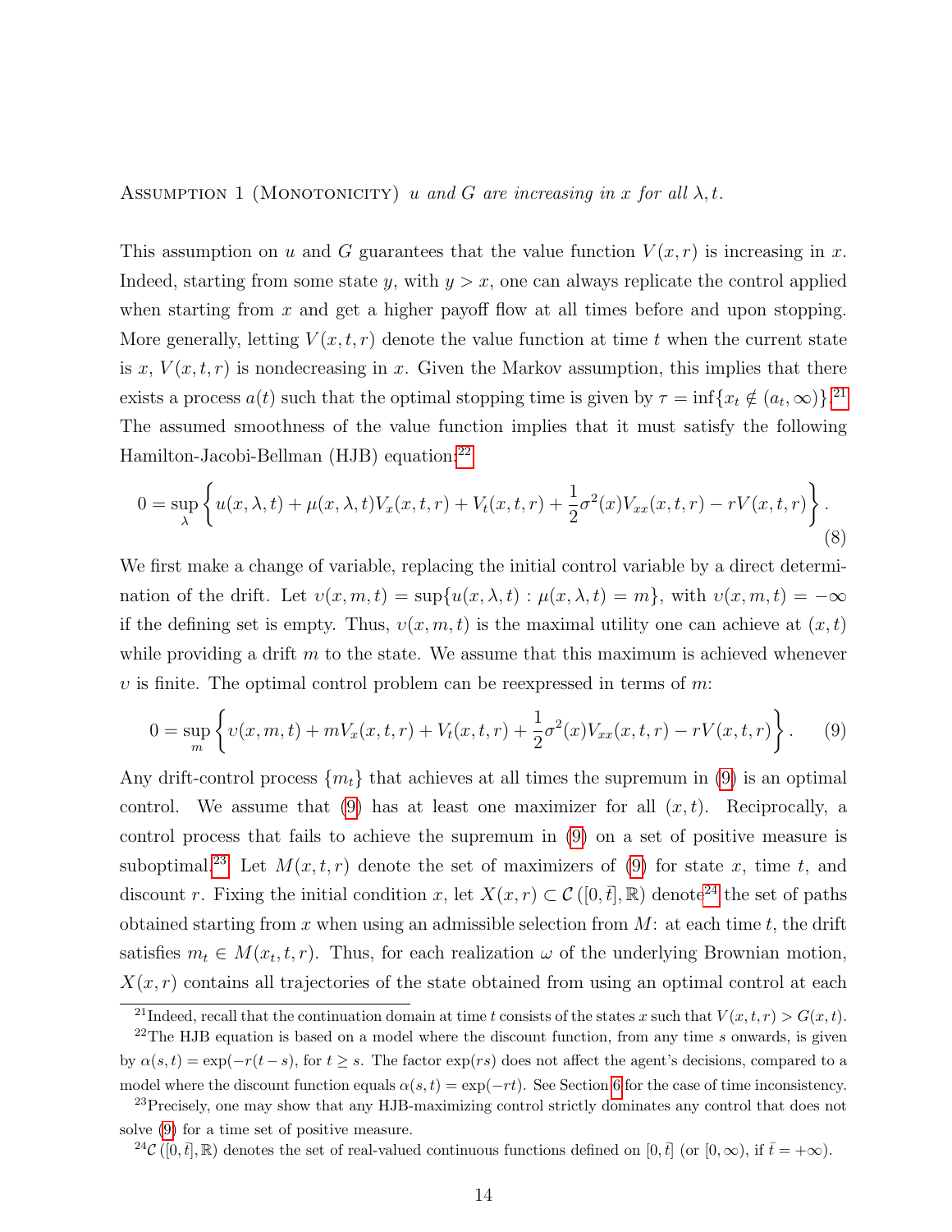Assumption 1 (Monotonicity) *$u$ and $G$ are increasing in $x$ for all $\lambda, t$.*

This assumption on $u$ and $G$ guarantees that the value function $V(x,r)$ is increasing in $x$. Indeed, starting from some state $y$, with $y > x$, one can always replicate the control applied when starting from $x$ and get a higher payoff flow at all times before and upon stopping. More generally, letting $V(x,t,r)$ denote the value function at time $t$ when the current state is $x$, $V(x,t,r)$ is nondecreasing in $x$. Given the Markov assumption, this implies that there exists a process $a(t)$ such that the optimal stopping time is given by $\tau = \inf\{x_t \notin (a_t, \infty)\}$.[21] The assumed smoothness of the value function implies that it must satisfy the following Hamilton-Jacobi-Bellman (HJB) equation:[22]

$$0 = \sup_{\lambda} \left\{ u(x,\lambda,t) + \mu(x,\lambda,t)V_x(x,t,r) + V_t(x,t,r) + \frac{1}{2}\sigma^2(x)V_{xx}(x,t,r) - rV(x,t,r) \right\}. \tag{8}$$

We first make a change of variable, replacing the initial control variable by a direct determination of the drift. Let $\upsilon(x,m,t) = \sup\{u(x,\lambda,t) : \mu(x,\lambda,t) = m\}$, with $\upsilon(x,m,t) = -\infty$ if the defining set is empty. Thus, $\upsilon(x,m,t)$ is the maximal utility one can achieve at $(x,t)$ while providing a drift $m$ to the state. We assume that this maximum is achieved whenever $\upsilon$ is finite. The optimal control problem can be reexpressed in terms of $m$:

$$0 = \sup_{m} \left\{ \upsilon(x,m,t) + mV_x(x,t,r) + V_t(x,t,r) + \frac{1}{2}\sigma^2(x)V_{xx}(x,t,r) - rV(x,t,r) \right\}. \tag{9}$$

Any drift-control process $\{m_t\}$ that achieves at all times the supremum in (9) is an optimal control. We assume that (9) has at least one maximizer for all $(x,t)$. Reciprocally, a control process that fails to achieve the supremum in (9) on a set of positive measure is suboptimal.[23] Let $M(x,t,r)$ denote the set of maximizers of (9) for state $x$, time $t$, and discount $r$. Fixing the initial condition $x$, let $X(x,r) \subset \mathcal{C}([0,\bar{t}],\mathbb{R})$ denote[24] the set of paths obtained starting from $x$ when using an admissible selection from $M$: at each time $t$, the drift satisfies $m_t \in M(x_t,t,r)$. Thus, for each realization $\omega$ of the underlying Brownian motion, $X(x,r)$ contains all trajectories of the state obtained from using an optimal control at each

[21] Indeed, recall that the continuation domain at time $t$ consists of the states $x$ such that $V(x,t,r) > G(x,t)$.

[22] The HJB equation is based on a model where the discount function, from any time $s$ onwards, is given by $\alpha(s,t) = \exp(-r(t-s))$, for $t \geq s$. The factor $\exp(rs)$ does not affect the agent's decisions, compared to a model where the discount function equals $\alpha(s,t) = \exp(-rt)$. See Section 6 for the case of time inconsistency.

[23] Precisely, one may show that any HJB-maximizing control strictly dominates any control that does not solve (9) for a time set of positive measure.

[24] $\mathcal{C}([0,\bar{t}],\mathbb{R})$ denotes the set of real-valued continuous functions defined on $[0,\bar{t}]$ (or $[0,\infty)$, if $\bar{t} = +\infty$).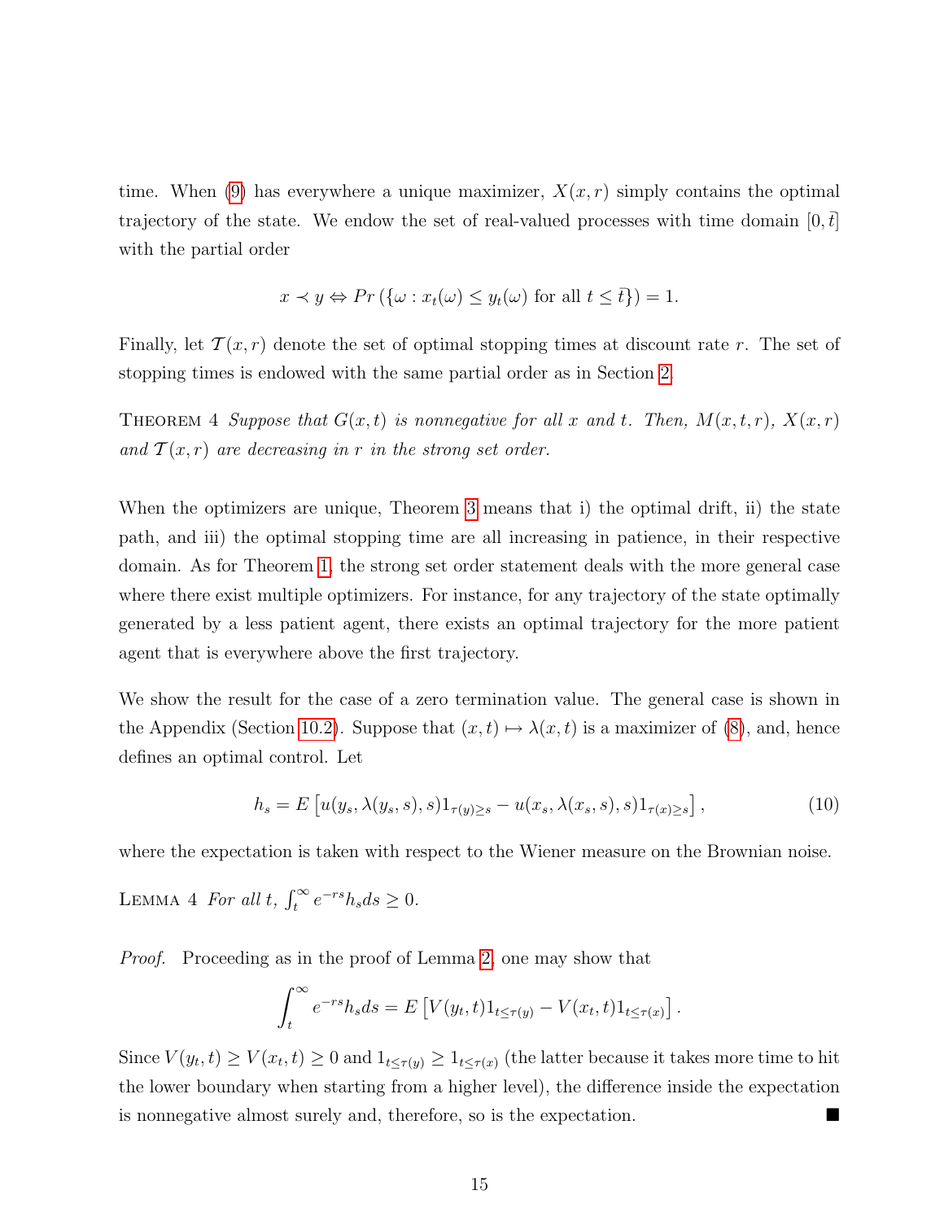time. When (9) has everywhere a unique maximizer, $X(x,r)$ simply contains the optimal trajectory of the state. We endow the set of real-valued processes with time domain $[0,\bar{t}]$ with the partial order

$$x \prec y \Leftrightarrow Pr\left(\{\omega : x_t(\omega) \leq y_t(\omega) \text{ for all } t \leq \bar{t}\}\right) = 1.$$

Finally, let $\mathcal{T}(x,r)$ denote the set of optimal stopping times at discount rate $r$. The set of stopping times is endowed with the same partial order as in Section 2.

THEOREM 4 *Suppose that $G(x,t)$ is nonnegative for all $x$ and $t$. Then, $M(x,t,r)$, $X(x,r)$ and $\mathcal{T}(x,r)$ are decreasing in $r$ in the strong set order.*

When the optimizers are unique, Theorem 3 means that i) the optimal drift, ii) the state path, and iii) the optimal stopping time are all increasing in patience, in their respective domain. As for Theorem 1, the strong set order statement deals with the more general case where there exist multiple optimizers. For instance, for any trajectory of the state optimally generated by a less patient agent, there exists an optimal trajectory for the more patient agent that is everywhere above the first trajectory.

We show the result for the case of a zero termination value. The general case is shown in the Appendix (Section 10.2). Suppose that $(x,t) \mapsto \lambda(x,t)$ is a maximizer of (8), and, hence defines an optimal control. Let

$$h_s = E\left[u(y_s, \lambda(y_s, s), s)1_{\tau(y)\geq s} - u(x_s, \lambda(x_s, s), s)1_{\tau(x)\geq s}\right], \tag{10}$$

where the expectation is taken with respect to the Wiener measure on the Brownian noise.

LEMMA 4 *For all $t$, $\int_t^\infty e^{-rs} h_s ds \geq 0$.*

*Proof.* Proceeding as in the proof of Lemma 2, one may show that

$$\int_t^\infty e^{-rs} h_s ds = E\left[V(y_t, t)1_{t\leq\tau(y)} - V(x_t, t)1_{t\leq\tau(x)}\right].$$

Since $V(y_t,t) \geq V(x_t,t) \geq 0$ and $1_{t\leq\tau(y)} \geq 1_{t\leq\tau(x)}$ (the latter because it takes more time to hit the lower boundary when starting from a higher level), the difference inside the expectation is nonnegative almost surely and, therefore, so is the expectation. ■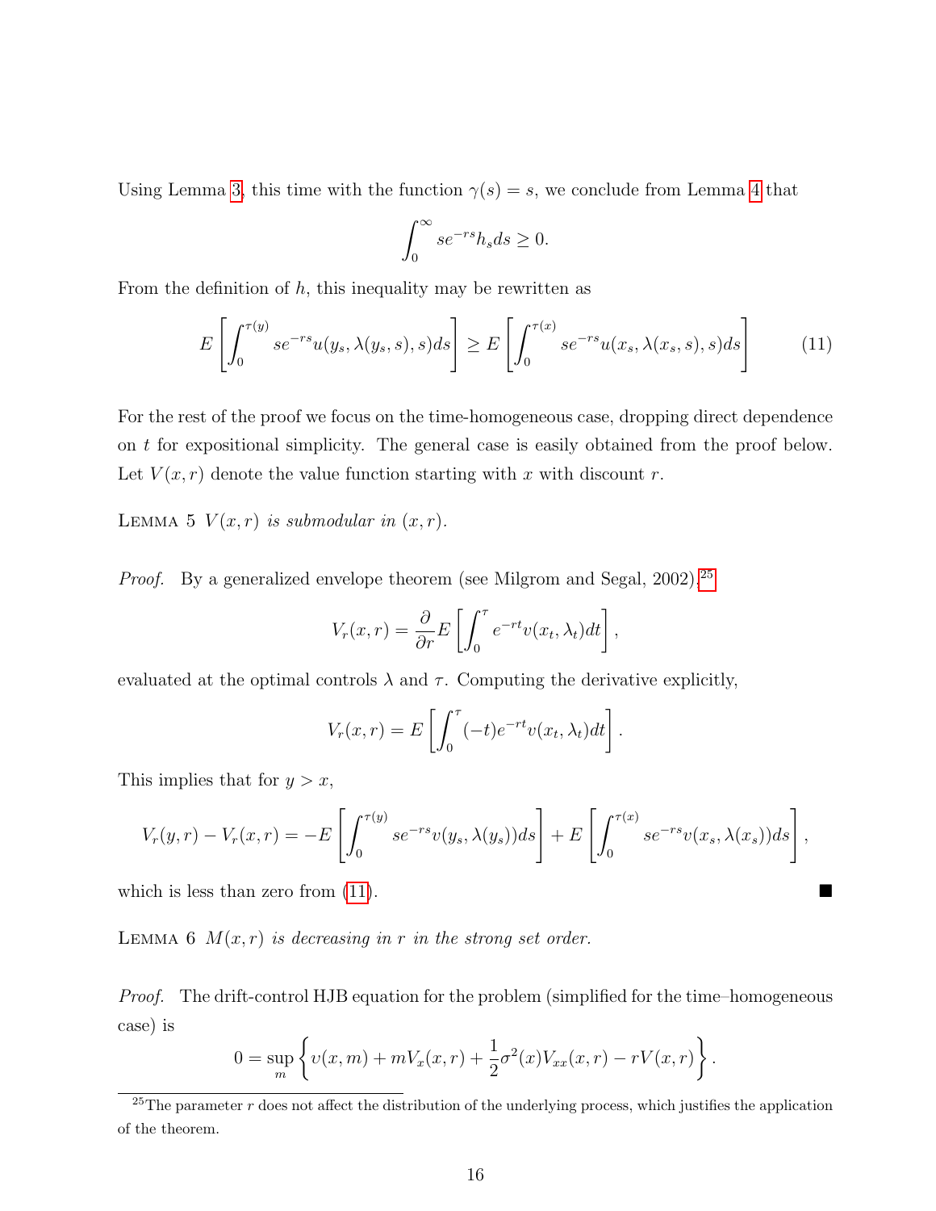Using Lemma 3, this time with the function $\gamma(s) = s$, we conclude from Lemma 4 that

$$\int_0^\infty se^{-rs}h_s ds \geq 0.$$

From the definition of $h$, this inequality may be rewritten as

$$E\left[\int_0^{\tau(y)} se^{-rs}u(y_s, \lambda(y_s, s), s)ds\right] \geq E\left[\int_0^{\tau(x)} se^{-rs}u(x_s, \lambda(x_s, s), s)ds\right] \tag{11}$$

For the rest of the proof we focus on the time-homogeneous case, dropping direct dependence on $t$ for expositional simplicity. The general case is easily obtained from the proof below. Let $V(x, r)$ denote the value function starting with $x$ with discount $r$.

Lemma 5 *$V(x, r)$ is submodular in $(x, r)$.*

*Proof.* By a generalized envelope theorem (see Milgrom and Segal, 2002),[25]

$$V_r(x, r) = \frac{\partial}{\partial r}E\left[\int_0^\tau e^{-rt}v(x_t, \lambda_t)dt\right],$$

evaluated at the optimal controls $\lambda$ and $\tau$. Computing the derivative explicitly,

$$V_r(x, r) = E\left[\int_0^\tau (-t)e^{-rt}v(x_t, \lambda_t)dt\right].$$

This implies that for $y > x$,

$$V_r(y, r) - V_r(x, r) = -E\left[\int_0^{\tau(y)} se^{-rs}v(y_s, \lambda(y_s))ds\right] + E\left[\int_0^{\tau(x)} se^{-rs}v(x_s, \lambda(x_s))ds\right],$$

which is less than zero from (11). ∎

Lemma 6 *$M(x, r)$ is decreasing in $r$ in the strong set order.*

*Proof.* The drift-control HJB equation for the problem (simplified for the time–homogeneous case) is

$$0 = \sup_m \left\{v(x, m) + mV_x(x, r) + \frac{1}{2}\sigma^2(x)V_{xx}(x, r) - rV(x, r)\right\}.$$

[25] The parameter $r$ does not affect the distribution of the underlying process, which justifies the application of the theorem.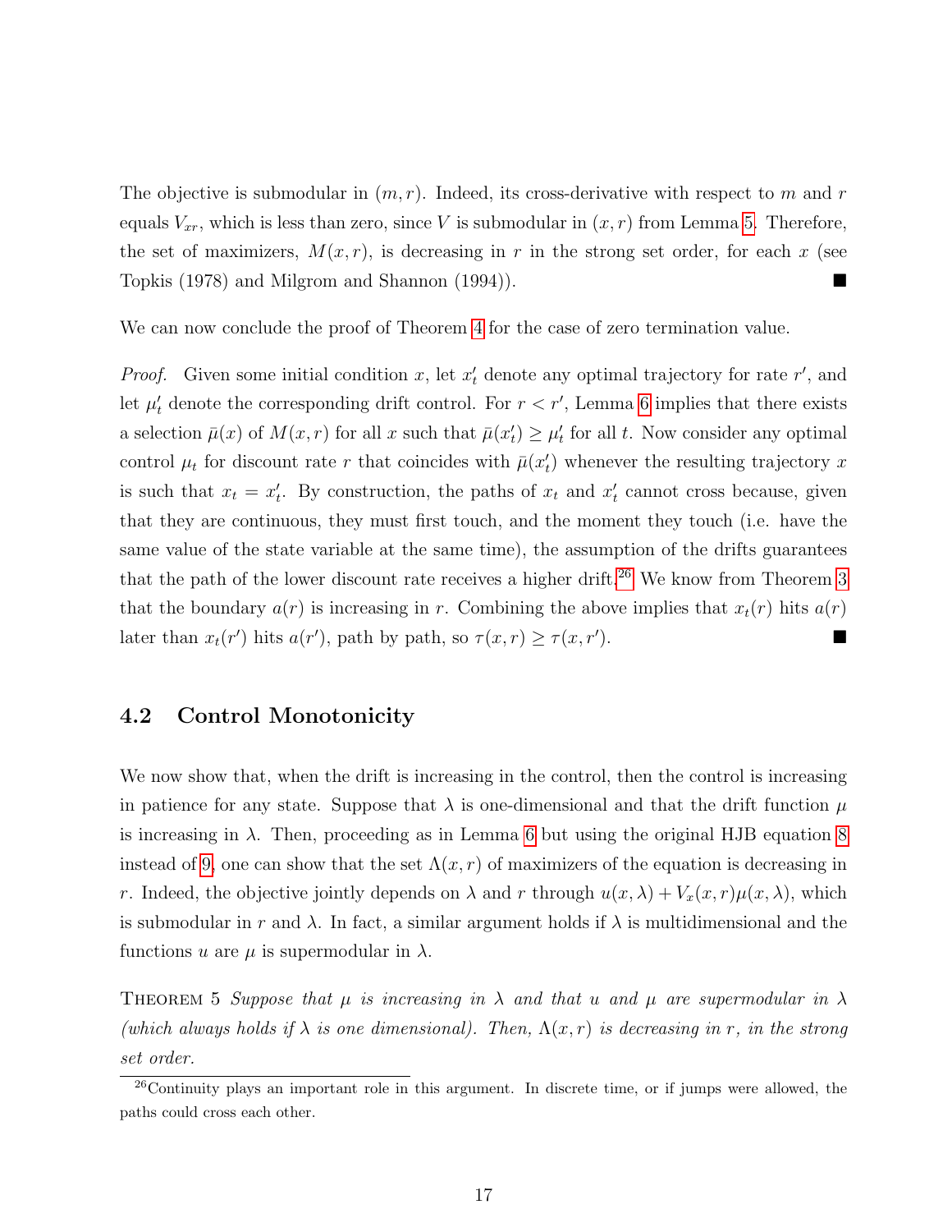The objective is submodular in $(m, r)$. Indeed, its cross-derivative with respect to $m$ and $r$ equals $V_{xr}$, which is less than zero, since $V$ is submodular in $(x, r)$ from Lemma 5. Therefore, the set of maximizers, $M(x, r)$, is decreasing in $r$ in the strong set order, for each $x$ (see Topkis (1978) and Milgrom and Shannon (1994)). ■

We can now conclude the proof of Theorem 4 for the case of zero termination value.

*Proof.* Given some initial condition $x$, let $x'_t$ denote any optimal trajectory for rate $r'$, and let $\mu'_t$ denote the corresponding drift control. For $r < r'$, Lemma 6 implies that there exists a selection $\bar{\mu}(x)$ of $M(x, r)$ for all $x$ such that $\bar{\mu}(x'_t) \geq \mu'_t$ for all $t$. Now consider any optimal control $\mu_t$ for discount rate $r$ that coincides with $\bar{\mu}(x'_t)$ whenever the resulting trajectory $x$ is such that $x_t = x'_t$. By construction, the paths of $x_t$ and $x'_t$ cannot cross because, given that they are continuous, they must first touch, and the moment they touch (i.e. have the same value of the state variable at the same time), the assumption of the drifts guarantees that the path of the lower discount rate receives a higher drift.[26] We know from Theorem 3 that the boundary $a(r)$ is increasing in $r$. Combining the above implies that $x_t(r)$ hits $a(r)$ later than $x_t(r')$ hits $a(r')$, path by path, so $\tau(x, r) \geq \tau(x, r')$. ■

## 4.2 Control Monotonicity

We now show that, when the drift is increasing in the control, then the control is increasing in patience for any state. Suppose that $\lambda$ is one-dimensional and that the drift function $\mu$ is increasing in $\lambda$. Then, proceeding as in Lemma 6 but using the original HJB equation 8 instead of 9, one can show that the set $\Lambda(x, r)$ of maximizers of the equation is decreasing in $r$. Indeed, the objective jointly depends on $\lambda$ and $r$ through $u(x, \lambda) + V_x(x, r)\mu(x, \lambda)$, which is submodular in $r$ and $\lambda$. In fact, a similar argument holds if $\lambda$ is multidimensional and the functions $u$ are $\mu$ is supermodular in $\lambda$.

THEOREM 5 *Suppose that $\mu$ is increasing in $\lambda$ and that $u$ and $\mu$ are supermodular in $\lambda$ (which always holds if $\lambda$ is one dimensional). Then, $\Lambda(x, r)$ is decreasing in $r$, in the strong set order.*

[26] Continuity plays an important role in this argument. In discrete time, or if jumps were allowed, the paths could cross each other.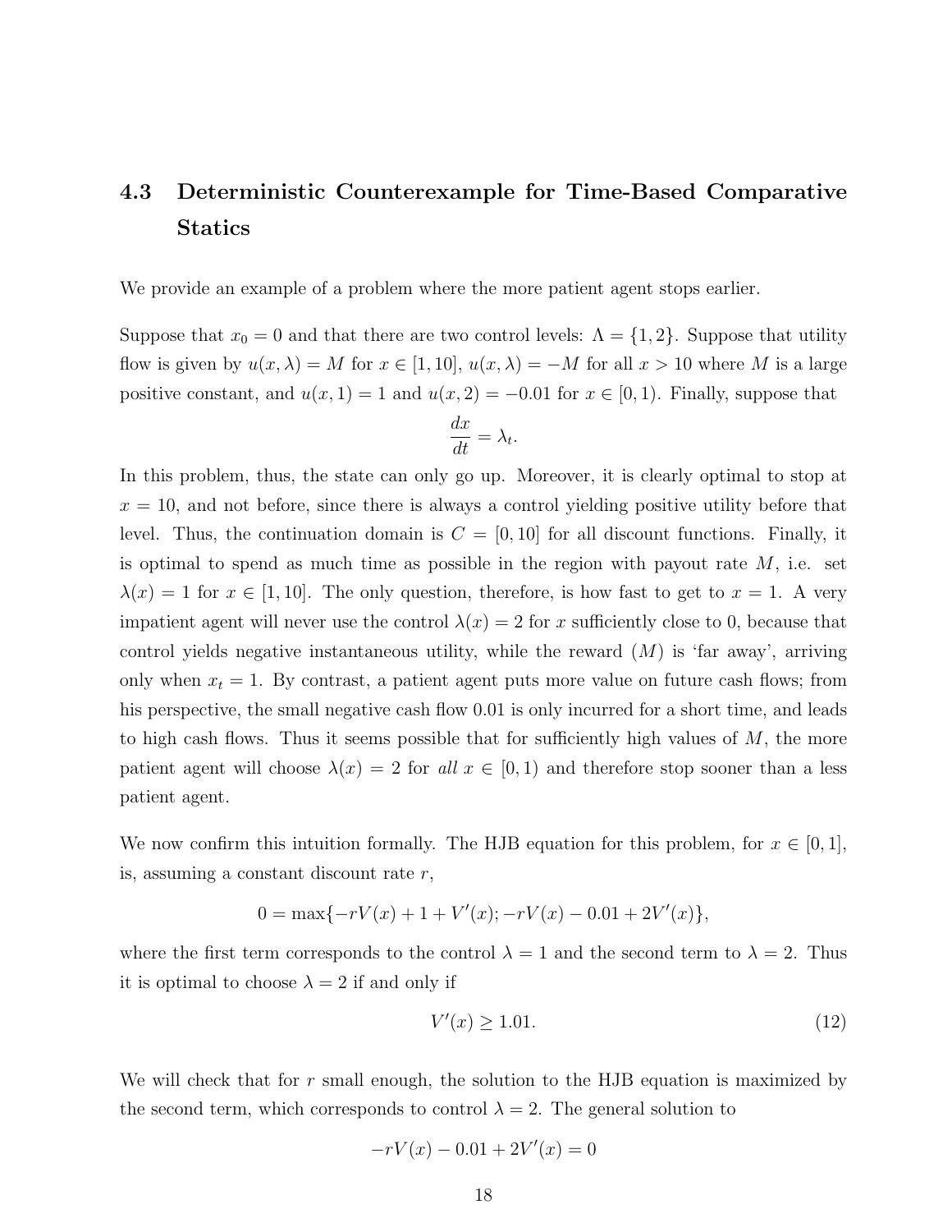### 4.3 Deterministic Counterexample for Time-Based Comparative Statics

We provide an example of a problem where the more patient agent stops earlier.

Suppose that $x_0 = 0$ and that there are two control levels: $\Lambda = \{1, 2\}$. Suppose that utility flow is given by $u(x, \lambda) = M$ for $x \in [1, 10]$, $u(x, \lambda) = -M$ for all $x > 10$ where $M$ is a large positive constant, and $u(x, 1) = 1$ and $u(x, 2) = -0.01$ for $x \in [0, 1)$. Finally, suppose that

$$\frac{dx}{dt} = \lambda_t.$$

In this problem, thus, the state can only go up. Moreover, it is clearly optimal to stop at $x = 10$, and not before, since there is always a control yielding positive utility before that level. Thus, the continuation domain is $C = [0, 10]$ for all discount functions. Finally, it is optimal to spend as much time as possible in the region with payout rate $M$, i.e. set $\lambda(x) = 1$ for $x \in [1, 10]$. The only question, therefore, is how fast to get to $x = 1$. A very impatient agent will never use the control $\lambda(x) = 2$ for $x$ sufficiently close to 0, because that control yields negative instantaneous utility, while the reward ($M$) is 'far away', arriving only when $x_t = 1$. By contrast, a patient agent puts more value on future cash flows; from his perspective, the small negative cash flow 0.01 is only incurred for a short time, and leads to high cash flows. Thus it seems possible that for sufficiently high values of $M$, the more patient agent will choose $\lambda(x) = 2$ for *all* $x \in [0, 1)$ and therefore stop sooner than a less patient agent.

We now confirm this intuition formally. The HJB equation for this problem, for $x \in [0, 1]$, is, assuming a constant discount rate $r$,

$$0 = \max\{-rV(x) + 1 + V'(x); -rV(x) - 0.01 + 2V'(x)\},$$

where the first term corresponds to the control $\lambda = 1$ and the second term to $\lambda = 2$. Thus it is optimal to choose $\lambda = 2$ if and only if

$$V'(x) \geq 1.01. \tag{12}$$

We will check that for $r$ small enough, the solution to the HJB equation is maximized by the second term, which corresponds to control $\lambda = 2$. The general solution to

$$-rV(x) - 0.01 + 2V'(x) = 0$$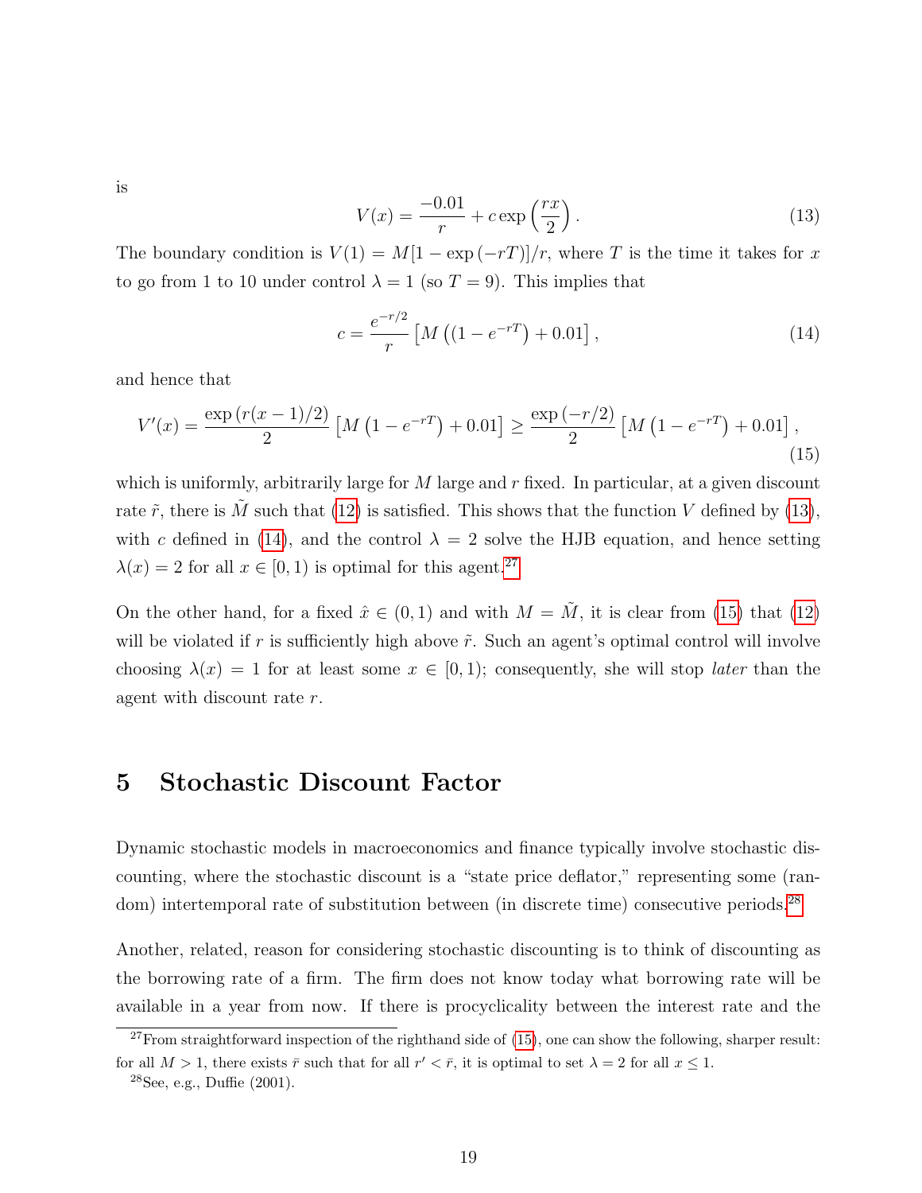is

$$V(x) = \frac{-0.01}{r} + c \exp\left(\frac{rx}{2}\right). \tag{13}$$

The boundary condition is $V(1) = M[1 - \exp(-rT)]/r$, where $T$ is the time it takes for $x$ to go from 1 to 10 under control $\lambda = 1$ (so $T = 9$). This implies that

$$c = \frac{e^{-r/2}}{r}\left[M\left((1 - e^{-rT}\right) + 0.01\right], \tag{14}$$

and hence that

$$V'(x) = \frac{\exp\left(r(x-1)/2\right)}{2}\left[M\left(1 - e^{-rT}\right) + 0.01\right] \geq \frac{\exp\left(-r/2\right)}{2}\left[M\left(1 - e^{-rT}\right) + 0.01\right], \tag{15}$$

which is uniformly, arbitrarily large for $M$ large and $r$ fixed. In particular, at a given discount rate $\tilde{r}$, there is $\tilde{M}$ such that (12) is satisfied. This shows that the function $V$ defined by (13), with $c$ defined in (14), and the control $\lambda = 2$ solve the HJB equation, and hence setting $\lambda(x) = 2$ for all $x \in [0, 1)$ is optimal for this agent.[27]

On the other hand, for a fixed $\hat{x} \in (0, 1)$ and with $M = \tilde{M}$, it is clear from (15) that (12) will be violated if $r$ is sufficiently high above $\tilde{r}$. Such an agent's optimal control will involve choosing $\lambda(x) = 1$ for at least some $x \in [0, 1)$; consequently, she will stop *later* than the agent with discount rate $r$.

# 5 Stochastic Discount Factor

Dynamic stochastic models in macroeconomics and finance typically involve stochastic discounting, where the stochastic discount is a "state price deflator," representing some (random) intertemporal rate of substitution between (in discrete time) consecutive periods.[28]

Another, related, reason for considering stochastic discounting is to think of discounting as the borrowing rate of a firm. The firm does not know today what borrowing rate will be available in a year from now. If there is procyclicality between the interest rate and the

[27] From straightforward inspection of the righthand side of (15), one can show the following, sharper result: for all $M > 1$, there exists $\bar{r}$ such that for all $r' < \bar{r}$, it is optimal to set $\lambda = 2$ for all $x \leq 1$.

[28] See, e.g., Duffie (2001).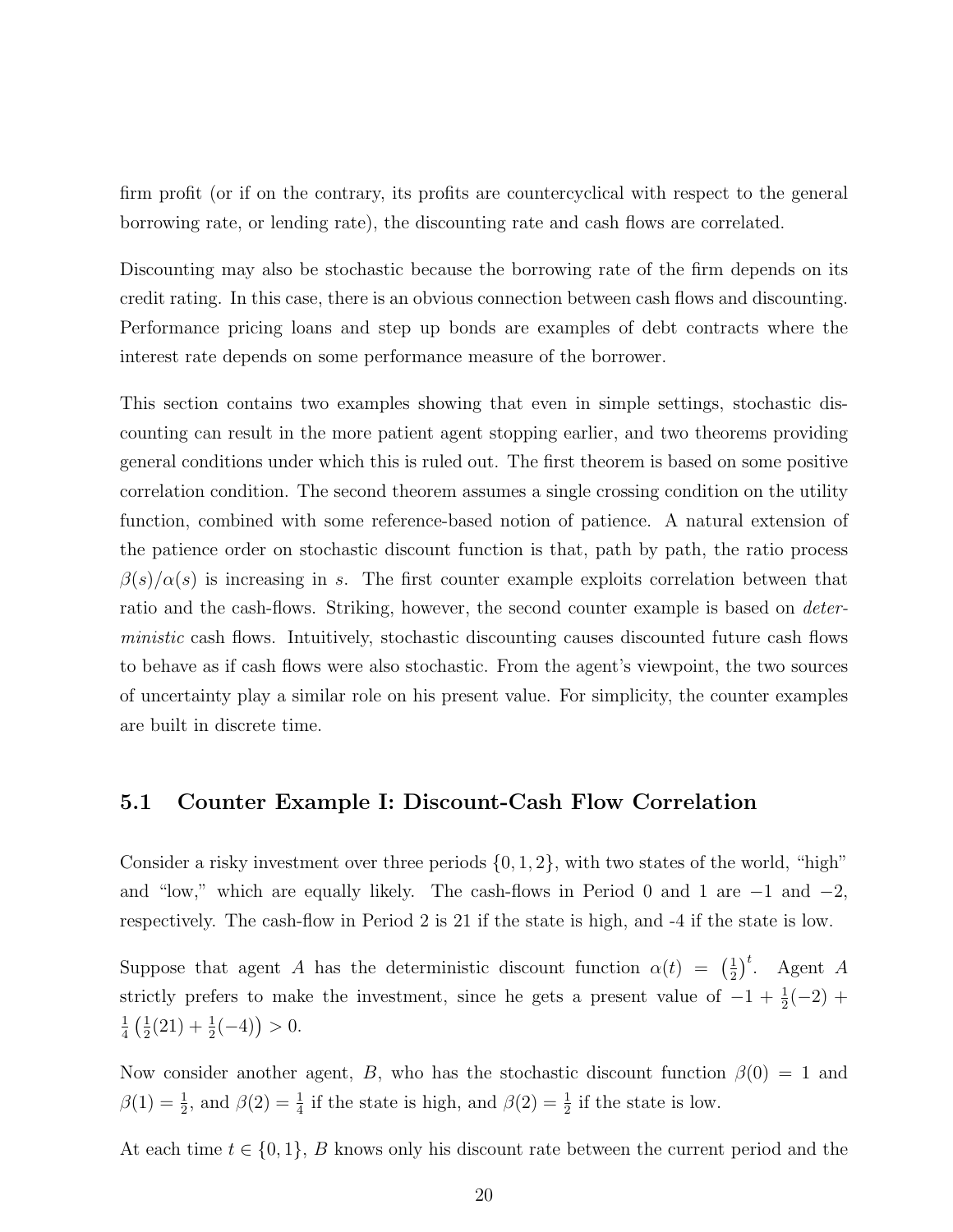firm profit (or if on the contrary, its profits are countercyclical with respect to the general borrowing rate, or lending rate), the discounting rate and cash flows are correlated.

Discounting may also be stochastic because the borrowing rate of the firm depends on its credit rating. In this case, there is an obvious connection between cash flows and discounting. Performance pricing loans and step up bonds are examples of debt contracts where the interest rate depends on some performance measure of the borrower.

This section contains two examples showing that even in simple settings, stochastic discounting can result in the more patient agent stopping earlier, and two theorems providing general conditions under which this is ruled out. The first theorem is based on some positive correlation condition. The second theorem assumes a single crossing condition on the utility function, combined with some reference-based notion of patience. A natural extension of the patience order on stochastic discount function is that, path by path, the ratio process $\beta(s)/\alpha(s)$ is increasing in $s$. The first counter example exploits correlation between that ratio and the cash-flows. Striking, however, the second counter example is based on *deterministic* cash flows. Intuitively, stochastic discounting causes discounted future cash flows to behave as if cash flows were also stochastic. From the agent's viewpoint, the two sources of uncertainty play a similar role on his present value. For simplicity, the counter examples are built in discrete time.

## 5.1 Counter Example I: Discount-Cash Flow Correlation

Consider a risky investment over three periods $\{0, 1, 2\}$, with two states of the world, "high" and "low," which are equally likely. The cash-flows in Period 0 and 1 are $-1$ and $-2$, respectively. The cash-flow in Period 2 is 21 if the state is high, and -4 if the state is low.

Suppose that agent $A$ has the deterministic discount function $\alpha(t) = \left(\frac{1}{2}\right)^t$. Agent $A$ strictly prefers to make the investment, since he gets a present value of $-1 + \frac{1}{2}(-2) + \frac{1}{4}\left(\frac{1}{2}(21) + \frac{1}{2}(-4)\right) > 0$.

Now consider another agent, $B$, who has the stochastic discount function $\beta(0) = 1$ and $\beta(1) = \frac{1}{2}$, and $\beta(2) = \frac{1}{4}$ if the state is high, and $\beta(2) = \frac{1}{2}$ if the state is low.

At each time $t \in \{0, 1\}$, $B$ knows only his discount rate between the current period and the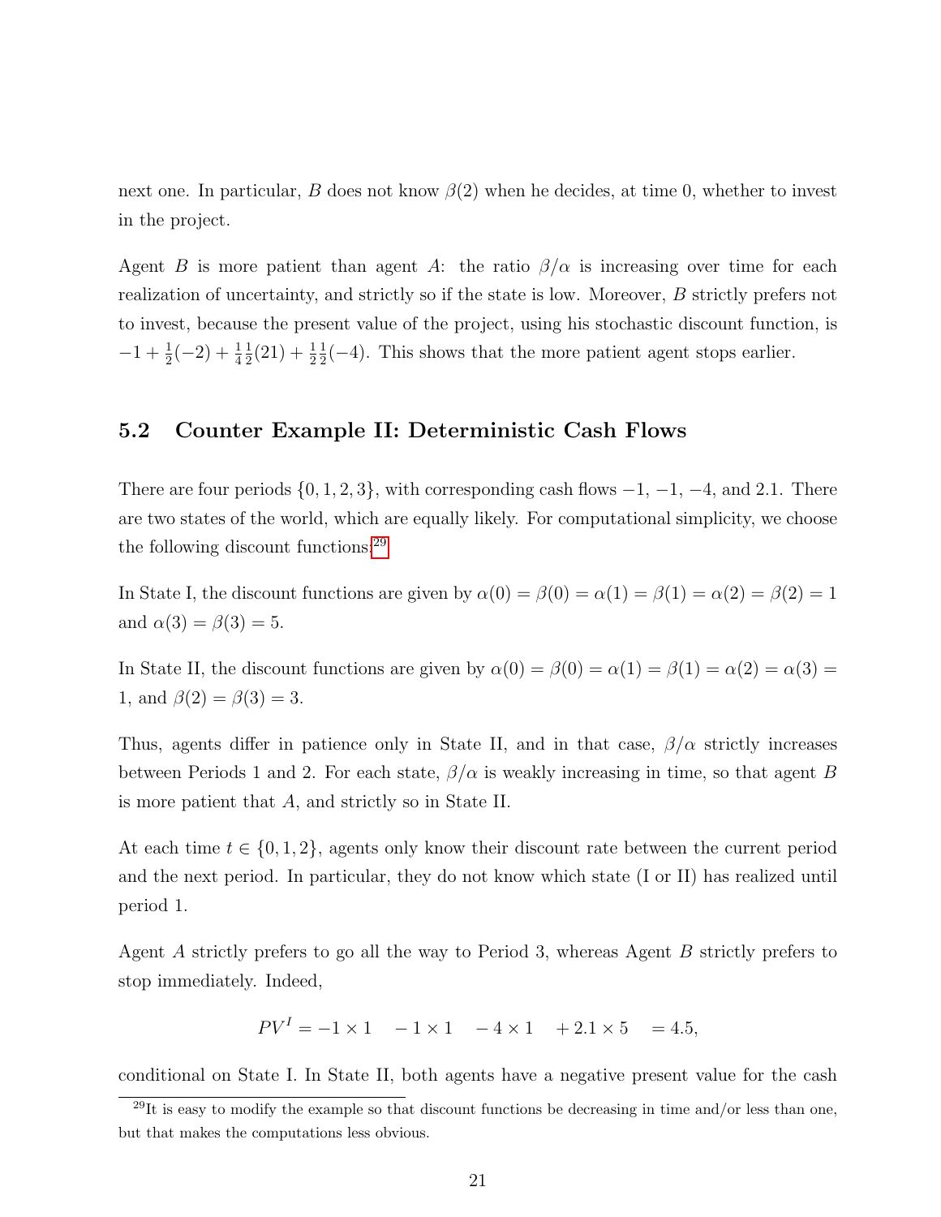next one. In particular, $B$ does not know $\beta(2)$ when he decides, at time 0, whether to invest in the project.

Agent $B$ is more patient than agent $A$: the ratio $\beta/\alpha$ is increasing over time for each realization of uncertainty, and strictly so if the state is low. Moreover, $B$ strictly prefers not to invest, because the present value of the project, using his stochastic discount function, is $-1 + \frac{1}{2}(-2) + \frac{1}{4}\frac{1}{2}(21) + \frac{1}{2}\frac{1}{2}(-4)$. This shows that the more patient agent stops earlier.

## 5.2 Counter Example II: Deterministic Cash Flows

There are four periods $\{0, 1, 2, 3\}$, with corresponding cash flows $-1$, $-1$, $-4$, and $2.1$. There are two states of the world, which are equally likely. For computational simplicity, we choose the following discount functions:[29]

In State I, the discount functions are given by $\alpha(0) = \beta(0) = \alpha(1) = \beta(1) = \alpha(2) = \beta(2) = 1$ and $\alpha(3) = \beta(3) = 5$.

In State II, the discount functions are given by $\alpha(0) = \beta(0) = \alpha(1) = \beta(1) = \alpha(2) = \alpha(3) = 1$, and $\beta(2) = \beta(3) = 3$.

Thus, agents differ in patience only in State II, and in that case, $\beta/\alpha$ strictly increases between Periods 1 and 2. For each state, $\beta/\alpha$ is weakly increasing in time, so that agent $B$ is more patient that $A$, and strictly so in State II.

At each time $t \in \{0, 1, 2\}$, agents only know their discount rate between the current period and the next period. In particular, they do not know which state (I or II) has realized until period 1.

Agent $A$ strictly prefers to go all the way to Period 3, whereas Agent $B$ strictly prefers to stop immediately. Indeed,

$$PV^I = -1 \times 1 \quad - 1 \times 1 \quad - 4 \times 1 \quad + 2.1 \times 5 \quad = 4.5,$$

conditional on State I. In State II, both agents have a negative present value for the cash

[29] It is easy to modify the example so that discount functions be decreasing in time and/or less than one, but that makes the computations less obvious.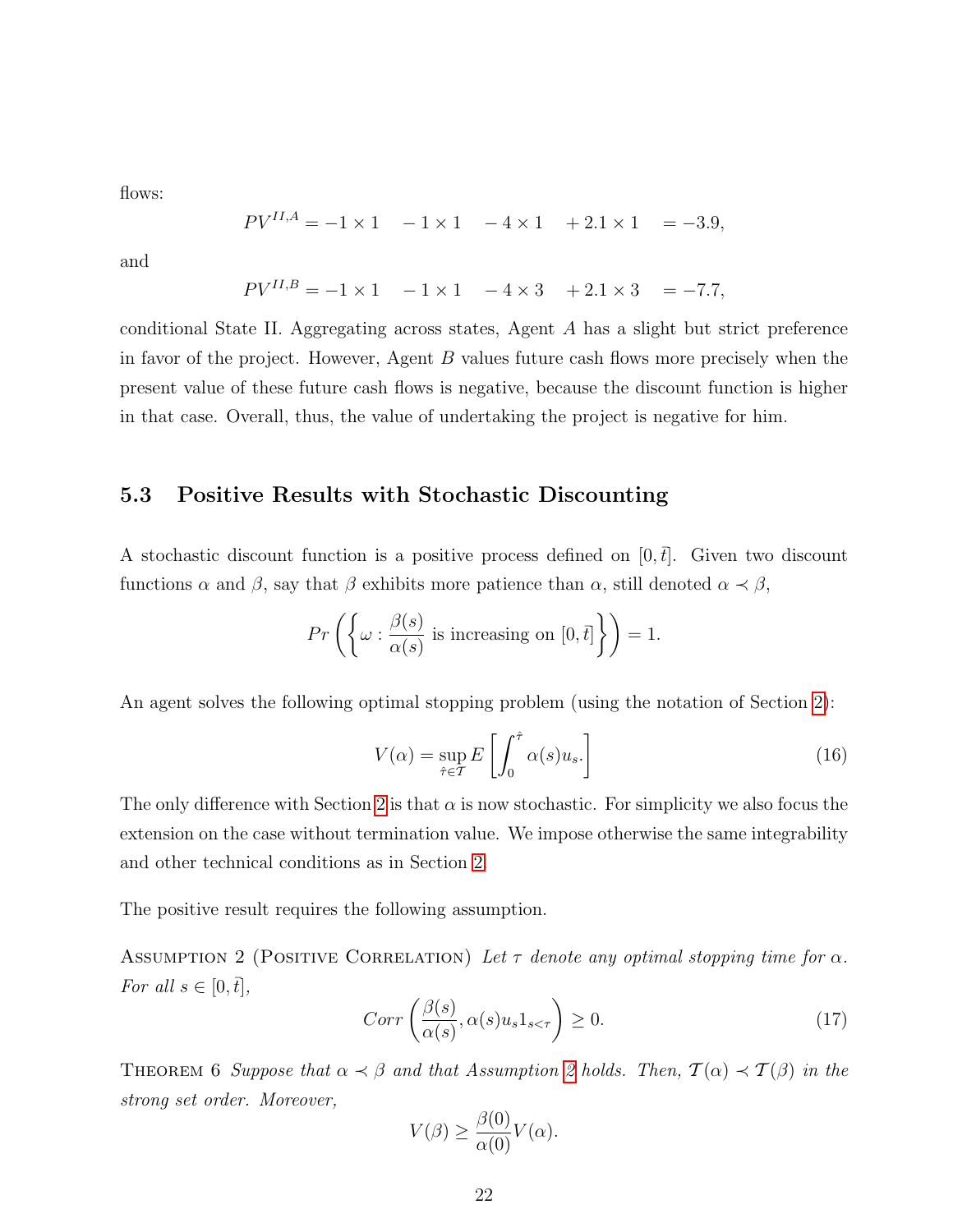flows:

$$PV^{II,A} = -1 \times 1 \quad -1 \times 1 \quad -4 \times 1 \quad +2.1 \times 1 \quad = -3.9,$$

and

$$PV^{II,B} = -1 \times 1 \quad -1 \times 1 \quad -4 \times 3 \quad +2.1 \times 3 \quad = -7.7,$$

conditional State II. Aggregating across states, Agent $A$ has a slight but strict preference in favor of the project. However, Agent $B$ values future cash flows more precisely when the present value of these future cash flows is negative, because the discount function is higher in that case. Overall, thus, the value of undertaking the project is negative for him.

## 5.3 Positive Results with Stochastic Discounting

A stochastic discount function is a positive process defined on $[0, \bar{t}]$. Given two discount functions $\alpha$ and $\beta$, say that $\beta$ exhibits more patience than $\alpha$, still denoted $\alpha \prec \beta$,

$$Pr\left(\left\{\omega : \frac{\beta(s)}{\alpha(s)} \text{ is increasing on } [0, \bar{t}]\right\}\right) = 1.$$

An agent solves the following optimal stopping problem (using the notation of Section 2):

$$V(\alpha) = \sup_{\hat{\tau} \in \mathcal{T}} E\left[\int_0^{\hat{\tau}} \alpha(s) u_s.\right] \tag{16}$$

The only difference with Section 2 is that $\alpha$ is now stochastic. For simplicity we also focus the extension on the case without termination value. We impose otherwise the same integrability and other technical conditions as in Section 2.

The positive result requires the following assumption.

Assumption 2 (Positive Correlation) *Let $\tau$ denote any optimal stopping time for $\alpha$. For all $s \in [0, \bar{t}]$,*

$$Corr\left(\frac{\beta(s)}{\alpha(s)}, \alpha(s) u_s 1_{s<\tau}\right) \geq 0. \tag{17}$$

Theorem 6 *Suppose that $\alpha \prec \beta$ and that Assumption 2 holds. Then, $\mathcal{T}(\alpha) \prec \mathcal{T}(\beta)$ in the strong set order. Moreover,*

$$V(\beta) \geq \frac{\beta(0)}{\alpha(0)} V(\alpha).$$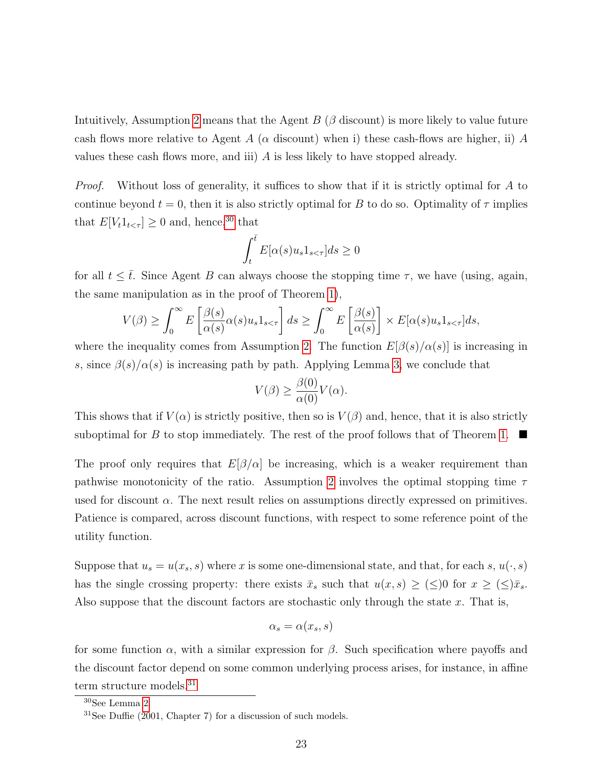Intuitively, Assumption 2 means that the Agent $B$ ($\beta$ discount) is more likely to value future cash flows more relative to Agent $A$ ($\alpha$ discount) when i) these cash-flows are higher, ii) $A$ values these cash flows more, and iii) $A$ is less likely to have stopped already.

*Proof.* Without loss of generality, it suffices to show that if it is strictly optimal for $A$ to continue beyond $t = 0$, then it is also strictly optimal for $B$ to do so. Optimality of $\tau$ implies that $E[V_t 1_{t<\tau}] \geq 0$ and, hence,[30] that

$$\int_t^{\bar{t}} E[\alpha(s) u_s 1_{s<\tau}] ds \geq 0$$

for all $t \leq \bar{t}$. Since Agent $B$ can always choose the stopping time $\tau$, we have (using, again, the same manipulation as in the proof of Theorem 1),

$$V(\beta) \geq \int_0^\infty E\left[\frac{\beta(s)}{\alpha(s)} \alpha(s) u_s 1_{s<\tau}\right] ds \geq \int_0^\infty E\left[\frac{\beta(s)}{\alpha(s)}\right] \times E[\alpha(s) u_s 1_{s<\tau}] ds,$$

where the inequality comes from Assumption 2. The function $E[\beta(s)/\alpha(s)]$ is increasing in $s$, since $\beta(s)/\alpha(s)$ is increasing path by path. Applying Lemma 3, we conclude that

$$V(\beta) \geq \frac{\beta(0)}{\alpha(0)} V(\alpha).$$

This shows that if $V(\alpha)$ is strictly positive, then so is $V(\beta)$ and, hence, that it is also strictly suboptimal for $B$ to stop immediately. The rest of the proof follows that of Theorem 1. ■

The proof only requires that $E[\beta/\alpha]$ be increasing, which is a weaker requirement than pathwise monotonicity of the ratio. Assumption 2 involves the optimal stopping time $\tau$ used for discount $\alpha$. The next result relies on assumptions directly expressed on primitives. Patience is compared, across discount functions, with respect to some reference point of the utility function.

Suppose that $u_s = u(x_s, s)$ where $x$ is some one-dimensional state, and that, for each $s$, $u(\cdot, s)$ has the single crossing property: there exists $\bar{x}_s$ such that $u(x, s) \geq (\leq) 0$ for $x \geq (\leq) \bar{x}_s$. Also suppose that the discount factors are stochastic only through the state $x$. That is,

$$\alpha_s = \alpha(x_s, s)$$

for some function $\alpha$, with a similar expression for $\beta$. Such specification where payoffs and the discount factor depend on some common underlying process arises, for instance, in affine term structure models.[31]

[30] See Lemma 2.

[31] See Duffie (2001, Chapter 7) for a discussion of such models.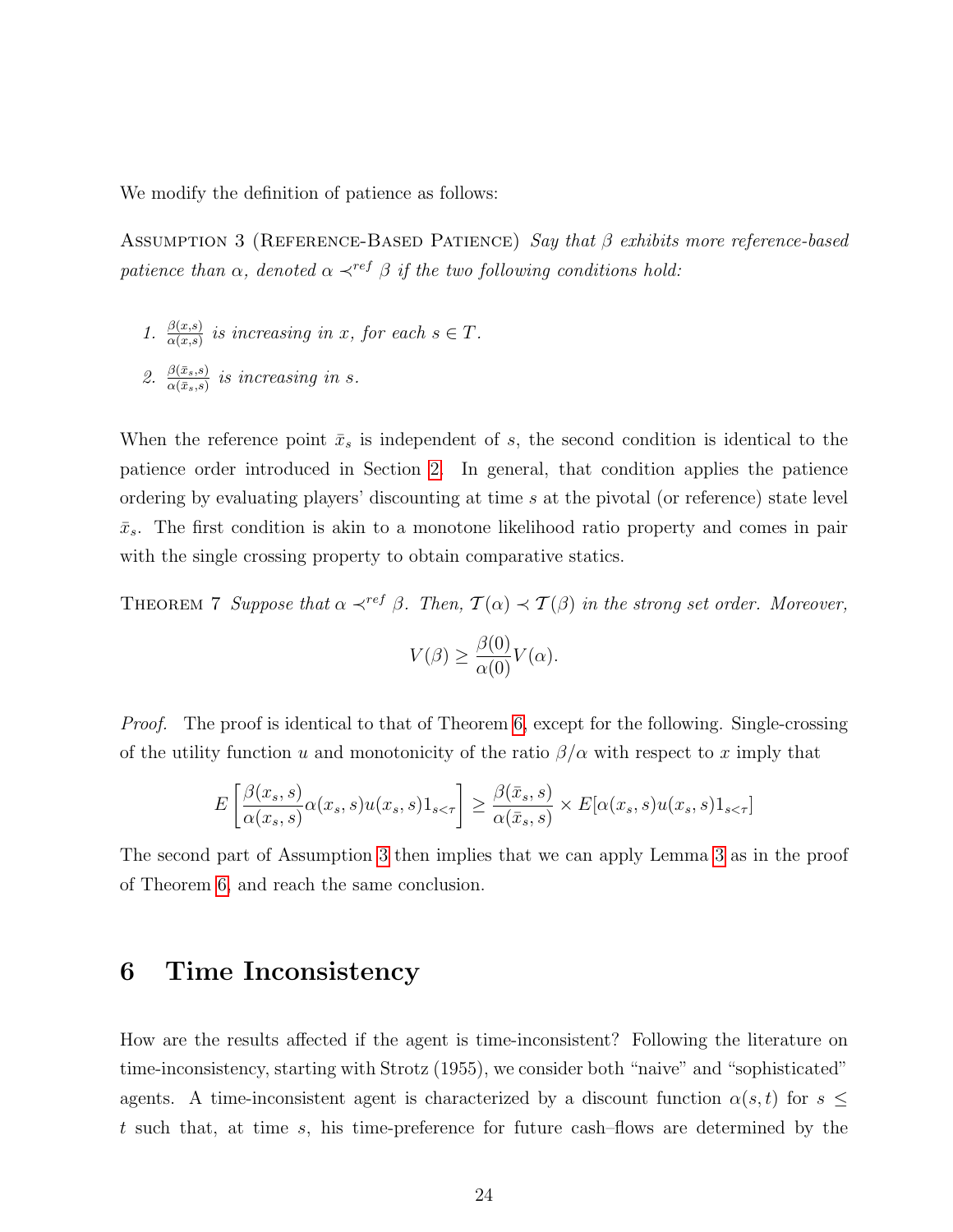We modify the definition of patience as follows:

Assumption 3 (Reference-Based Patience) *Say that $\beta$ exhibits more reference-based patience than $\alpha$, denoted $\alpha \prec^{ref} \beta$ if the two following conditions hold:*

1. $\frac{\beta(x,s)}{\alpha(x,s)}$ *is increasing in $x$, for each $s \in T$.*
2. $\frac{\beta(\bar{x}_s,s)}{\alpha(\bar{x}_s,s)}$ *is increasing in $s$.*

When the reference point $\bar{x}_s$ is independent of $s$, the second condition is identical to the patience order introduced in Section 2. In general, that condition applies the patience ordering by evaluating players' discounting at time $s$ at the pivotal (or reference) state level $\bar{x}_s$. The first condition is akin to a monotone likelihood ratio property and comes in pair with the single crossing property to obtain comparative statics.

Theorem 7 *Suppose that $\alpha \prec^{ref} \beta$. Then, $\mathcal{T}(\alpha) \prec \mathcal{T}(\beta)$ in the strong set order. Moreover,*

$$V(\beta) \geq \frac{\beta(0)}{\alpha(0)} V(\alpha).$$

*Proof.* The proof is identical to that of Theorem 6, except for the following. Single-crossing of the utility function $u$ and monotonicity of the ratio $\beta/\alpha$ with respect to $x$ imply that

$$E\left[\frac{\beta(x_s,s)}{\alpha(x_s,s)}\alpha(x_s,s)u(x_s,s)1_{s<\tau}\right] \geq \frac{\beta(\bar{x}_s,s)}{\alpha(\bar{x}_s,s)} \times E[\alpha(x_s,s)u(x_s,s)1_{s<\tau}]$$

The second part of Assumption 3 then implies that we can apply Lemma 3 as in the proof of Theorem 6, and reach the same conclusion.

# 6 Time Inconsistency

How are the results affected if the agent is time-inconsistent? Following the literature on time-inconsistency, starting with Strotz (1955), we consider both "naive" and "sophisticated" agents. A time-inconsistent agent is characterized by a discount function $\alpha(s,t)$ for $s \leq t$ such that, at time $s$, his time-preference for future cash–flows are determined by the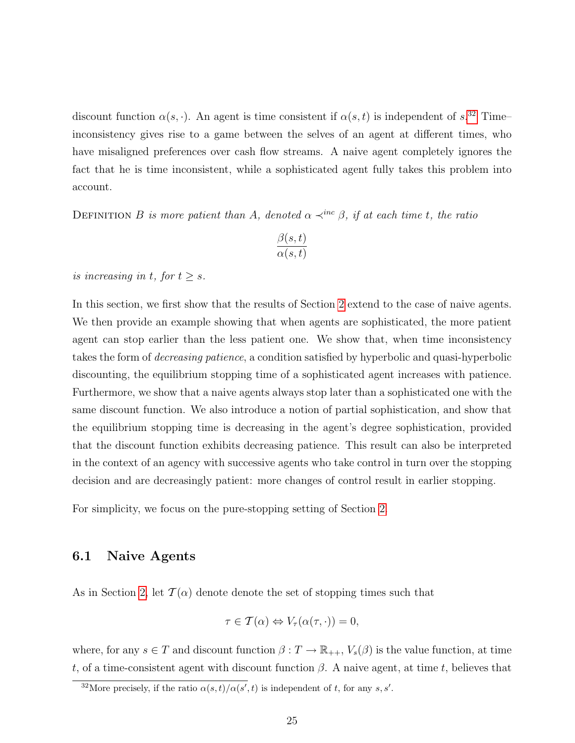discount function $\alpha(s, \cdot)$. An agent is time consistent if $\alpha(s,t)$ is independent of $s$.[32] Time–inconsistency gives rise to a game between the selves of an agent at different times, who have misaligned preferences over cash flow streams. A naive agent completely ignores the fact that he is time inconsistent, while a sophisticated agent fully takes this problem into account.

Definition *B is more patient than A, denoted $\alpha \prec^{inc} \beta$, if at each time $t$, the ratio*

$$\frac{\beta(s,t)}{\alpha(s,t)}$$

*is increasing in $t$, for $t \geq s$.*

In this section, we first show that the results of Section 2 extend to the case of naive agents. We then provide an example showing that when agents are sophisticated, the more patient agent can stop earlier than the less patient one. We show that, when time inconsistency takes the form of *decreasing patience*, a condition satisfied by hyperbolic and quasi-hyperbolic discounting, the equilibrium stopping time of a sophisticated agent increases with patience. Furthermore, we show that a naive agents always stop later than a sophisticated one with the same discount function. We also introduce a notion of partial sophistication, and show that the equilibrium stopping time is decreasing in the agent's degree sophistication, provided that the discount function exhibits decreasing patience. This result can also be interpreted in the context of an agency with successive agents who take control in turn over the stopping decision and are decreasingly patient: more changes of control result in earlier stopping.

For simplicity, we focus on the pure-stopping setting of Section 2.

## 6.1 Naive Agents

As in Section 2, let $\mathcal{T}(\alpha)$ denote denote the set of stopping times such that

$$\tau \in \mathcal{T}(\alpha) \Leftrightarrow V_\tau(\alpha(\tau, \cdot)) = 0,$$

where, for any $s \in T$ and discount function $\beta : T \to \mathbb{R}_{++}$, $V_s(\beta)$ is the value function, at time $t$, of a time-consistent agent with discount function $\beta$. A naive agent, at time $t$, believes that

[32] More precisely, if the ratio $\alpha(s,t)/\alpha(s',t)$ is independent of $t$, for any $s, s'$.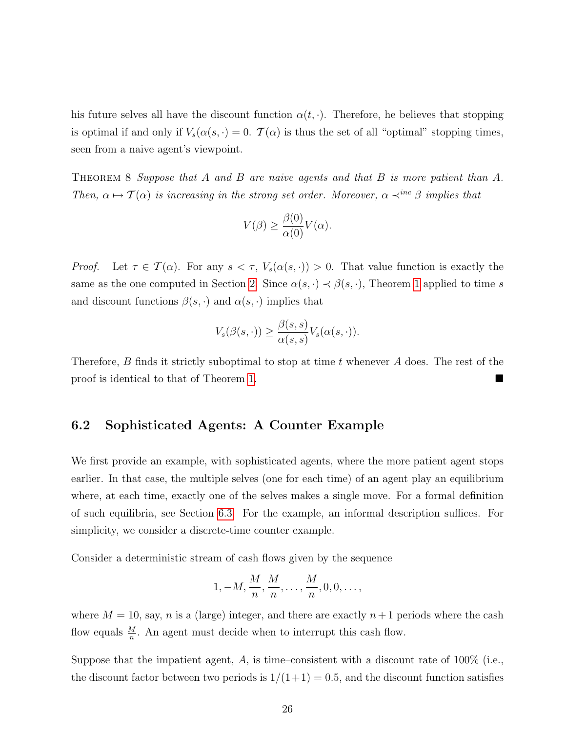his future selves all have the discount function $\alpha(t, \cdot)$. Therefore, he believes that stopping is optimal if and only if $V_s(\alpha(s, \cdot) = 0$. $\mathcal{T}(\alpha)$ is thus the set of all "optimal" stopping times, seen from a naive agent's viewpoint.

THEOREM 8 *Suppose that $A$ and $B$ are naive agents and that $B$ is more patient than $A$. Then, $\alpha \mapsto \mathcal{T}(\alpha)$ is increasing in the strong set order. Moreover, $\alpha \prec^{inc} \beta$ implies that*

$$V(\beta) \geq \frac{\beta(0)}{\alpha(0)} V(\alpha).$$

*Proof.* Let $\tau \in \mathcal{T}(\alpha)$. For any $s < \tau$, $V_s(\alpha(s, \cdot)) > 0$. That value function is exactly the same as the one computed in Section 2. Since $\alpha(s, \cdot) \prec \beta(s, \cdot)$, Theorem 1 applied to time $s$ and discount functions $\beta(s, \cdot)$ and $\alpha(s, \cdot)$ implies that

$$V_s(\beta(s, \cdot)) \geq \frac{\beta(s, s)}{\alpha(s, s)} V_s(\alpha(s, \cdot)).$$

Therefore, $B$ finds it strictly suboptimal to stop at time $t$ whenever $A$ does. The rest of the proof is identical to that of Theorem 1. ■

### 6.2 Sophisticated Agents: A Counter Example

We first provide an example, with sophisticated agents, where the more patient agent stops earlier. In that case, the multiple selves (one for each time) of an agent play an equilibrium where, at each time, exactly one of the selves makes a single move. For a formal definition of such equilibria, see Section 6.3. For the example, an informal description suffices. For simplicity, we consider a discrete-time counter example.

Consider a deterministic stream of cash flows given by the sequence

$$1, -M, \frac{M}{n}, \frac{M}{n}, \ldots, \frac{M}{n}, 0, 0, \ldots,$$

where $M = 10$, say, $n$ is a (large) integer, and there are exactly $n+1$ periods where the cash flow equals $\frac{M}{n}$. An agent must decide when to interrupt this cash flow.

Suppose that the impatient agent, $A$, is time–consistent with a discount rate of 100% (i.e., the discount factor between two periods is $1/(1+1) = 0.5$, and the discount function satisfies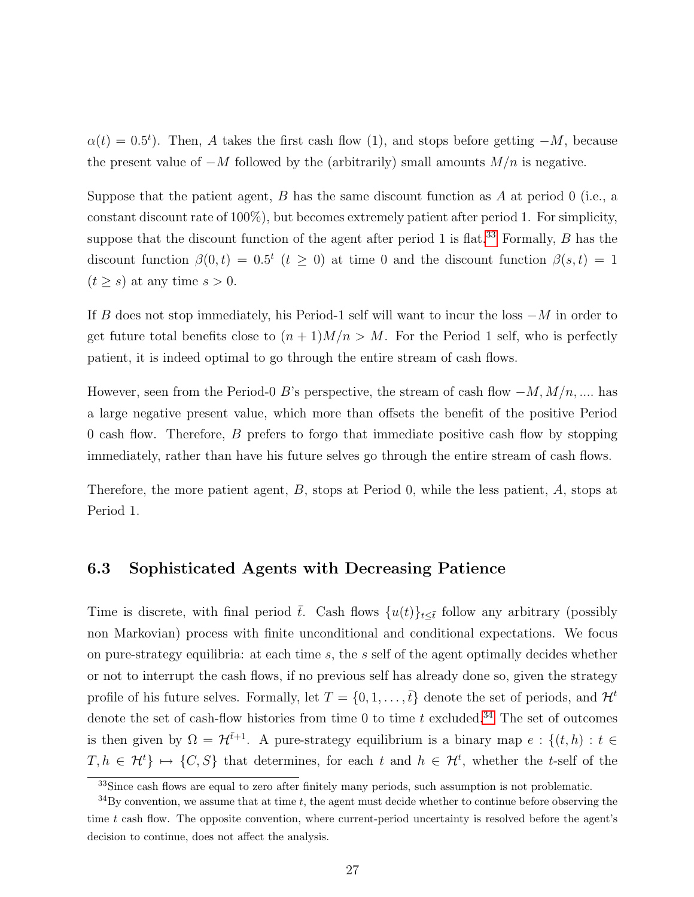$\alpha(t) = 0.5^t$). Then, $A$ takes the first cash flow (1), and stops before getting $-M$, because the present value of $-M$ followed by the (arbitrarily) small amounts $M/n$ is negative.

Suppose that the patient agent, $B$ has the same discount function as $A$ at period 0 (i.e., a constant discount rate of 100%), but becomes extremely patient after period 1. For simplicity, suppose that the discount function of the agent after period 1 is flat.[33] Formally, $B$ has the discount function $\beta(0, t) = 0.5^t$ ($t \geq 0$) at time 0 and the discount function $\beta(s, t) = 1$ ($t \geq s$) at any time $s > 0$.

If $B$ does not stop immediately, his Period-1 self will want to incur the loss $-M$ in order to get future total benefits close to $(n+1)M/n > M$. For the Period 1 self, who is perfectly patient, it is indeed optimal to go through the entire stream of cash flows.

However, seen from the Period-0 $B$'s perspective, the stream of cash flow $-M, M/n, \ldots$ has a large negative present value, which more than offsets the benefit of the positive Period 0 cash flow. Therefore, $B$ prefers to forgo that immediate positive cash flow by stopping immediately, rather than have his future selves go through the entire stream of cash flows.

Therefore, the more patient agent, $B$, stops at Period 0, while the less patient, $A$, stops at Period 1.

## 6.3 Sophisticated Agents with Decreasing Patience

Time is discrete, with final period $\bar{t}$. Cash flows $\{u(t)\}_{t \leq \bar{t}}$ follow any arbitrary (possibly non Markovian) process with finite unconditional and conditional expectations. We focus on pure-strategy equilibria: at each time $s$, the $s$ self of the agent optimally decides whether or not to interrupt the cash flows, if no previous self has already done so, given the strategy profile of his future selves. Formally, let $T = \{0, 1, \ldots, \bar{t}\}$ denote the set of periods, and $\mathcal{H}^t$ denote the set of cash-flow histories from time 0 to time $t$ excluded.[34] The set of outcomes is then given by $\Omega = \mathcal{H}^{\bar{t}+1}$. A pure-strategy equilibrium is a binary map $e : \{(t, h) : t \in T, h \in \mathcal{H}^t\} \mapsto \{C, S\}$ that determines, for each $t$ and $h \in \mathcal{H}^t$, whether the $t$-self of the

[33] Since cash flows are equal to zero after finitely many periods, such assumption is not problematic.

[34] By convention, we assume that at time $t$, the agent must decide whether to continue before observing the time $t$ cash flow. The opposite convention, where current-period uncertainty is resolved before the agent's decision to continue, does not affect the analysis.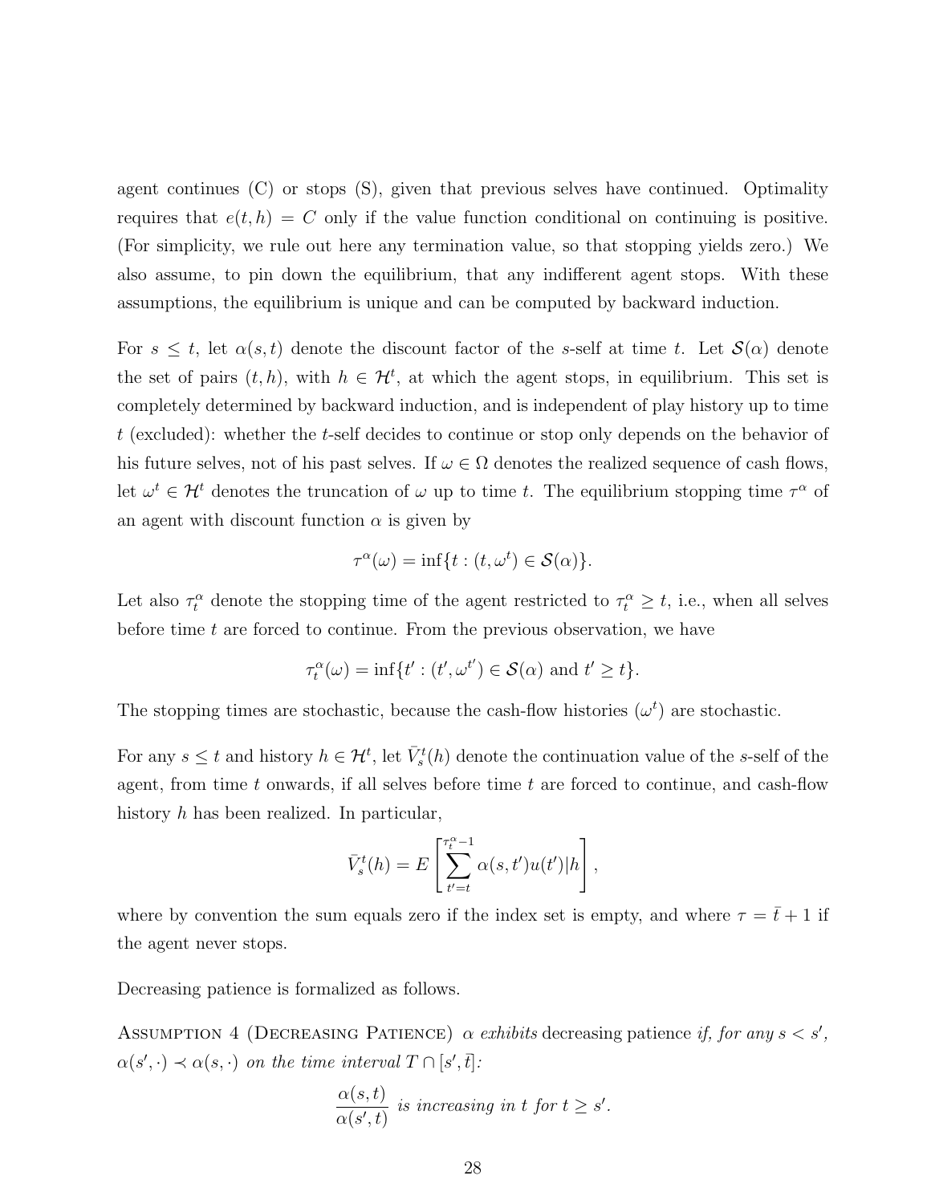agent continues (C) or stops (S), given that previous selves have continued. Optimality requires that $e(t, h) = C$ only if the value function conditional on continuing is positive. (For simplicity, we rule out here any termination value, so that stopping yields zero.) We also assume, to pin down the equilibrium, that any indifferent agent stops. With these assumptions, the equilibrium is unique and can be computed by backward induction.

For $s \leq t$, let $\alpha(s, t)$ denote the discount factor of the $s$-self at time $t$. Let $\mathcal{S}(\alpha)$ denote the set of pairs $(t, h)$, with $h \in \mathcal{H}^t$, at which the agent stops, in equilibrium. This set is completely determined by backward induction, and is independent of play history up to time $t$ (excluded): whether the $t$-self decides to continue or stop only depends on the behavior of his future selves, not of his past selves. If $\omega \in \Omega$ denotes the realized sequence of cash flows, let $\omega^t \in \mathcal{H}^t$ denotes the truncation of $\omega$ up to time $t$. The equilibrium stopping time $\tau^\alpha$ of an agent with discount function $\alpha$ is given by

$$\tau^\alpha(\omega) = \inf\{t : (t, \omega^t) \in \mathcal{S}(\alpha)\}.$$

Let also $\tau_t^\alpha$ denote the stopping time of the agent restricted to $\tau_t^\alpha \geq t$, i.e., when all selves before time $t$ are forced to continue. From the previous observation, we have

$$\tau_t^\alpha(\omega) = \inf\{t' : (t', \omega^{t'}) \in \mathcal{S}(\alpha) \text{ and } t' \geq t\}.$$

The stopping times are stochastic, because the cash-flow histories $(\omega^t)$ are stochastic.

For any $s \leq t$ and history $h \in \mathcal{H}^t$, let $\bar{V}_s^t(h)$ denote the continuation value of the $s$-self of the agent, from time $t$ onwards, if all selves before time $t$ are forced to continue, and cash-flow history $h$ has been realized. In particular,

$$\bar{V}_s^t(h) = E\left[\sum_{t'=t}^{\tau_t^\alpha - 1} \alpha(s, t') u(t') | h\right],$$

where by convention the sum equals zero if the index set is empty, and where $\tau = \bar{t} + 1$ if the agent never stops.

Decreasing patience is formalized as follows.

Assumption 4 (Decreasing Patience) *$\alpha$ exhibits* decreasing patience *if, for any $s < s'$, $\alpha(s', \cdot) \prec \alpha(s, \cdot)$ on the time interval $T \cap [s', \bar{t}]$:*

$$\frac{\alpha(s, t)}{\alpha(s', t)} \text{ is increasing in } t \text{ for } t \geq s'.$$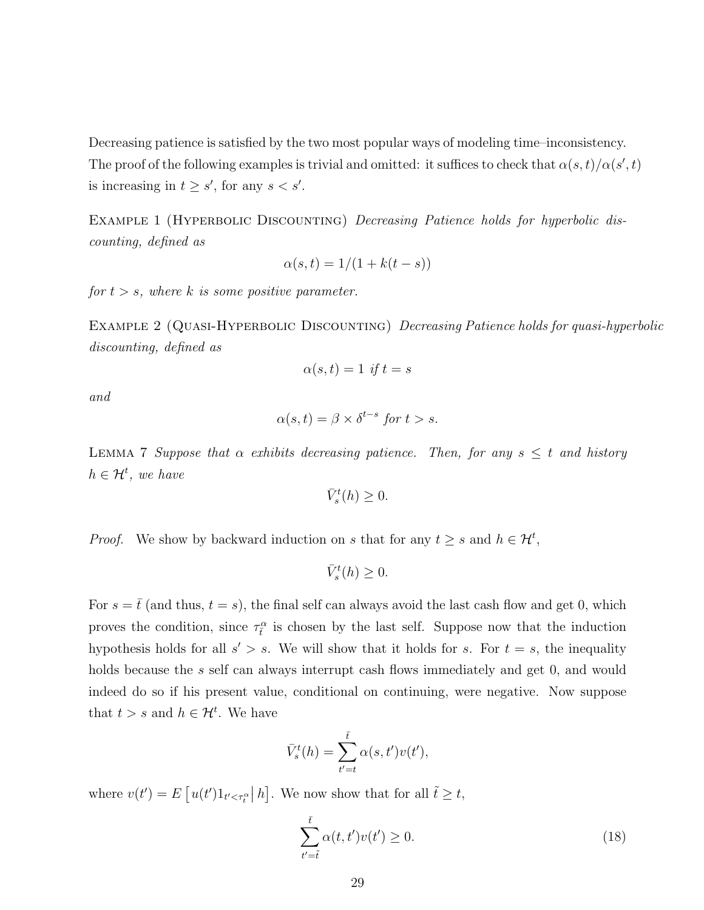Decreasing patience is satisfied by the two most popular ways of modeling time–inconsistency. The proof of the following examples is trivial and omitted: it suffices to check that $\alpha(s,t)/\alpha(s',t)$ is increasing in $t \geq s'$, for any $s < s'$.

Example 1 (Hyperbolic Discounting) *Decreasing Patience holds for hyperbolic discounting, defined as*

$$\alpha(s,t) = 1/(1 + k(t-s))$$

*for $t > s$, where $k$ is some positive parameter.*

Example 2 (Quasi-Hyperbolic Discounting) *Decreasing Patience holds for quasi-hyperbolic discounting, defined as*

$$\alpha(s,t) = 1 \text{ if } t = s$$

*and*

$$\alpha(s,t) = \beta \times \delta^{t-s} \text{ for } t > s.$$

Lemma 7 *Suppose that $\alpha$ exhibits decreasing patience. Then, for any $s \leq t$ and history $h \in \mathcal{H}^t$, we have*

$$\bar{V}_s^t(h) \geq 0.$$

*Proof.* We show by backward induction on $s$ that for any $t \geq s$ and $h \in \mathcal{H}^t$,

$$\bar{V}_s^t(h) \geq 0.$$

For $s = \bar{t}$ (and thus, $t = s$), the final self can always avoid the last cash flow and get 0, which proves the condition, since $\tau_{\bar{t}}^\alpha$ is chosen by the last self. Suppose now that the induction hypothesis holds for all $s' > s$. We will show that it holds for $s$. For $t = s$, the inequality holds because the $s$ self can always interrupt cash flows immediately and get 0, and would indeed do so if his present value, conditional on continuing, were negative. Now suppose that $t > s$ and $h \in \mathcal{H}^t$. We have

$$\bar{V}_s^t(h) = \sum_{t'=t}^{\bar{t}} \alpha(s,t')v(t'),$$

where $v(t') = E\left[u(t')1_{t' < \tau_t^\alpha} \middle| h\right]$. We now show that for all $\tilde{t} \geq t$,

$$\sum_{t'=\tilde{t}}^{\bar{t}} \alpha(t,t')v(t') \geq 0. \tag{18}$$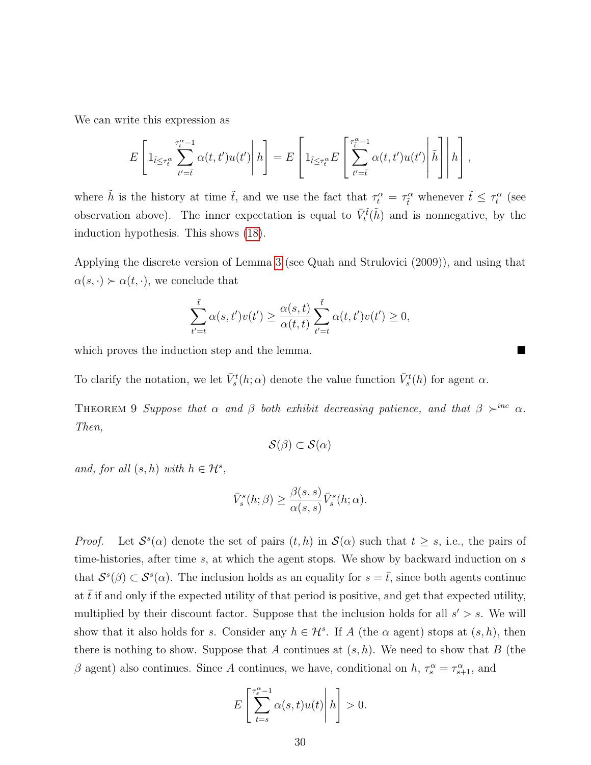We can write this expression as

$$E\left[1_{\tilde{t}\leq\tau_t^\alpha}\sum_{t'=\tilde{t}}^{\tau_t^\alpha-1}\alpha(t,t')u(t')\middle| h\right] = E\left[1_{\tilde{t}\leq\tau_t^\alpha}E\left[\sum_{t'=\tilde{t}}^{\tau_{\tilde{t}}^\alpha-1}\alpha(t,t')u(t')\middle|\tilde{h}\right]\middle| h\right],$$

where $\tilde{h}$ is the history at time $\tilde{t}$, and we use the fact that $\tau_t^\alpha = \tau_{\tilde{t}}^\alpha$ whenever $\tilde{t} \leq \tau_t^\alpha$ (see observation above). The inner expectation is equal to $\bar{V}_t^{\tilde{t}}(\tilde{h})$ and is nonnegative, by the induction hypothesis. This shows (18).

Applying the discrete version of Lemma 3 (see Quah and Strulovici (2009)), and using that $\alpha(s,\cdot) \succ \alpha(t,\cdot)$, we conclude that

$$\sum_{t'=t}^{\bar{t}}\alpha(s,t')v(t') \geq \frac{\alpha(s,t)}{\alpha(t,t)}\sum_{t'=t}^{\bar{t}}\alpha(t,t')v(t') \geq 0,$$

which proves the induction step and the lemma. ■

To clarify the notation, we let $\bar{V}_s^t(h;\alpha)$ denote the value function $\bar{V}_s^t(h)$ for agent $\alpha$.

Theorem 9 *Suppose that $\alpha$ and $\beta$ both exhibit decreasing patience, and that $\beta \succ^{inc} \alpha$. Then,*

$$\mathcal{S}(\beta) \subset \mathcal{S}(\alpha)$$

*and, for all $(s,h)$ with $h \in \mathcal{H}^s$,*

$$\bar{V}_s^s(h;\beta) \geq \frac{\beta(s,s)}{\alpha(s,s)}\bar{V}_s^s(h;\alpha).$$

*Proof.* Let $\mathcal{S}^s(\alpha)$ denote the set of pairs $(t,h)$ in $\mathcal{S}(\alpha)$ such that $t \geq s$, i.e., the pairs of time-histories, after time $s$, at which the agent stops. We show by backward induction on $s$ that $\mathcal{S}^s(\beta) \subset \mathcal{S}^s(\alpha)$. The inclusion holds as an equality for $s = \bar{t}$, since both agents continue at $\bar{t}$ if and only if the expected utility of that period is positive, and get that expected utility, multiplied by their discount factor. Suppose that the inclusion holds for all $s' > s$. We will show that it also holds for $s$. Consider any $h \in \mathcal{H}^s$. If $A$ (the $\alpha$ agent) stops at $(s,h)$, then there is nothing to show. Suppose that $A$ continues at $(s,h)$. We need to show that $B$ (the $\beta$ agent) also continues. Since $A$ continues, we have, conditional on $h$, $\tau_s^\alpha = \tau_{s+1}^\alpha$, and

$$E\left[\sum_{t=s}^{\tau_s^\alpha-1}\alpha(s,t)u(t)\middle| h\right] > 0.$$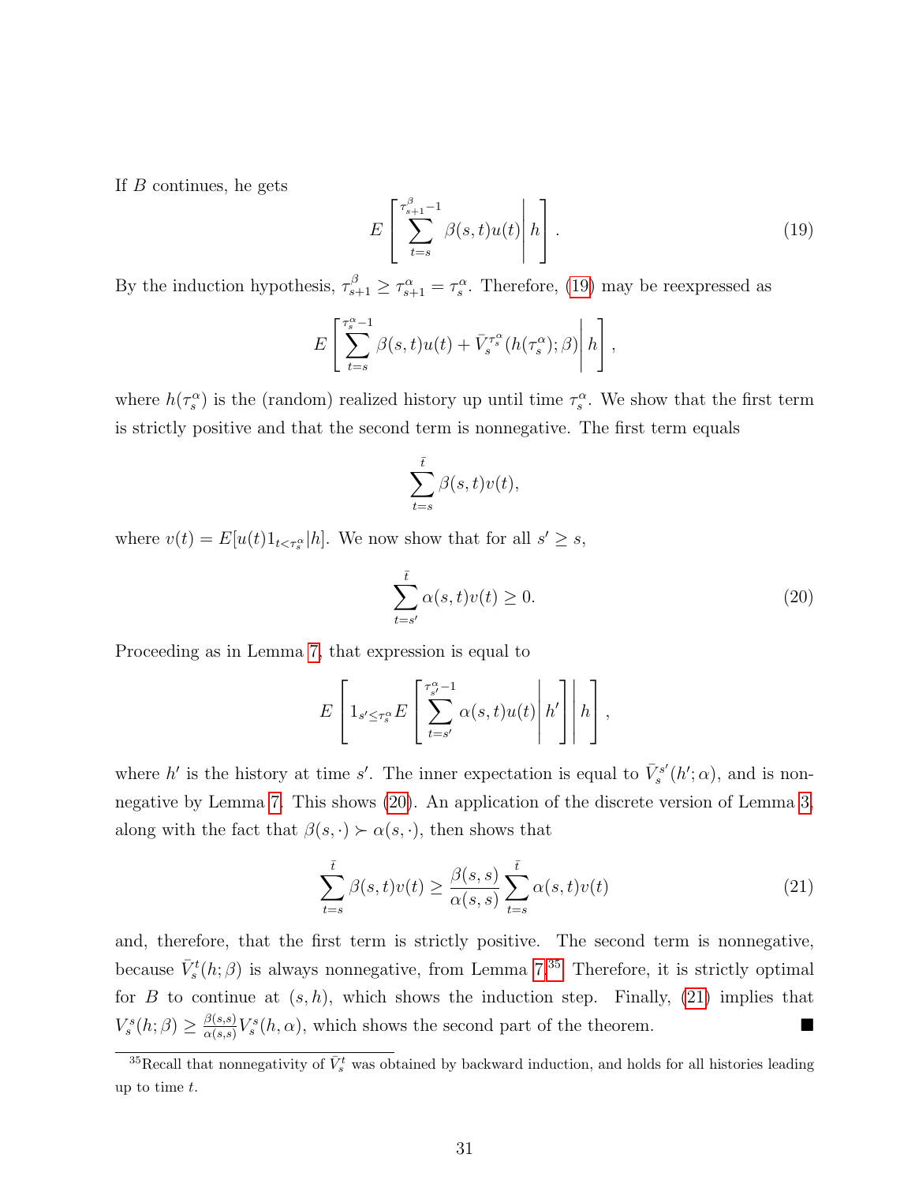If $B$ continues, he gets

$$E\left[\sum_{t=s}^{\tau^{\beta}_{s+1}-1} \beta(s,t)u(t)\middle|\, h\right]. \tag{19}$$

By the induction hypothesis, $\tau^{\beta}_{s+1} \geq \tau^{\alpha}_{s+1} = \tau^{\alpha}_{s}$. Therefore, (19) may be reexpressed as

$$E\left[\sum_{t=s}^{\tau^{\alpha}_{s}-1} \beta(s,t)u(t) + \bar{V}_s^{\tau^{\alpha}_s}(h(\tau^{\alpha}_s);\beta)\middle|\, h\right],$$

where $h(\tau^{\alpha}_s)$ is the (random) realized history up until time $\tau^{\alpha}_s$. We show that the first term is strictly positive and that the second term is nonnegative. The first term equals

$$\sum_{t=s}^{\bar{t}} \beta(s,t)v(t),$$

where $v(t) = E[u(t)1_{t<\tau^{\alpha}_s}|h]$. We now show that for all $s' \geq s$,

$$\sum_{t=s'}^{\bar{t}} \alpha(s,t)v(t) \geq 0. \tag{20}$$

Proceeding as in Lemma 7, that expression is equal to

$$E\left[1_{s'\leq\tau^{\alpha}_s} E\left[\sum_{t=s'}^{\tau^{\alpha}_{s'}-1} \alpha(s,t)u(t)\middle|\, h'\right]\middle|\, h\right],$$

where $h'$ is the history at time $s'$. The inner expectation is equal to $\bar{V}_s^{s'}(h';\alpha)$, and is nonnegative by Lemma 7. This shows (20). An application of the discrete version of Lemma 3, along with the fact that $\beta(s,\cdot) \succ \alpha(s,\cdot)$, then shows that

$$\sum_{t=s}^{\bar{t}} \beta(s,t)v(t) \geq \frac{\beta(s,s)}{\alpha(s,s)} \sum_{t=s}^{\bar{t}} \alpha(s,t)v(t) \tag{21}$$

and, therefore, that the first term is strictly positive. The second term is nonnegative, because $\bar{V}_s^t(h;\beta)$ is always nonnegative, from Lemma 7.[35] Therefore, it is strictly optimal for $B$ to continue at $(s,h)$, which shows the induction step. Finally, (21) implies that $V_s^s(h;\beta) \geq \frac{\beta(s,s)}{\alpha(s,s)} V_s^s(h,\alpha)$, which shows the second part of the theorem. ∎

[35] Recall that nonnegativity of $\bar{V}_s^t$ was obtained by backward induction, and holds for all histories leading up to time $t$.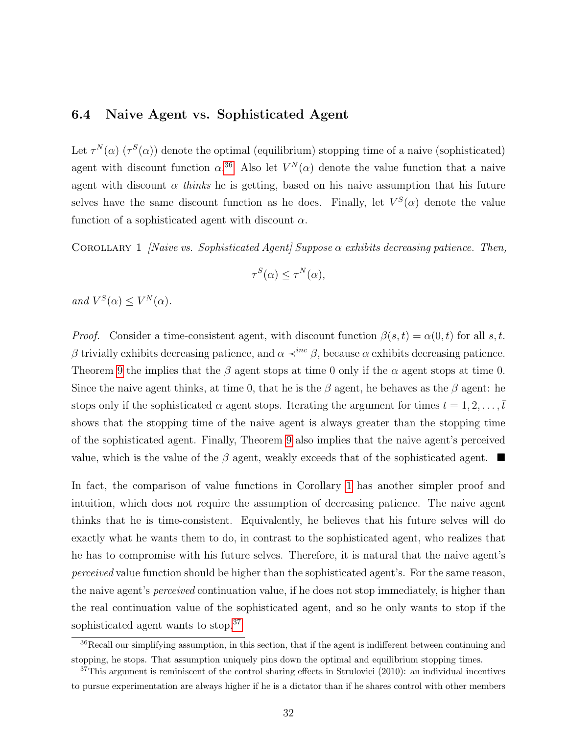### 6.4 Naive Agent vs. Sophisticated Agent

Let $\tau^N(\alpha)$ ($\tau^S(\alpha)$) denote the optimal (equilibrium) stopping time of a naive (sophisticated) agent with discount function $\alpha$.[36] Also let $V^N(\alpha)$ denote the value function that a naive agent with discount $\alpha$ *thinks* he is getting, based on his naive assumption that his future selves have the same discount function as he does. Finally, let $V^S(\alpha)$ denote the value function of a sophisticated agent with discount $\alpha$.

Corollary 1 *[Naive vs. Sophisticated Agent] Suppose $\alpha$ exhibits decreasing patience. Then,*

$$\tau^S(\alpha) \leq \tau^N(\alpha),$$

*and $V^S(\alpha) \leq V^N(\alpha)$.*

*Proof.* Consider a time-consistent agent, with discount function $\beta(s, t) = \alpha(0, t)$ for all $s, t$. $\beta$ trivially exhibits decreasing patience, and $\alpha \prec^{inc} \beta$, because $\alpha$ exhibits decreasing patience. Theorem 9 the implies that the $\beta$ agent stops at time 0 only if the $\alpha$ agent stops at time 0. Since the naive agent thinks, at time 0, that he is the $\beta$ agent, he behaves as the $\beta$ agent: he stops only if the sophisticated $\alpha$ agent stops. Iterating the argument for times $t = 1, 2, \ldots, \bar{t}$ shows that the stopping time of the naive agent is always greater than the stopping time of the sophisticated agent. Finally, Theorem 9 also implies that the naive agent's perceived value, which is the value of the $\beta$ agent, weakly exceeds that of the sophisticated agent. ■

In fact, the comparison of value functions in Corollary 1 has another simpler proof and intuition, which does not require the assumption of decreasing patience. The naive agent thinks that he is time-consistent. Equivalently, he believes that his future selves will do exactly what he wants them to do, in contrast to the sophisticated agent, who realizes that he has to compromise with his future selves. Therefore, it is natural that the naive agent's *perceived* value function should be higher than the sophisticated agent's. For the same reason, the naive agent's *perceived* continuation value, if he does not stop immediately, is higher than the real continuation value of the sophisticated agent, and so he only wants to stop if the sophisticated agent wants to stop.[37]

[36] Recall our simplifying assumption, in this section, that if the agent is indifferent between continuing and stopping, he stops. That assumption uniquely pins down the optimal and equilibrium stopping times.

[37] This argument is reminiscent of the control sharing effects in Strulovici (2010): an individual incentives to pursue experimentation are always higher if he is a dictator than if he shares control with other members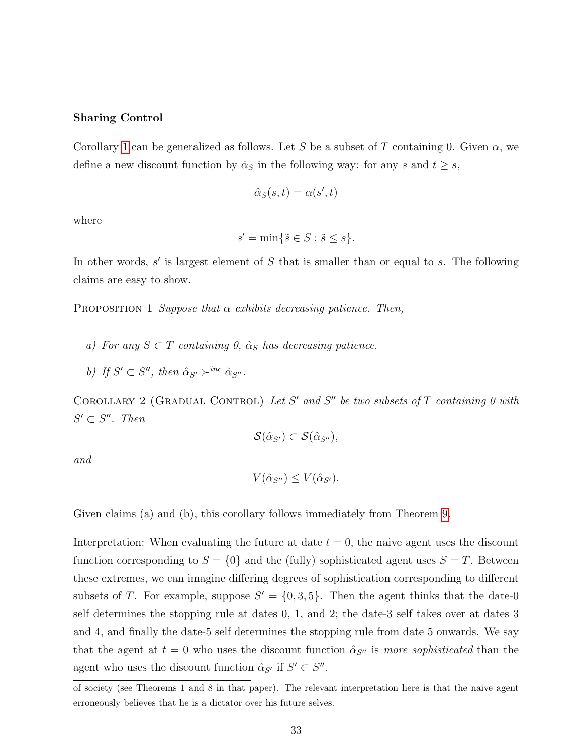**Sharing Control**

Corollary 1 can be generalized as follows. Let $S$ be a subset of $T$ containing 0. Given $\alpha$, we define a new discount function by $\hat{\alpha}_S$ in the following way: for any $s$ and $t \geq s$,

$$\hat{\alpha}_S(s,t) = \alpha(s', t)$$

where

$$s' = \min\{\tilde{s} \in S : \tilde{s} \leq s\}.$$

In other words, $s'$ is largest element of $S$ that is smaller than or equal to $s$. The following claims are easy to show.

Proposition 1 *Suppose that $\alpha$ exhibits decreasing patience. Then,*

*a) For any $S \subset T$ containing 0, $\hat{\alpha}_S$ has decreasing patience.*

*b) If $S' \subset S''$, then $\hat{\alpha}_{S'} \succ^{inc} \hat{\alpha}_{S''}$.*

Corollary 2 (Gradual Control) *Let $S'$ and $S''$ be two subsets of $T$ containing 0 with $S' \subset S''$. Then*

$$\mathcal{S}(\hat{\alpha}_{S'}) \subset \mathcal{S}(\hat{\alpha}_{S''}),$$

*and*

$$V(\hat{\alpha}_{S''}) \leq V(\hat{\alpha}_{S'}).$$

Given claims (a) and (b), this corollary follows immediately from Theorem 9.

Interpretation: When evaluating the future at date $t = 0$, the naive agent uses the discount function corresponding to $S = \{0\}$ and the (fully) sophisticated agent uses $S = T$. Between these extremes, we can imagine differing degrees of sophistication corresponding to different subsets of $T$. For example, suppose $S' = \{0, 3, 5\}$. Then the agent thinks that the date-0 self determines the stopping rule at dates 0, 1, and 2; the date-3 self takes over at dates 3 and 4, and finally the date-5 self determines the stopping rule from date 5 onwards. We say that the agent at $t = 0$ who uses the discount function $\hat{\alpha}_{S''}$ is *more sophisticated* than the agent who uses the discount function $\hat{\alpha}_{S'}$ if $S' \subset S''$.

of society (see Theorems 1 and 8 in that paper). The relevant interpretation here is that the naive agent erroneously believes that he is a dictator over his future selves.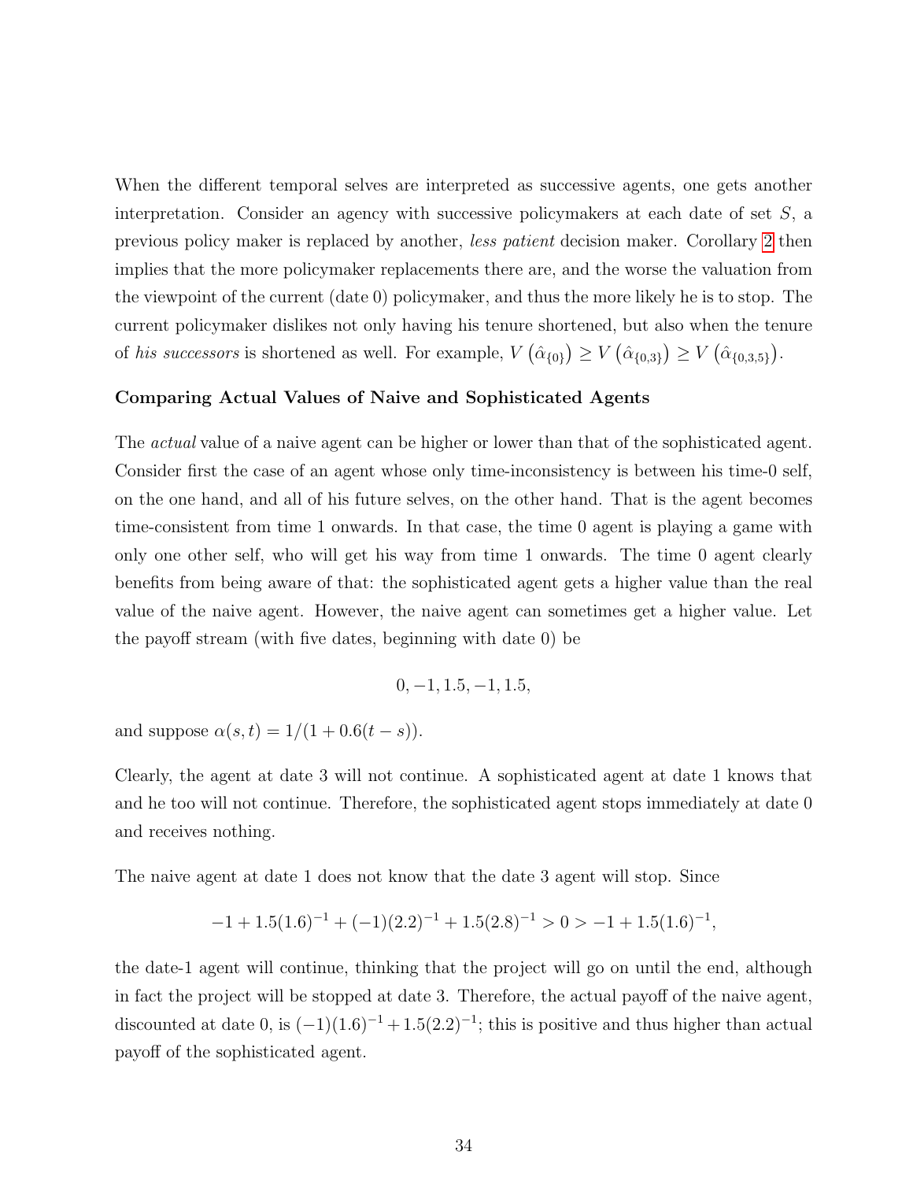When the different temporal selves are interpreted as successive agents, one gets another interpretation. Consider an agency with successive policymakers at each date of set $S$, a previous policy maker is replaced by another, *less patient* decision maker. Corollary 2 then implies that the more policymaker replacements there are, and the worse the valuation from the viewpoint of the current (date 0) policymaker, and thus the more likely he is to stop. The current policymaker dislikes not only having his tenure shortened, but also when the tenure of *his successors* is shortened as well. For example, $V\left(\hat{\alpha}_{\{0\}}\right) \geq V\left(\hat{\alpha}_{\{0,3\}}\right) \geq V\left(\hat{\alpha}_{\{0,3,5\}}\right)$.

**Comparing Actual Values of Naive and Sophisticated Agents**

The *actual* value of a naive agent can be higher or lower than that of the sophisticated agent. Consider first the case of an agent whose only time-inconsistency is between his time-0 self, on the one hand, and all of his future selves, on the other hand. That is the agent becomes time-consistent from time 1 onwards. In that case, the time 0 agent is playing a game with only one other self, who will get his way from time 1 onwards. The time 0 agent clearly benefits from being aware of that: the sophisticated agent gets a higher value than the real value of the naive agent. However, the naive agent can sometimes get a higher value. Let the payoff stream (with five dates, beginning with date 0) be

$$0, -1, 1.5, -1, 1.5,$$

and suppose $\alpha(s,t) = 1/(1 + 0.6(t - s))$.

Clearly, the agent at date 3 will not continue. A sophisticated agent at date 1 knows that and he too will not continue. Therefore, the sophisticated agent stops immediately at date 0 and receives nothing.

The naive agent at date 1 does not know that the date 3 agent will stop. Since

$$-1 + 1.5(1.6)^{-1} + (-1)(2.2)^{-1} + 1.5(2.8)^{-1} > 0 > -1 + 1.5(1.6)^{-1},$$

the date-1 agent will continue, thinking that the project will go on until the end, although in fact the project will be stopped at date 3. Therefore, the actual payoff of the naive agent, discounted at date 0, is $(-1)(1.6)^{-1} + 1.5(2.2)^{-1}$; this is positive and thus higher than actual payoff of the sophisticated agent.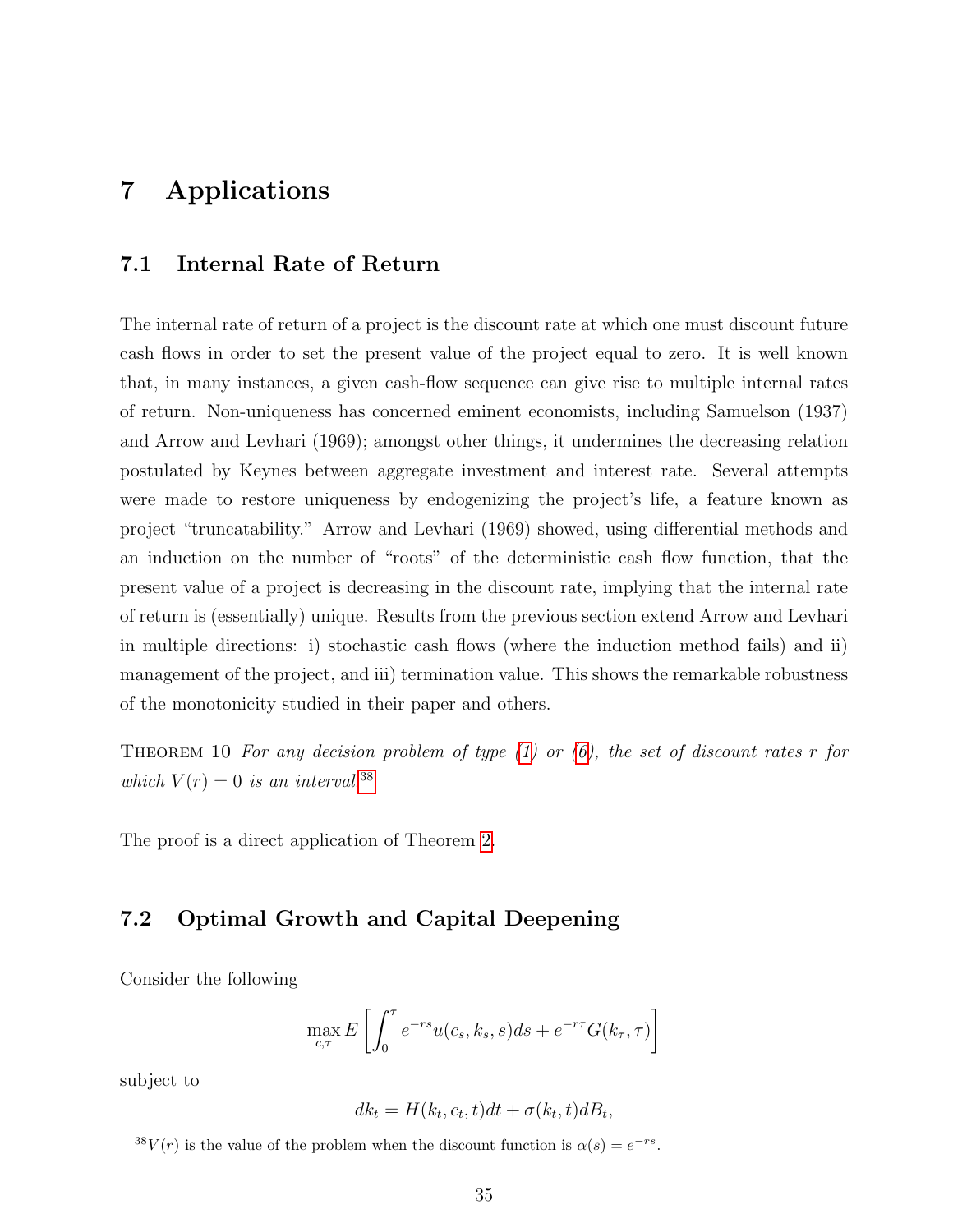# 7 Applications

## 7.1 Internal Rate of Return

The internal rate of return of a project is the discount rate at which one must discount future cash flows in order to set the present value of the project equal to zero. It is well known that, in many instances, a given cash-flow sequence can give rise to multiple internal rates of return. Non-uniqueness has concerned eminent economists, including Samuelson (1937) and Arrow and Levhari (1969); amongst other things, it undermines the decreasing relation postulated by Keynes between aggregate investment and interest rate. Several attempts were made to restore uniqueness by endogenizing the project's life, a feature known as project "truncatability." Arrow and Levhari (1969) showed, using differential methods and an induction on the number of "roots" of the deterministic cash flow function, that the present value of a project is decreasing in the discount rate, implying that the internal rate of return is (essentially) unique. Results from the previous section extend Arrow and Levhari in multiple directions: i) stochastic cash flows (where the induction method fails) and ii) management of the project, and iii) termination value. This shows the remarkable robustness of the monotonicity studied in their paper and others.

Theorem 10 *For any decision problem of type (1) or (6), the set of discount rates $r$ for which $V(r) = 0$ is an interval.*[38]

The proof is a direct application of Theorem 2.

## 7.2 Optimal Growth and Capital Deepening

Consider the following

$$\max_{c,\tau} E\left[\int_0^\tau e^{-rs}u(c_s, k_s, s)ds + e^{-r\tau}G(k_\tau, \tau)\right]$$

subject to

$$dk_t = H(k_t, c_t, t)dt + \sigma(k_t, t)dB_t,$$

[38] $V(r)$ is the value of the problem when the discount function is $\alpha(s) = e^{-rs}$.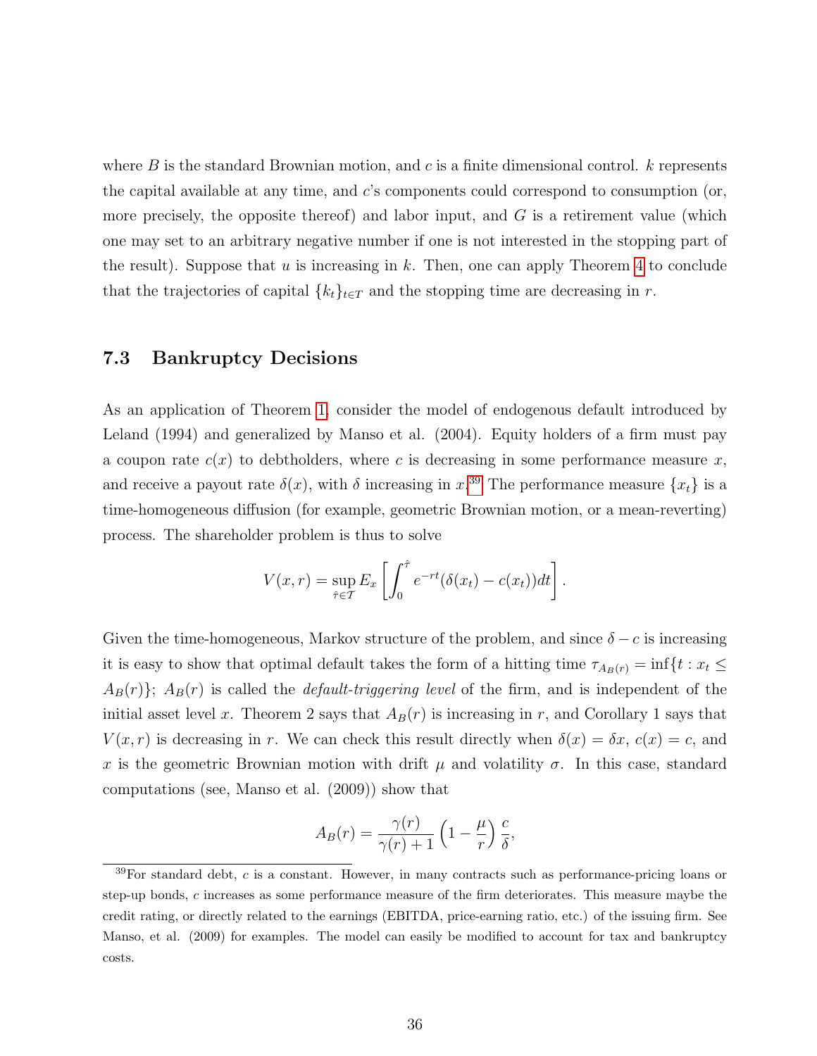where $B$ is the standard Brownian motion, and $c$ is a finite dimensional control. $k$ represents the capital available at any time, and $c$'s components could correspond to consumption (or, more precisely, the opposite thereof) and labor input, and $G$ is a retirement value (which one may set to an arbitrary negative number if one is not interested in the stopping part of the result). Suppose that $u$ is increasing in $k$. Then, one can apply Theorem 4 to conclude that the trajectories of capital $\{k_t\}_{t \in T}$ and the stopping time are decreasing in $r$.

## 7.3 Bankruptcy Decisions

As an application of Theorem 1, consider the model of endogenous default introduced by Leland (1994) and generalized by Manso et al. (2004). Equity holders of a firm must pay a coupon rate $c(x)$ to debtholders, where $c$ is decreasing in some performance measure $x$, and receive a payout rate $\delta(x)$, with $\delta$ increasing in $x$.[39] The performance measure $\{x_t\}$ is a time-homogeneous diffusion (for example, geometric Brownian motion, or a mean-reverting) process. The shareholder problem is thus to solve

$$V(x, r) = \sup_{\hat{\tau} \in \mathcal{T}} E_x \left[ \int_0^{\hat{\tau}} e^{-rt} (\delta(x_t) - c(x_t)) dt \right].$$

Given the time-homogeneous, Markov structure of the problem, and since $\delta - c$ is increasing it is easy to show that optimal default takes the form of a hitting time $\tau_{A_B(r)} = \inf\{t : x_t \leq A_B(r)\}$; $A_B(r)$ is called the *default-triggering level* of the firm, and is independent of the initial asset level $x$. Theorem 2 says that $A_B(r)$ is increasing in $r$, and Corollary 1 says that $V(x, r)$ is decreasing in $r$. We can check this result directly when $\delta(x) = \delta x$, $c(x) = c$, and $x$ is the geometric Brownian motion with drift $\mu$ and volatility $\sigma$. In this case, standard computations (see, Manso et al. (2009)) show that

$$A_B(r) = \frac{\gamma(r)}{\gamma(r) + 1} \left(1 - \frac{\mu}{r}\right) \frac{c}{\delta},$$

[39] For standard debt, $c$ is a constant. However, in many contracts such as performance-pricing loans or step-up bonds, $c$ increases as some performance measure of the firm deteriorates. This measure maybe the credit rating, or directly related to the earnings (EBITDA, price-earning ratio, etc.) of the issuing firm. See Manso, et al. (2009) for examples. The model can easily be modified to account for tax and bankruptcy costs.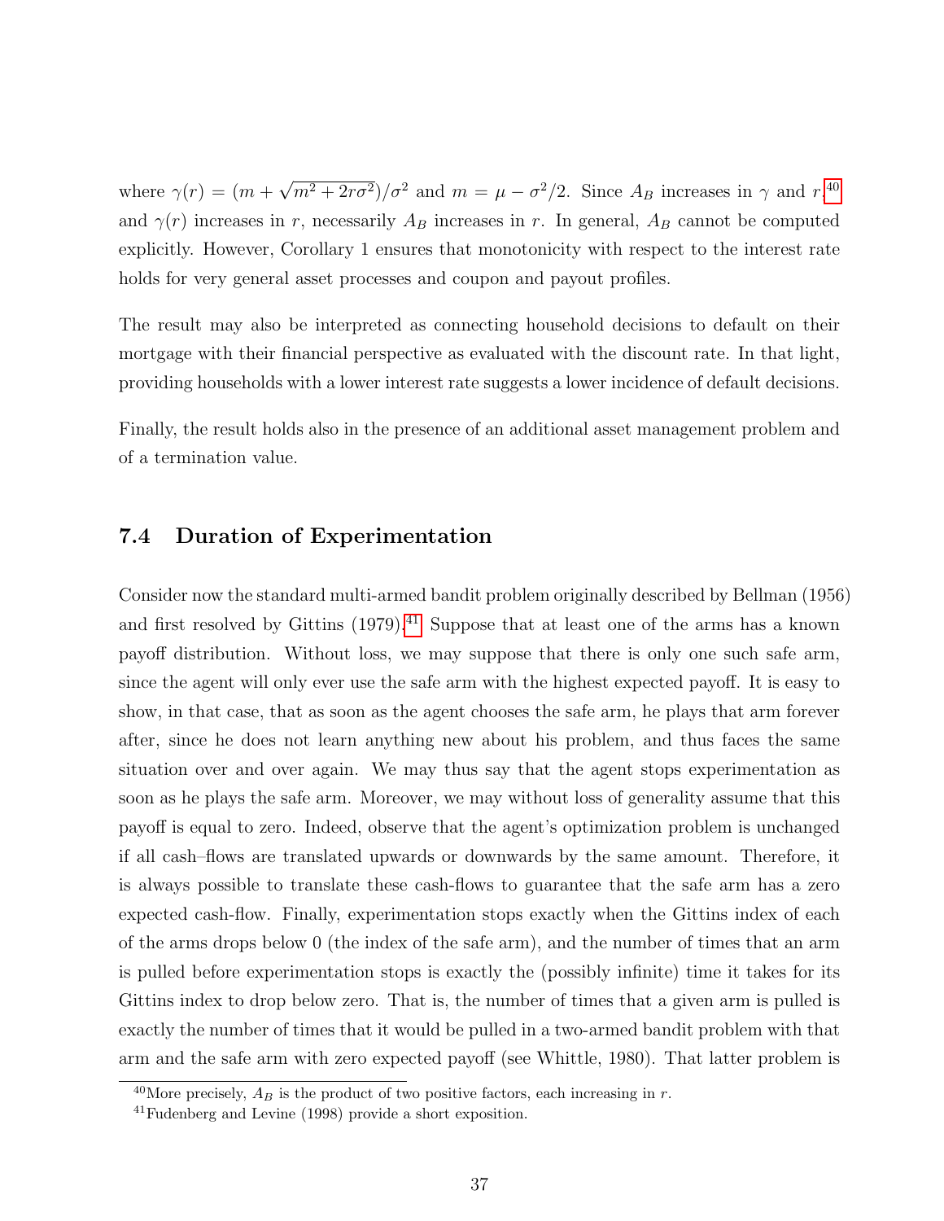where $\gamma(r) = (m + \sqrt{m^2 + 2r\sigma^2})/\sigma^2$ and $m = \mu - \sigma^2/2$. Since $A_B$ increases in $\gamma$ and $r$,[40] and $\gamma(r)$ increases in $r$, necessarily $A_B$ increases in $r$. In general, $A_B$ cannot be computed explicitly. However, Corollary 1 ensures that monotonicity with respect to the interest rate holds for very general asset processes and coupon and payout profiles.

The result may also be interpreted as connecting household decisions to default on their mortgage with their financial perspective as evaluated with the discount rate. In that light, providing households with a lower interest rate suggests a lower incidence of default decisions.

Finally, the result holds also in the presence of an additional asset management problem and of a termination value.

## 7.4 Duration of Experimentation

Consider now the standard multi-armed bandit problem originally described by Bellman (1956) and first resolved by Gittins (1979).[41] Suppose that at least one of the arms has a known payoff distribution. Without loss, we may suppose that there is only one such safe arm, since the agent will only ever use the safe arm with the highest expected payoff. It is easy to show, in that case, that as soon as the agent chooses the safe arm, he plays that arm forever after, since he does not learn anything new about his problem, and thus faces the same situation over and over again. We may thus say that the agent stops experimentation as soon as he plays the safe arm. Moreover, we may without loss of generality assume that this payoff is equal to zero. Indeed, observe that the agent's optimization problem is unchanged if all cash–flows are translated upwards or downwards by the same amount. Therefore, it is always possible to translate these cash-flows to guarantee that the safe arm has a zero expected cash-flow. Finally, experimentation stops exactly when the Gittins index of each of the arms drops below 0 (the index of the safe arm), and the number of times that an arm is pulled before experimentation stops is exactly the (possibly infinite) time it takes for its Gittins index to drop below zero. That is, the number of times that a given arm is pulled is exactly the number of times that it would be pulled in a two-armed bandit problem with that arm and the safe arm with zero expected payoff (see Whittle, 1980). That latter problem is

[40] More precisely, $A_B$ is the product of two positive factors, each increasing in $r$.

[41] Fudenberg and Levine (1998) provide a short exposition.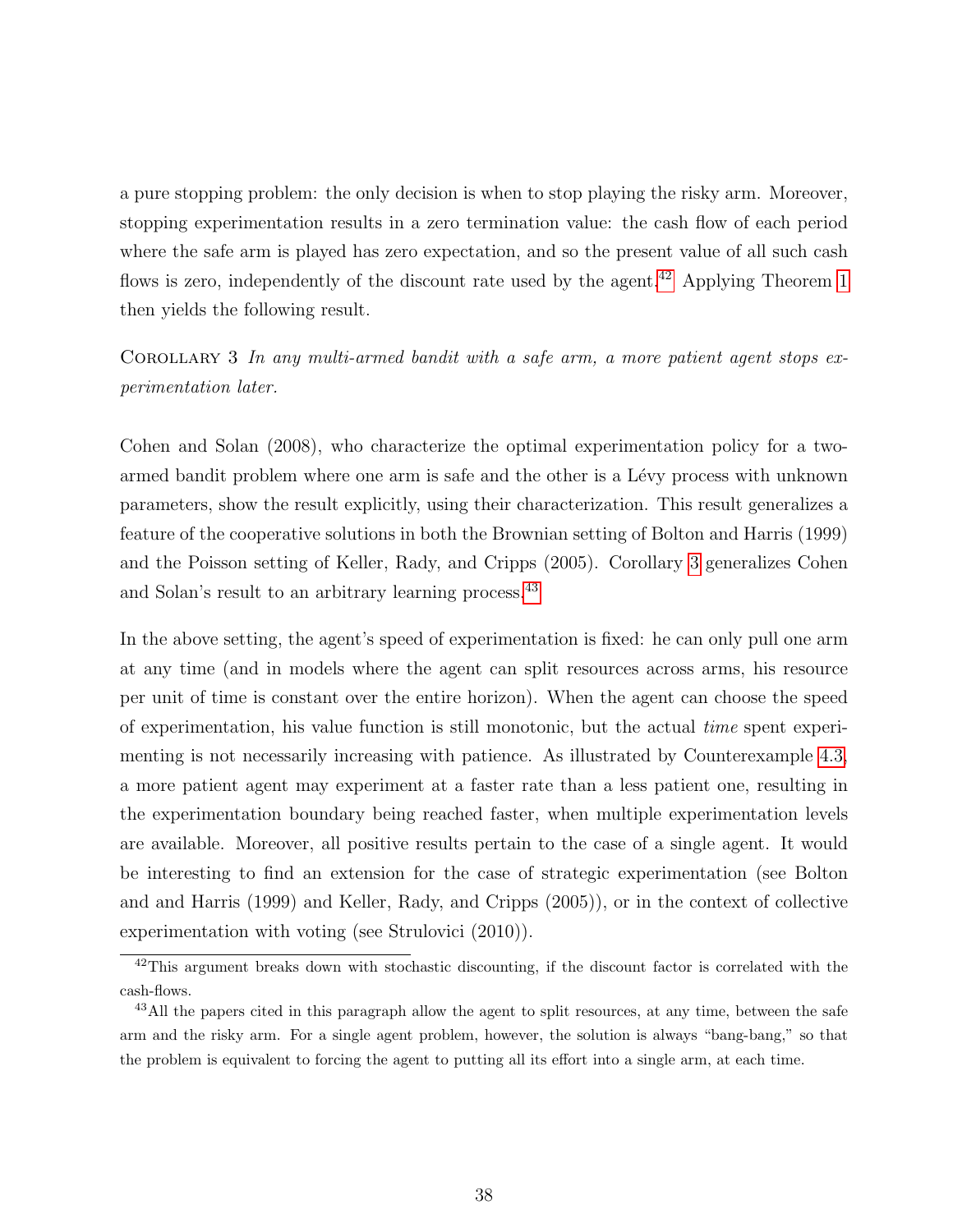a pure stopping problem: the only decision is when to stop playing the risky arm. Moreover, stopping experimentation results in a zero termination value: the cash flow of each period where the safe arm is played has zero expectation, and so the present value of all such cash flows is zero, independently of the discount rate used by the agent.[42] Applying Theorem 1 then yields the following result.

Corollary 3 *In any multi-armed bandit with a safe arm, a more patient agent stops experimentation later.*

Cohen and Solan (2008), who characterize the optimal experimentation policy for a two-armed bandit problem where one arm is safe and the other is a Lévy process with unknown parameters, show the result explicitly, using their characterization. This result generalizes a feature of the cooperative solutions in both the Brownian setting of Bolton and Harris (1999) and the Poisson setting of Keller, Rady, and Cripps (2005). Corollary 3 generalizes Cohen and Solan's result to an arbitrary learning process.[43]

In the above setting, the agent's speed of experimentation is fixed: he can only pull one arm at any time (and in models where the agent can split resources across arms, his resource per unit of time is constant over the entire horizon). When the agent can choose the speed of experimentation, his value function is still monotonic, but the actual *time* spent experimenting is not necessarily increasing with patience. As illustrated by Counterexample 4.3, a more patient agent may experiment at a faster rate than a less patient one, resulting in the experimentation boundary being reached faster, when multiple experimentation levels are available. Moreover, all positive results pertain to the case of a single agent. It would be interesting to find an extension for the case of strategic experimentation (see Bolton and and Harris (1999) and Keller, Rady, and Cripps (2005)), or in the context of collective experimentation with voting (see Strulovici (2010)).

[42] This argument breaks down with stochastic discounting, if the discount factor is correlated with the cash-flows.

[43] All the papers cited in this paragraph allow the agent to split resources, at any time, between the safe arm and the risky arm. For a single agent problem, however, the solution is always "bang-bang," so that the problem is equivalent to forcing the agent to putting all its effort into a single arm, at each time.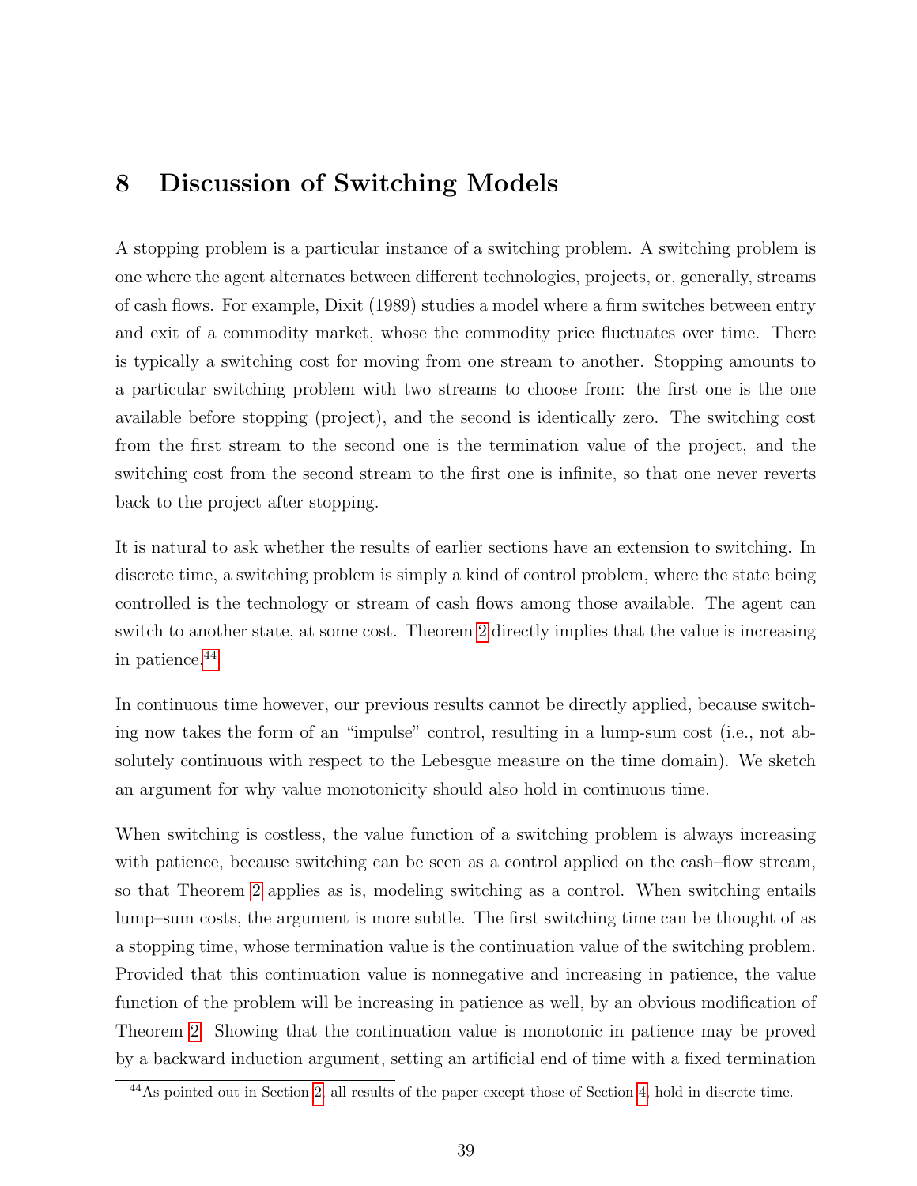# 8 Discussion of Switching Models

A stopping problem is a particular instance of a switching problem. A switching problem is one where the agent alternates between different technologies, projects, or, generally, streams of cash flows. For example, Dixit (1989) studies a model where a firm switches between entry and exit of a commodity market, whose the commodity price fluctuates over time. There is typically a switching cost for moving from one stream to another. Stopping amounts to a particular switching problem with two streams to choose from: the first one is the one available before stopping (project), and the second is identically zero. The switching cost from the first stream to the second one is the termination value of the project, and the switching cost from the second stream to the first one is infinite, so that one never reverts back to the project after stopping.

It is natural to ask whether the results of earlier sections have an extension to switching. In discrete time, a switching problem is simply a kind of control problem, where the state being controlled is the technology or stream of cash flows among those available. The agent can switch to another state, at some cost. Theorem 2 directly implies that the value is increasing in patience.[44]

In continuous time however, our previous results cannot be directly applied, because switching now takes the form of an "impulse" control, resulting in a lump-sum cost (i.e., not absolutely continuous with respect to the Lebesgue measure on the time domain). We sketch an argument for why value monotonicity should also hold in continuous time.

When switching is costless, the value function of a switching problem is always increasing with patience, because switching can be seen as a control applied on the cash–flow stream, so that Theorem 2 applies as is, modeling switching as a control. When switching entails lump–sum costs, the argument is more subtle. The first switching time can be thought of as a stopping time, whose termination value is the continuation value of the switching problem. Provided that this continuation value is nonnegative and increasing in patience, the value function of the problem will be increasing in patience as well, by an obvious modification of Theorem 2. Showing that the continuation value is monotonic in patience may be proved by a backward induction argument, setting an artificial end of time with a fixed termination

[44] As pointed out in Section 2, all results of the paper except those of Section 4 hold in discrete time.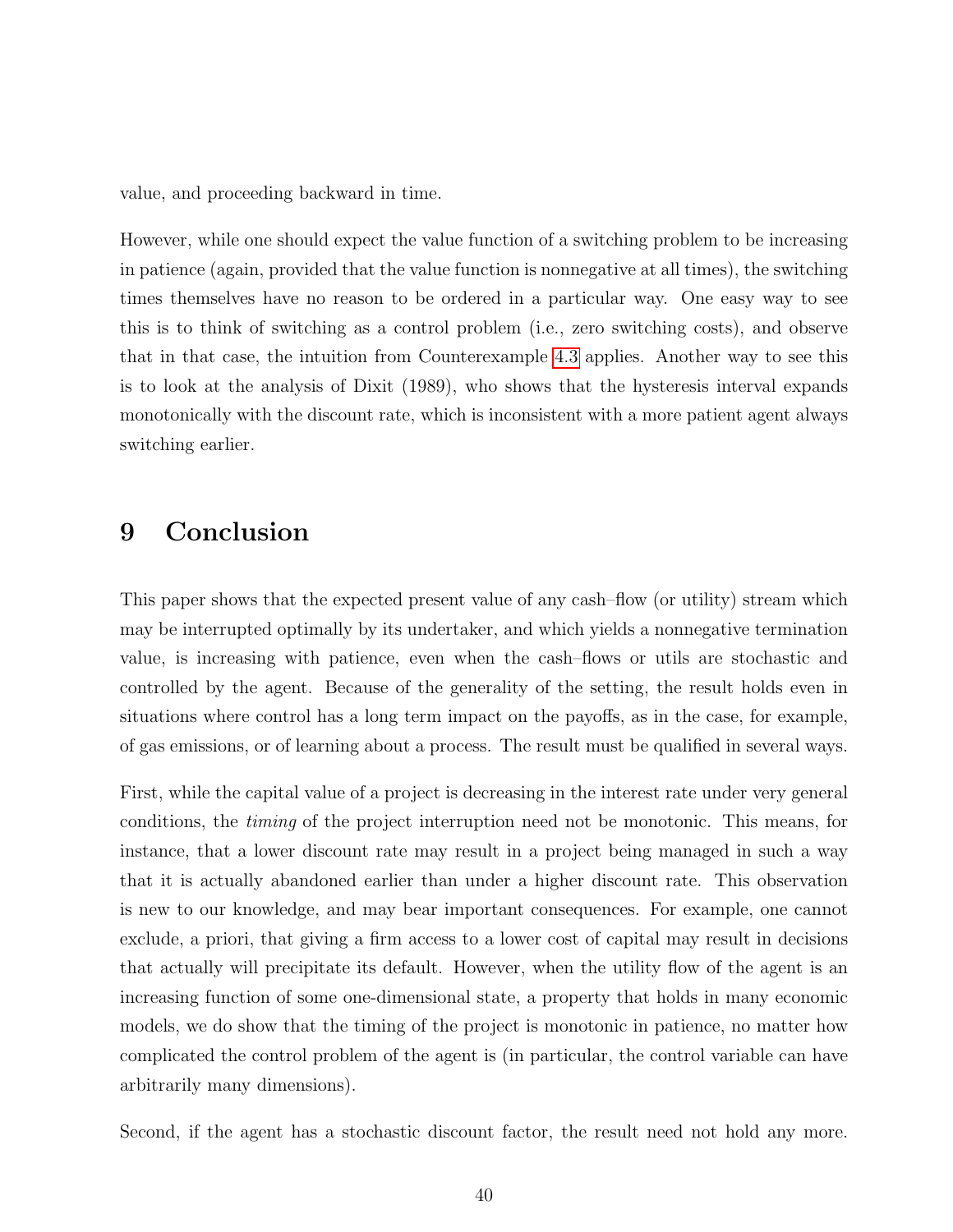value, and proceeding backward in time.

However, while one should expect the value function of a switching problem to be increasing in patience (again, provided that the value function is nonnegative at all times), the switching times themselves have no reason to be ordered in a particular way. One easy way to see this is to think of switching as a control problem (i.e., zero switching costs), and observe that in that case, the intuition from Counterexample 4.3 applies. Another way to see this is to look at the analysis of Dixit (1989), who shows that the hysteresis interval expands monotonically with the discount rate, which is inconsistent with a more patient agent always switching earlier.

# 9 Conclusion

This paper shows that the expected present value of any cash–flow (or utility) stream which may be interrupted optimally by its undertaker, and which yields a nonnegative termination value, is increasing with patience, even when the cash–flows or utils are stochastic and controlled by the agent. Because of the generality of the setting, the result holds even in situations where control has a long term impact on the payoffs, as in the case, for example, of gas emissions, or of learning about a process. The result must be qualified in several ways.

First, while the capital value of a project is decreasing in the interest rate under very general conditions, the *timing* of the project interruption need not be monotonic. This means, for instance, that a lower discount rate may result in a project being managed in such a way that it is actually abandoned earlier than under a higher discount rate. This observation is new to our knowledge, and may bear important consequences. For example, one cannot exclude, a priori, that giving a firm access to a lower cost of capital may result in decisions that actually will precipitate its default. However, when the utility flow of the agent is an increasing function of some one-dimensional state, a property that holds in many economic models, we do show that the timing of the project is monotonic in patience, no matter how complicated the control problem of the agent is (in particular, the control variable can have arbitrarily many dimensions).

Second, if the agent has a stochastic discount factor, the result need not hold any more.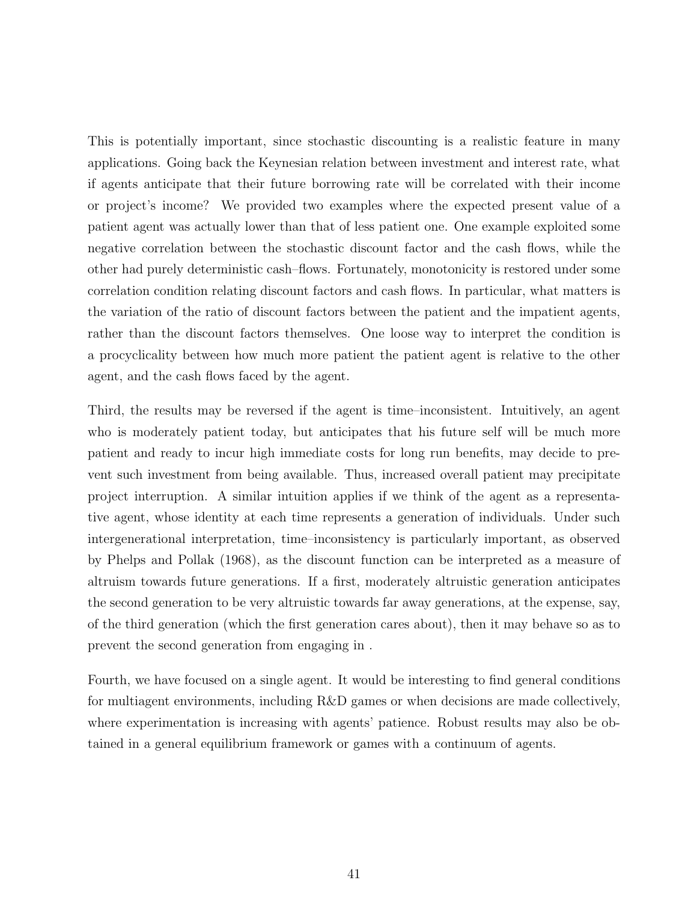This is potentially important, since stochastic discounting is a realistic feature in many applications. Going back the Keynesian relation between investment and interest rate, what if agents anticipate that their future borrowing rate will be correlated with their income or project's income? We provided two examples where the expected present value of a patient agent was actually lower than that of less patient one. One example exploited some negative correlation between the stochastic discount factor and the cash flows, while the other had purely deterministic cash–flows. Fortunately, monotonicity is restored under some correlation condition relating discount factors and cash flows. In particular, what matters is the variation of the ratio of discount factors between the patient and the impatient agents, rather than the discount factors themselves. One loose way to interpret the condition is a procyclicality between how much more patient the patient agent is relative to the other agent, and the cash flows faced by the agent.

Third, the results may be reversed if the agent is time–inconsistent. Intuitively, an agent who is moderately patient today, but anticipates that his future self will be much more patient and ready to incur high immediate costs for long run benefits, may decide to prevent such investment from being available. Thus, increased overall patient may precipitate project interruption. A similar intuition applies if we think of the agent as a representative agent, whose identity at each time represents a generation of individuals. Under such intergenerational interpretation, time–inconsistency is particularly important, as observed by Phelps and Pollak (1968), as the discount function can be interpreted as a measure of altruism towards future generations. If a first, moderately altruistic generation anticipates the second generation to be very altruistic towards far away generations, at the expense, say, of the third generation (which the first generation cares about), then it may behave so as to prevent the second generation from engaging in .

Fourth, we have focused on a single agent. It would be interesting to find general conditions for multiagent environments, including R&D games or when decisions are made collectively, where experimentation is increasing with agents' patience. Robust results may also be obtained in a general equilibrium framework or games with a continuum of agents.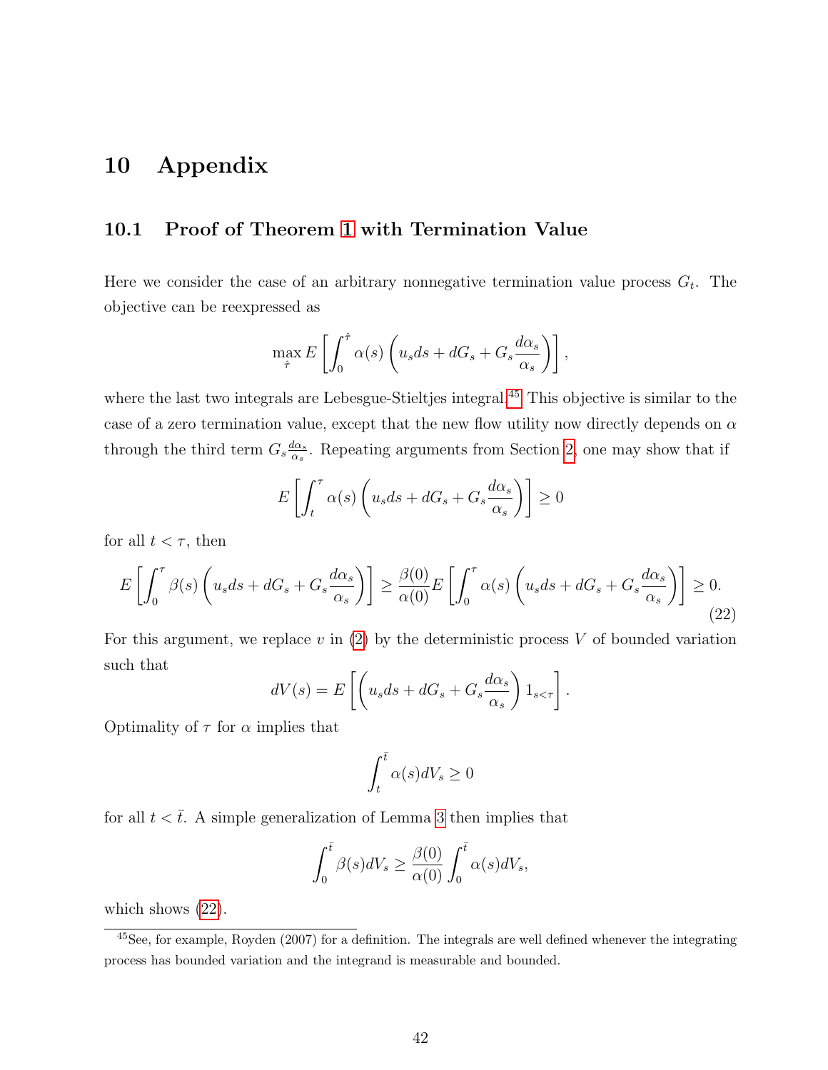# 10 Appendix

## 10.1 Proof of Theorem 1 with Termination Value

Here we consider the case of an arbitrary nonnegative termination value process $G_t$. The objective can be reexpressed as

$$\max_{\hat{\tau}} E\left[\int_0^{\hat{\tau}} \alpha(s)\left(u_s ds + dG_s + G_s \frac{d\alpha_s}{\alpha_s}\right)\right],$$

where the last two integrals are Lebesgue-Stieltjes integral.[45] This objective is similar to the case of a zero termination value, except that the new flow utility now directly depends on $\alpha$ through the third term $G_s \frac{d\alpha_s}{\alpha_s}$. Repeating arguments from Section 2, one may show that if

$$E\left[\int_t^{\tau} \alpha(s)\left(u_s ds + dG_s + G_s \frac{d\alpha_s}{\alpha_s}\right)\right] \geq 0$$

for all $t < \tau$, then

$$E\left[\int_0^{\tau} \beta(s)\left(u_s ds + dG_s + G_s \frac{d\alpha_s}{\alpha_s}\right)\right] \geq \frac{\beta(0)}{\alpha(0)} E\left[\int_0^{\tau} \alpha(s)\left(u_s ds + dG_s + G_s \frac{d\alpha_s}{\alpha_s}\right)\right] \geq 0. \tag{22}$$

For this argument, we replace $v$ in (2) by the deterministic process $V$ of bounded variation such that

$$dV(s) = E\left[\left(u_s ds + dG_s + G_s \frac{d\alpha_s}{\alpha_s}\right) 1_{s<\tau}\right].$$

Optimality of $\tau$ for $\alpha$ implies that

$$\int_t^{\bar{t}} \alpha(s) dV_s \geq 0$$

for all $t < \bar{t}$. A simple generalization of Lemma 3 then implies that

$$\int_0^{\bar{t}} \beta(s) dV_s \geq \frac{\beta(0)}{\alpha(0)} \int_0^{\bar{t}} \alpha(s) dV_s,$$

which shows (22).

---

[45] See, for example, Royden (2007) for a definition. The integrals are well defined whenever the integrating process has bounded variation and the integrand is measurable and bounded.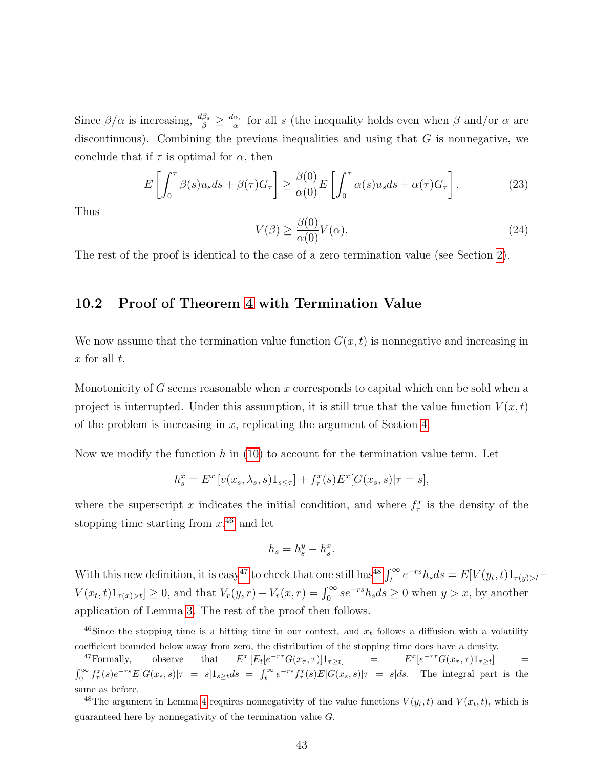Since $\beta/\alpha$ is increasing, $\frac{d\beta_s}{\beta} \geq \frac{d\alpha_s}{\alpha}$ for all $s$ (the inequality holds even when $\beta$ and/or $\alpha$ are discontinuous). Combining the previous inequalities and using that $G$ is nonnegative, we conclude that if $\tau$ is optimal for $\alpha$, then

$$E\left[\int_0^\tau \beta(s)u_s ds + \beta(\tau)G_\tau\right] \geq \frac{\beta(0)}{\alpha(0)} E\left[\int_0^\tau \alpha(s)u_s ds + \alpha(\tau)G_\tau\right]. \tag{23}$$

Thus

$$V(\beta) \geq \frac{\beta(0)}{\alpha(0)} V(\alpha). \tag{24}$$

The rest of the proof is identical to the case of a zero termination value (see Section 2).

## 10.2 Proof of Theorem 4 with Termination Value

We now assume that the termination value function $G(x,t)$ is nonnegative and increasing in $x$ for all $t$.

Monotonicity of $G$ seems reasonable when $x$ corresponds to capital which can be sold when a project is interrupted. Under this assumption, it is still true that the value function $V(x,t)$ of the problem is increasing in $x$, replicating the argument of Section 4.

Now we modify the function $h$ in (10) to account for the termination value term. Let

$$h_s^x = E^x\left[v(x_s, \lambda_s, s)1_{s \leq \tau}\right] + f_\tau^x(s) E^x[G(x_s, s)|\tau = s],$$

where the superscript $x$ indicates the initial condition, and where $f_\tau^x$ is the density of the stopping time starting from $x$.[46] and let

$$h_s = h_s^y - h_s^x.$$

With this new definition, it is easy[47] to check that one still has[48] $\int_t^\infty e^{-rs} h_s ds = E[V(y_t,t)1_{\tau(y)>t} - V(x_t,t)1_{\tau(x)>t}] \geq 0$, and that $V_r(y,r) - V_r(x,r) = \int_0^\infty s e^{-rs} h_s ds \geq 0$ when $y > x$, by another application of Lemma 3. The rest of the proof then follows.

---

[46] Since the stopping time is a hitting time in our context, and $x_t$ follows a diffusion with a volatility coefficient bounded below away from zero, the distribution of the stopping time does have a density.

[47] Formally, observe that $E^x\left[E_t[e^{-r\tau}G(x_\tau,\tau)]1_{\tau \geq t}\right] = E^x[e^{-r\tau}G(x_\tau,\tau)1_{\tau \geq t}] = \int_0^\infty f_\tau^x(s) e^{-rs} E[G(x_s,s)|\tau = s]1_{s \geq t} ds = \int_t^\infty e^{-rs} f_\tau^x(s) E[G(x_s,s)|\tau = s] ds$. The integral part is the same as before.

[48] The argument in Lemma 4 requires nonnegativity of the value functions $V(y_t,t)$ and $V(x_t,t)$, which is guaranteed here by nonnegativity of the termination value $G$.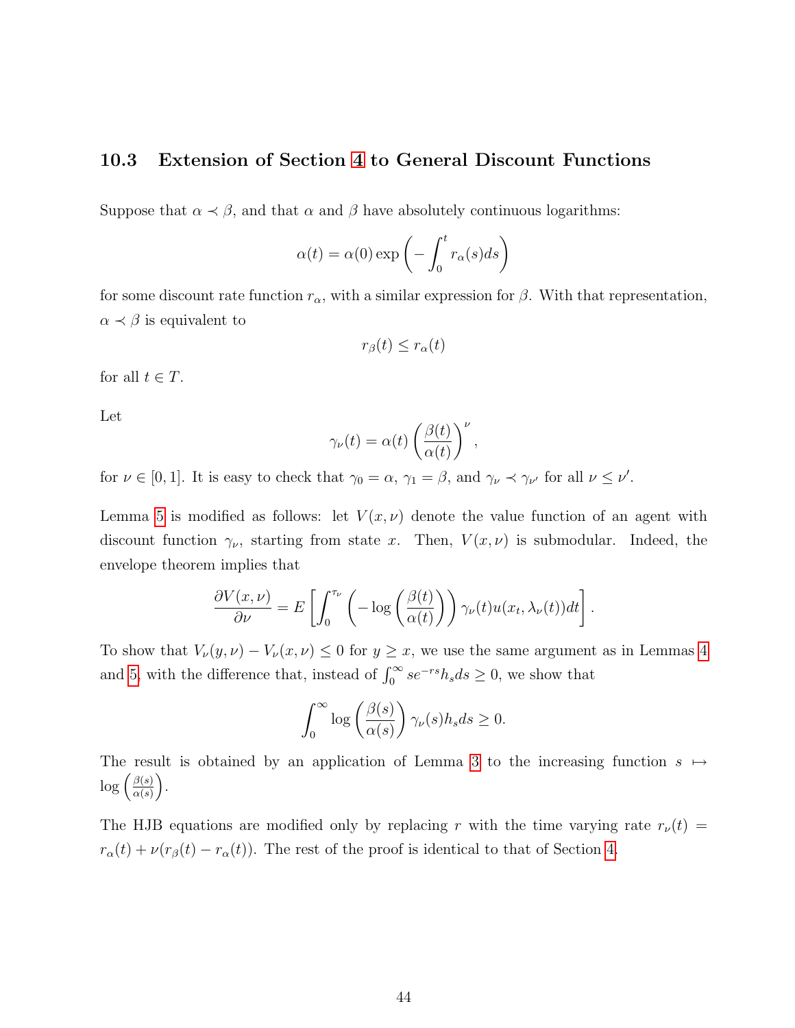### 10.3 Extension of Section 4 to General Discount Functions

Suppose that $\alpha \prec \beta$, and that $\alpha$ and $\beta$ have absolutely continuous logarithms:

$$\alpha(t) = \alpha(0) \exp\left(-\int_0^t r_\alpha(s)ds\right)$$

for some discount rate function $r_\alpha$, with a similar expression for $\beta$. With that representation, $\alpha \prec \beta$ is equivalent to

$$r_\beta(t) \leq r_\alpha(t)$$

for all $t \in T$.

Let

$$\gamma_\nu(t) = \alpha(t) \left(\frac{\beta(t)}{\alpha(t)}\right)^\nu,$$

for $\nu \in [0,1]$. It is easy to check that $\gamma_0 = \alpha$, $\gamma_1 = \beta$, and $\gamma_\nu \prec \gamma_{\nu'}$ for all $\nu \leq \nu'$.

Lemma 5 is modified as follows: let $V(x,\nu)$ denote the value function of an agent with discount function $\gamma_\nu$, starting from state $x$. Then, $V(x,\nu)$ is submodular. Indeed, the envelope theorem implies that

$$\frac{\partial V(x,\nu)}{\partial \nu} = E\left[\int_0^{\tau_\nu} \left(-\log\left(\frac{\beta(t)}{\alpha(t)}\right)\right) \gamma_\nu(t) u(x_t, \lambda_\nu(t)) dt\right].$$

To show that $V_\nu(y,\nu) - V_\nu(x,\nu) \leq 0$ for $y \geq x$, we use the same argument as in Lemmas 4 and 5, with the difference that, instead of $\int_0^\infty s e^{-rs} h_s ds \geq 0$, we show that

$$\int_0^\infty \log\left(\frac{\beta(s)}{\alpha(s)}\right) \gamma_\nu(s) h_s ds \geq 0.$$

The result is obtained by an application of Lemma 3 to the increasing function $s \mapsto \log\left(\frac{\beta(s)}{\alpha(s)}\right)$.

The HJB equations are modified only by replacing $r$ with the time varying rate $r_\nu(t) = r_\alpha(t) + \nu(r_\beta(t) - r_\alpha(t))$. The rest of the proof is identical to that of Section 4.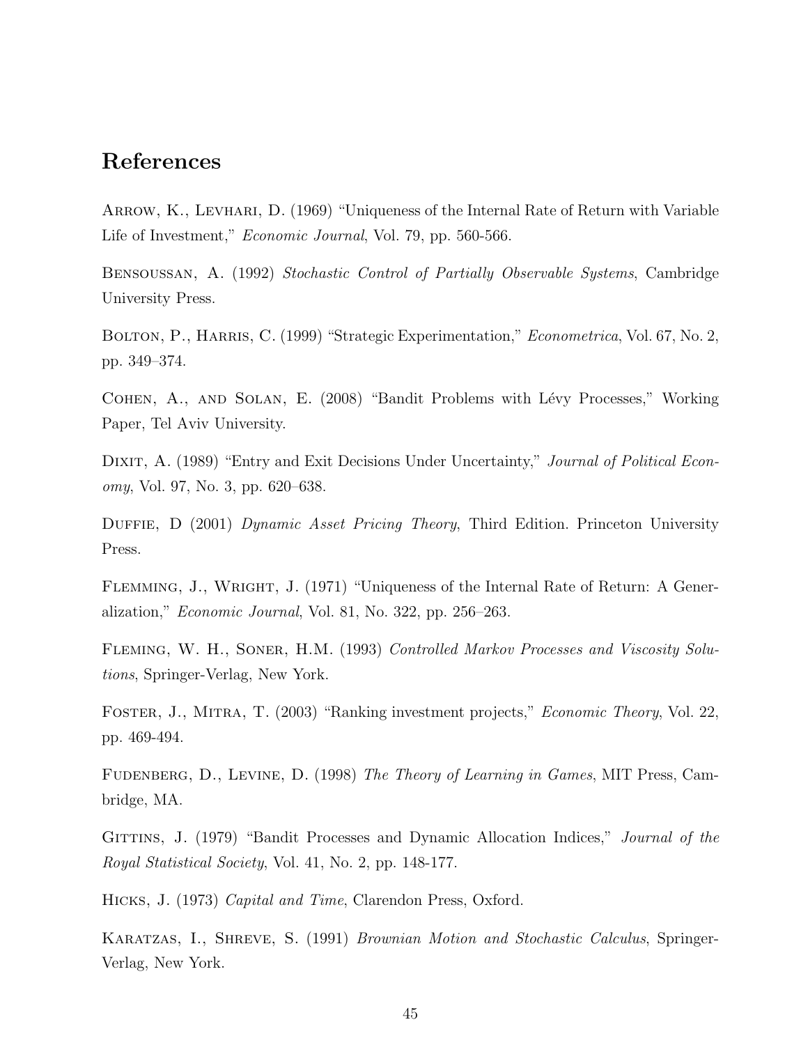## References

Arrow, K., Levhari, D. (1969) "Uniqueness of the Internal Rate of Return with Variable Life of Investment," *Economic Journal*, Vol. 79, pp. 560-566.

Bensoussan, A. (1992) *Stochastic Control of Partially Observable Systems*, Cambridge University Press.

Bolton, P., Harris, C. (1999) "Strategic Experimentation," *Econometrica*, Vol. 67, No. 2, pp. 349–374.

Cohen, A., and Solan, E. (2008) "Bandit Problems with Lévy Processes," Working Paper, Tel Aviv University.

Dixit, A. (1989) "Entry and Exit Decisions Under Uncertainty," *Journal of Political Economy*, Vol. 97, No. 3, pp. 620–638.

Duffie, D (2001) *Dynamic Asset Pricing Theory*, Third Edition. Princeton University Press.

Flemming, J., Wright, J. (1971) "Uniqueness of the Internal Rate of Return: A Generalization," *Economic Journal*, Vol. 81, No. 322, pp. 256–263.

Fleming, W. H., Soner, H.M. (1993) *Controlled Markov Processes and Viscosity Solutions*, Springer-Verlag, New York.

Foster, J., Mitra, T. (2003) "Ranking investment projects," *Economic Theory*, Vol. 22, pp. 469-494.

Fudenberg, D., Levine, D. (1998) *The Theory of Learning in Games*, MIT Press, Cambridge, MA.

Gittins, J. (1979) "Bandit Processes and Dynamic Allocation Indices," *Journal of the Royal Statistical Society*, Vol. 41, No. 2, pp. 148-177.

Hicks, J. (1973) *Capital and Time*, Clarendon Press, Oxford.

Karatzas, I., Shreve, S. (1991) *Brownian Motion and Stochastic Calculus*, Springer-Verlag, New York.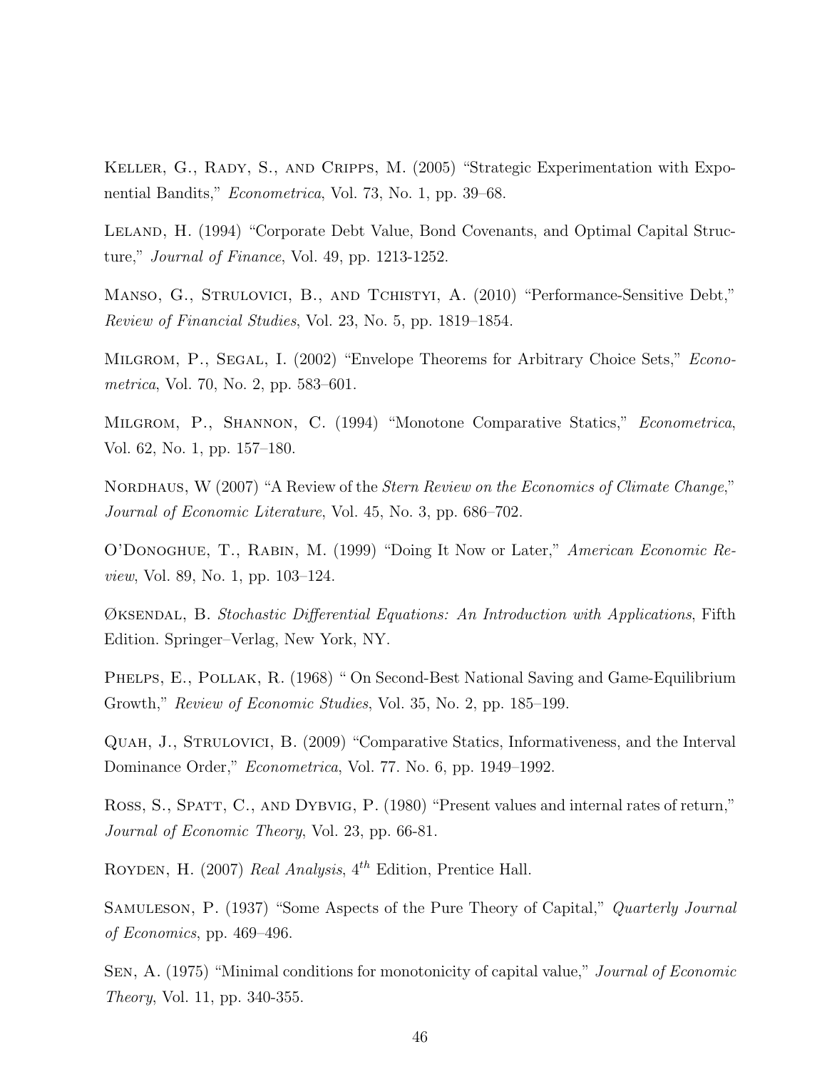Keller, G., Rady, S., and Cripps, M. (2005) "Strategic Experimentation with Exponential Bandits," *Econometrica*, Vol. 73, No. 1, pp. 39–68.

Leland, H. (1994) "Corporate Debt Value, Bond Covenants, and Optimal Capital Structure," *Journal of Finance*, Vol. 49, pp. 1213-1252.

Manso, G., Strulovici, B., and Tchistyi, A. (2010) "Performance-Sensitive Debt," *Review of Financial Studies*, Vol. 23, No. 5, pp. 1819–1854.

Milgrom, P., Segal, I. (2002) "Envelope Theorems for Arbitrary Choice Sets," *Econometrica*, Vol. 70, No. 2, pp. 583–601.

Milgrom, P., Shannon, C. (1994) "Monotone Comparative Statics," *Econometrica*, Vol. 62, No. 1, pp. 157–180.

Nordhaus, W (2007) "A Review of the *Stern Review on the Economics of Climate Change*," *Journal of Economic Literature*, Vol. 45, No. 3, pp. 686–702.

O'Donoghue, T., Rabin, M. (1999) "Doing It Now or Later," *American Economic Review*, Vol. 89, No. 1, pp. 103–124.

Øksendal, B. *Stochastic Differential Equations: An Introduction with Applications*, Fifth Edition. Springer–Verlag, New York, NY.

Phelps, E., Pollak, R. (1968) " On Second-Best National Saving and Game-Equilibrium Growth," *Review of Economic Studies*, Vol. 35, No. 2, pp. 185–199.

Quah, J., Strulovici, B. (2009) "Comparative Statics, Informativeness, and the Interval Dominance Order," *Econometrica*, Vol. 77. No. 6, pp. 1949–1992.

Ross, S., Spatt, C., and Dybvig, P. (1980) "Present values and internal rates of return," *Journal of Economic Theory*, Vol. 23, pp. 66-81.

Royden, H. (2007) *Real Analysis*, $4^{th}$ Edition, Prentice Hall.

Samuleson, P. (1937) "Some Aspects of the Pure Theory of Capital," *Quarterly Journal of Economics*, pp. 469–496.

Sen, A. (1975) "Minimal conditions for monotonicity of capital value," *Journal of Economic Theory*, Vol. 11, pp. 340-355.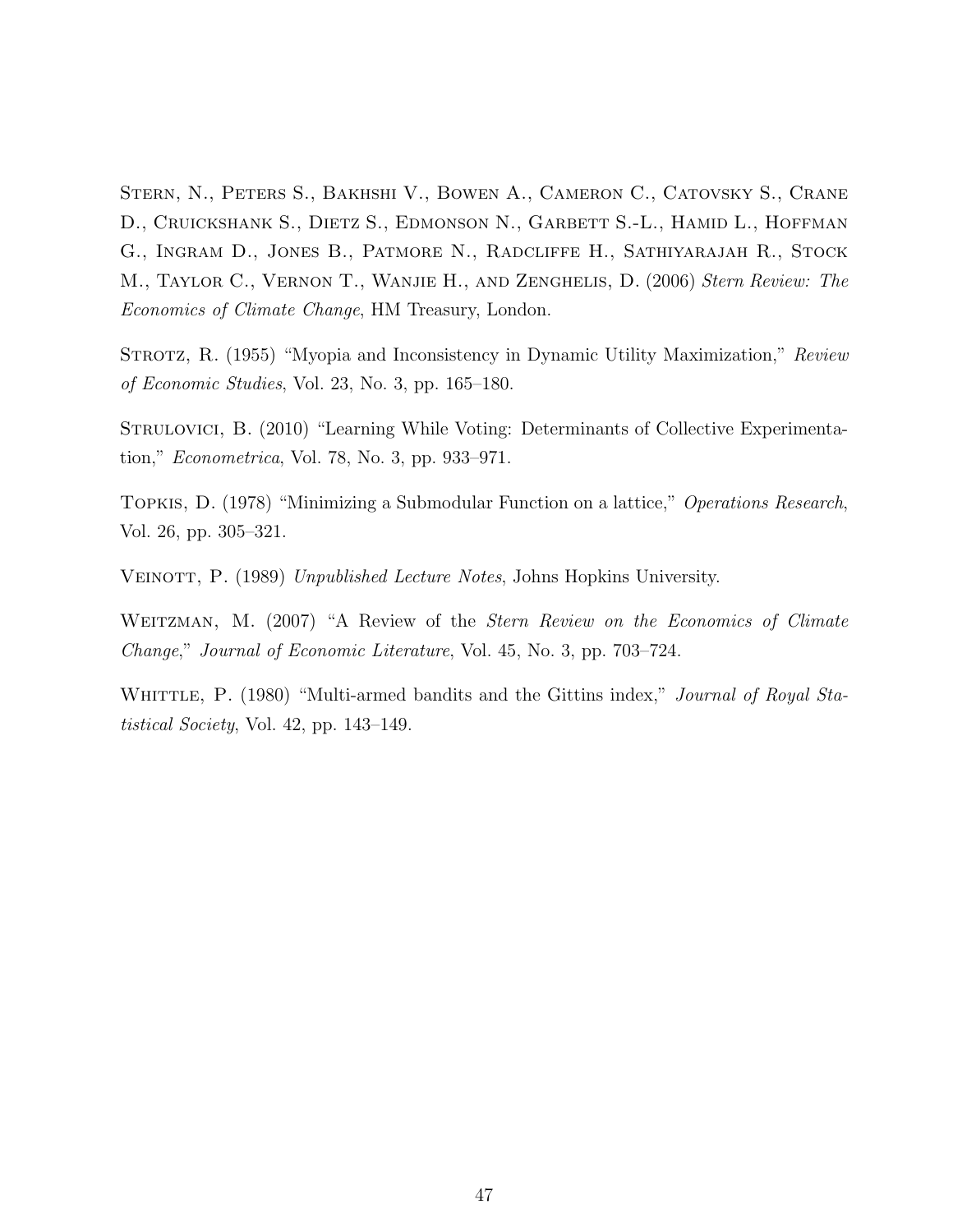Stern, N., Peters S., Bakhshi V., Bowen A., Cameron C., Catovsky S., Crane D., Cruickshank S., Dietz S., Edmonson N., Garbett S.-L., Hamid L., Hoffman G., Ingram D., Jones B., Patmore N., Radcliffe H., Sathiyarajah R., Stock M., Taylor C., Vernon T., Wanjie H., and Zenghelis, D. (2006) *Stern Review: The Economics of Climate Change*, HM Treasury, London.

Strotz, R. (1955) "Myopia and Inconsistency in Dynamic Utility Maximization," *Review of Economic Studies*, Vol. 23, No. 3, pp. 165–180.

Strulovici, B. (2010) "Learning While Voting: Determinants of Collective Experimentation," *Econometrica*, Vol. 78, No. 3, pp. 933–971.

Topkis, D. (1978) "Minimizing a Submodular Function on a lattice," *Operations Research*, Vol. 26, pp. 305–321.

Veinott, P. (1989) *Unpublished Lecture Notes*, Johns Hopkins University.

Weitzman, M. (2007) "A Review of the *Stern Review on the Economics of Climate Change*," *Journal of Economic Literature*, Vol. 45, No. 3, pp. 703–724.

Whittle, P. (1980) "Multi-armed bandits and the Gittins index," *Journal of Royal Statistical Society*, Vol. 42, pp. 143–149.